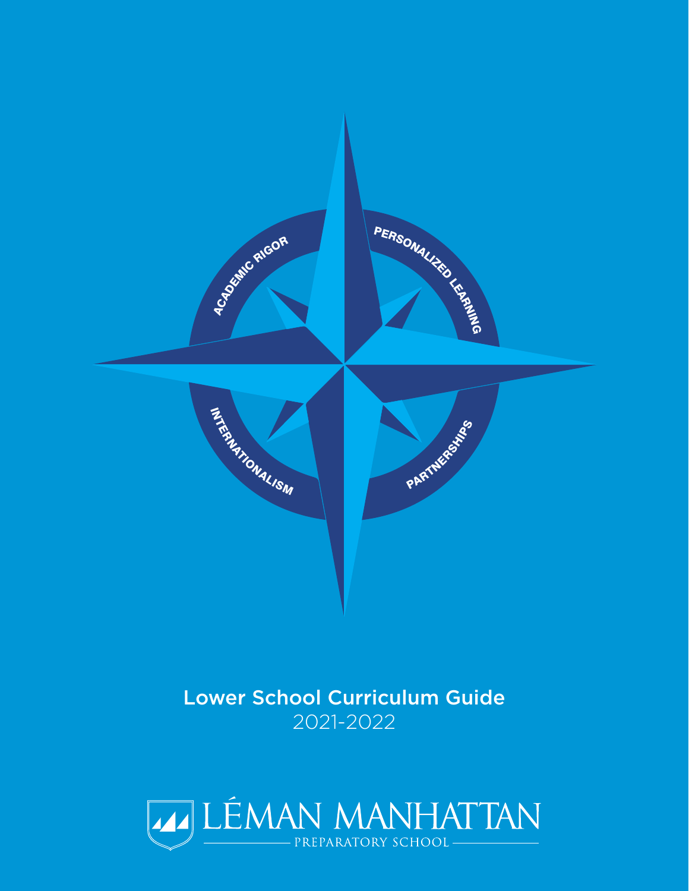ACADEMIC RIGOR

PERSONALIZED LEARNING

INTERNATIONALISM

PARTNERSHIPS

# Lower School Curriculum Guide

2021-2022

LÉMAN MANHATTAN

PREPARATORY SCHOOL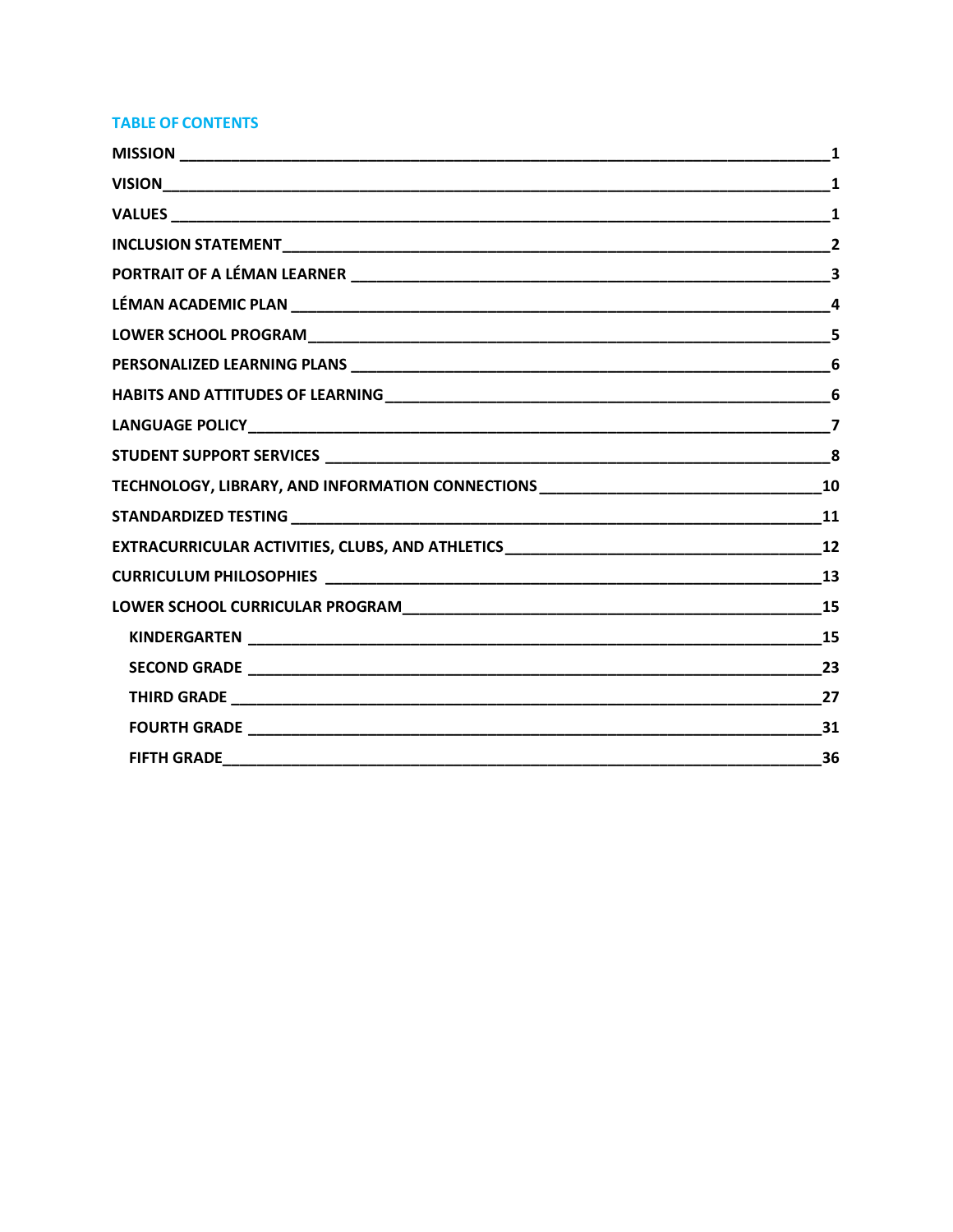## TABLE OF CONTENTS

| | |
|---|---|
| **MISSION** | **1** |
| **VISION** | **1** |
| **VALUES** | **1** |
| **INCLUSION STATEMENT** | **2** |
| **PORTRAIT OF A LÉMAN LEARNER** | **3** |
| **LÉMAN ACADEMIC PLAN** | **4** |
| **LOWER SCHOOL PROGRAM** | **5** |
| **PERSONALIZED LEARNING PLANS** | **6** |
| **HABITS AND ATTITUDES OF LEARNING** | **6** |
| **LANGUAGE POLICY** | **7** |
| **STUDENT SUPPORT SERVICES** | **8** |
| **TECHNOLOGY, LIBRARY, AND INFORMATION CONNECTIONS** | **10** |
| **STANDARDIZED TESTING** | **11** |
| **EXTRACURRICULAR ACTIVITIES, CLUBS, AND ATHLETICS** | **12** |
| **CURRICULUM PHILOSOPHIES** | **13** |
| **LOWER SCHOOL CURRICULAR PROGRAM** | **15** |
| &nbsp;&nbsp;&nbsp;&nbsp;**KINDERGARTEN** | **15** |
| &nbsp;&nbsp;&nbsp;&nbsp;**SECOND GRADE** | **23** |
| &nbsp;&nbsp;&nbsp;&nbsp;**THIRD GRADE** | **27** |
| &nbsp;&nbsp;&nbsp;&nbsp;**FOURTH GRADE** | **31** |
| &nbsp;&nbsp;&nbsp;&nbsp;**FIFTH GRADE** | **36** |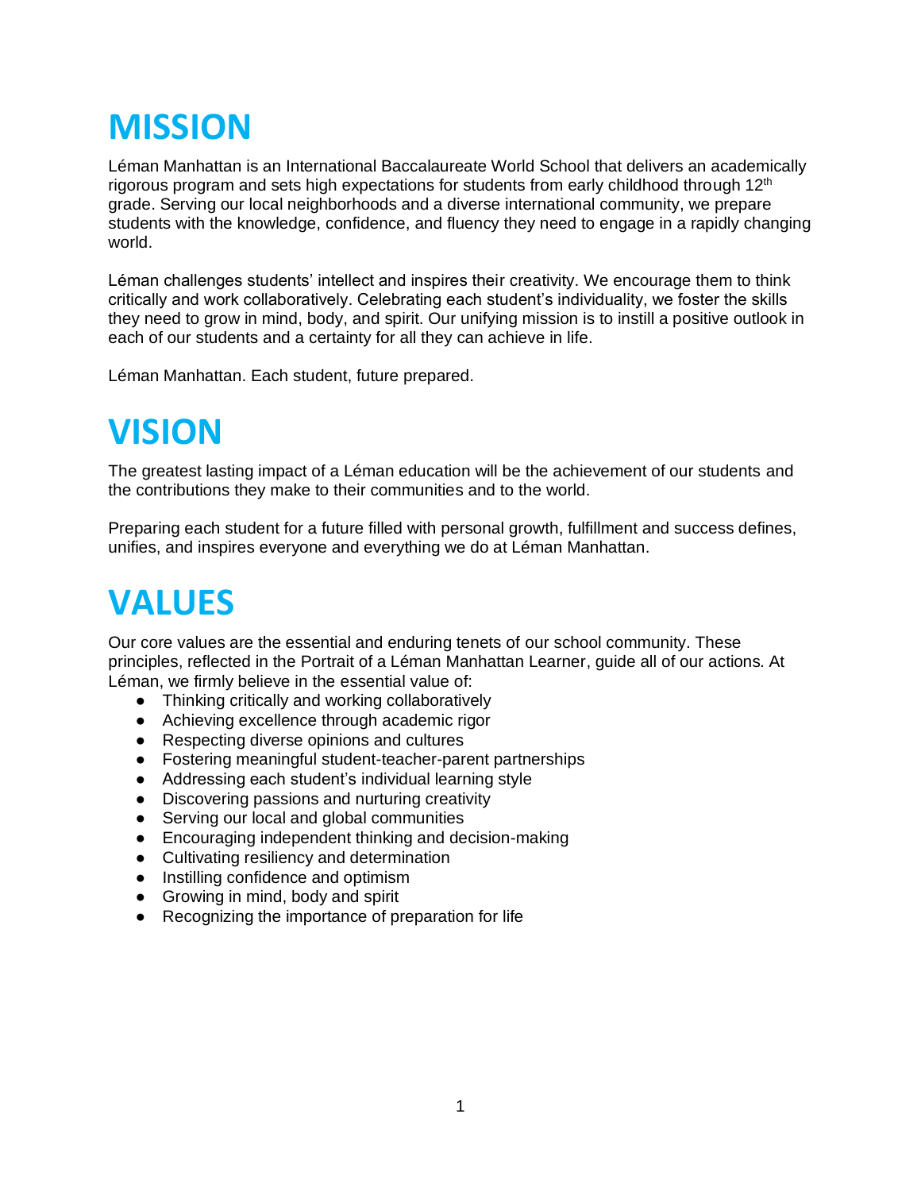# MISSION

Léman Manhattan is an International Baccalaureate World School that delivers an academically rigorous program and sets high expectations for students from early childhood through 12th grade. Serving our local neighborhoods and a diverse international community, we prepare students with the knowledge, confidence, and fluency they need to engage in a rapidly changing world.

Léman challenges students' intellect and inspires their creativity. We encourage them to think critically and work collaboratively. Celebrating each student's individuality, we foster the skills they need to grow in mind, body, and spirit. Our unifying mission is to instill a positive outlook in each of our students and a certainty for all they can achieve in life.

Léman Manhattan. Each student, future prepared.

# VISION

The greatest lasting impact of a Léman education will be the achievement of our students and the contributions they make to their communities and to the world.

Preparing each student for a future filled with personal growth, fulfillment and success defines, unifies, and inspires everyone and everything we do at Léman Manhattan.

# VALUES

Our core values are the essential and enduring tenets of our school community. These principles, reflected in the Portrait of a Léman Manhattan Learner, guide all of our actions. At Léman, we firmly believe in the essential value of:

- Thinking critically and working collaboratively
- Achieving excellence through academic rigor
- Respecting diverse opinions and cultures
- Fostering meaningful student-teacher-parent partnerships
- Addressing each student's individual learning style
- Discovering passions and nurturing creativity
- Serving our local and global communities
- Encouraging independent thinking and decision-making
- Cultivating resiliency and determination
- Instilling confidence and optimism
- Growing in mind, body and spirit
- Recognizing the importance of preparation for life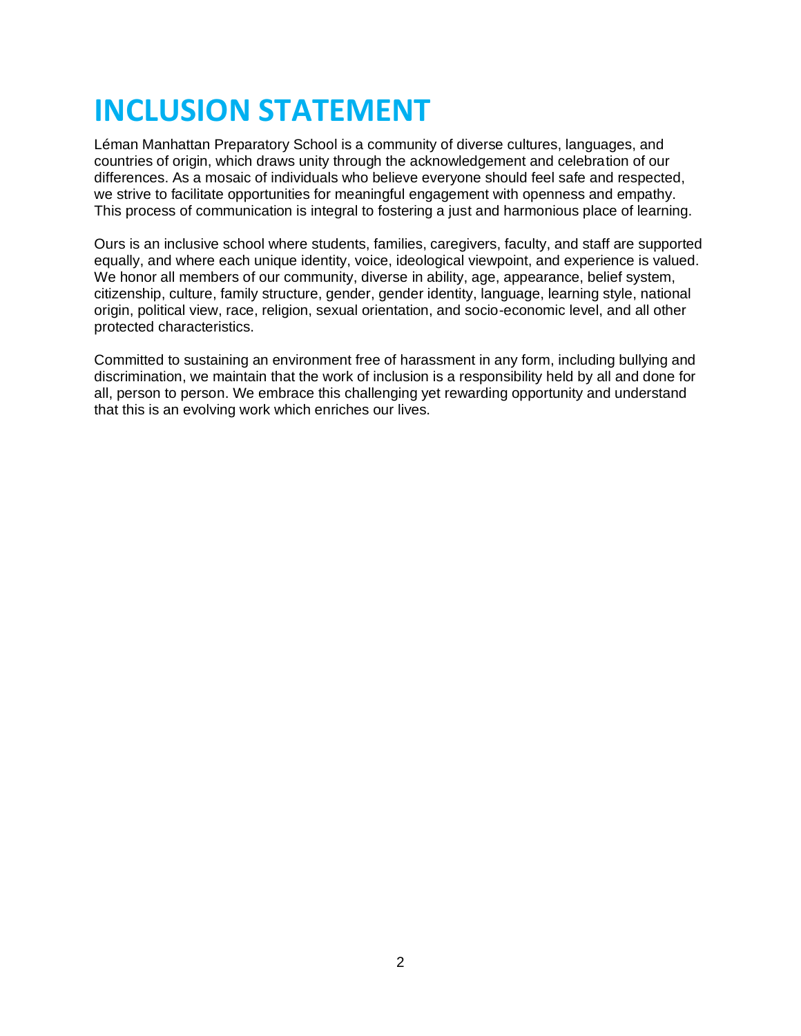# INCLUSION STATEMENT

Léman Manhattan Preparatory School is a community of diverse cultures, languages, and countries of origin, which draws unity through the acknowledgement and celebration of our differences. As a mosaic of individuals who believe everyone should feel safe and respected, we strive to facilitate opportunities for meaningful engagement with openness and empathy. This process of communication is integral to fostering a just and harmonious place of learning.

Ours is an inclusive school where students, families, caregivers, faculty, and staff are supported equally, and where each unique identity, voice, ideological viewpoint, and experience is valued. We honor all members of our community, diverse in ability, age, appearance, belief system, citizenship, culture, family structure, gender, gender identity, language, learning style, national origin, political view, race, religion, sexual orientation, and socio-economic level, and all other protected characteristics.

Committed to sustaining an environment free of harassment in any form, including bullying and discrimination, we maintain that the work of inclusion is a responsibility held by all and done for all, person to person. We embrace this challenging yet rewarding opportunity and understand that this is an evolving work which enriches our lives.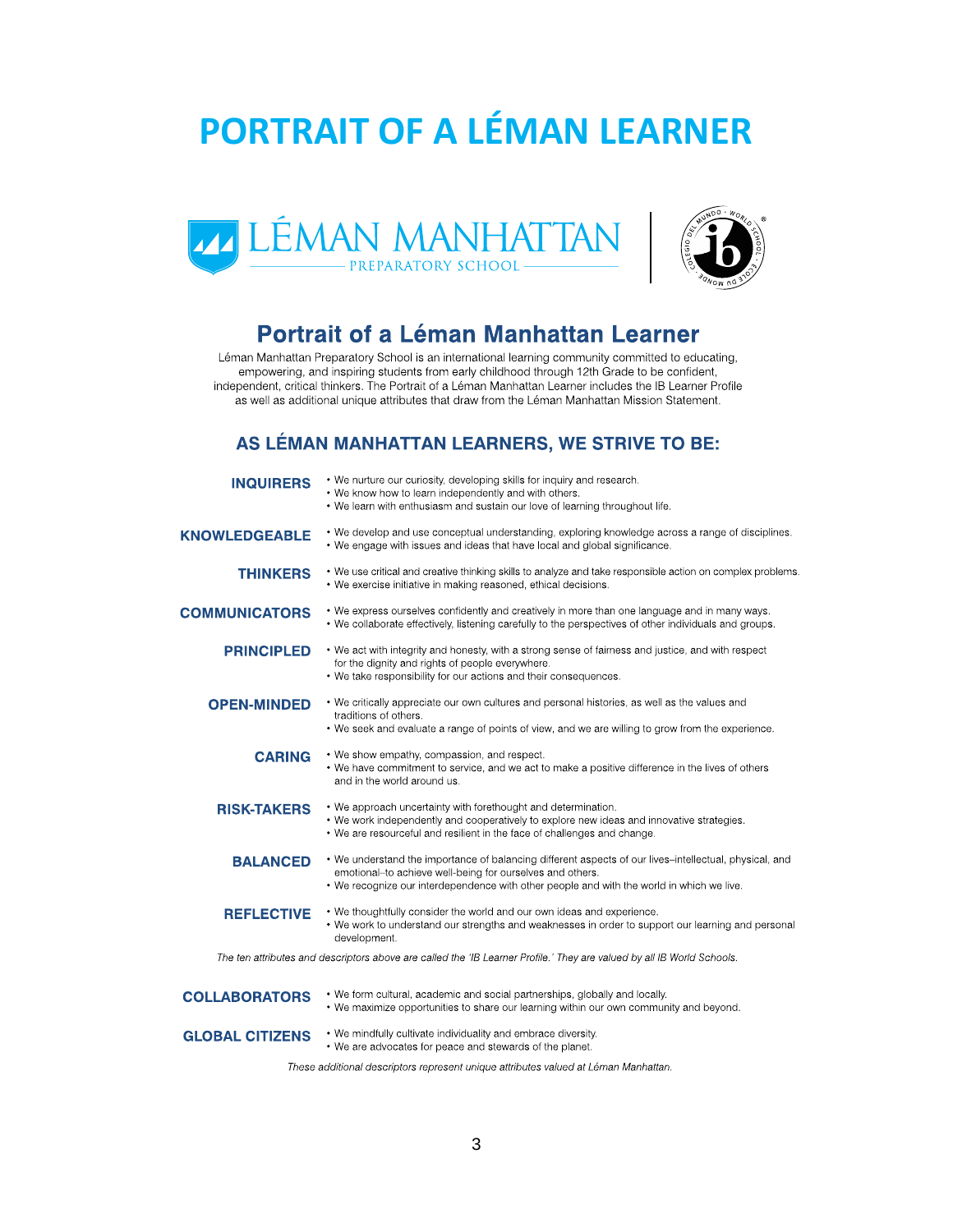# PORTRAIT OF A LÉMAN LEARNER

LÉMAN MANHATTAN PREPARATORY SCHOOL

## Portrait of a Léman Manhattan Learner

Léman Manhattan Preparatory School is an international learning community committed to educating, empowering, and inspiring students from early childhood through 12th Grade to be confident, independent, critical thinkers. The Portrait of a Léman Manhattan Learner includes the IB Learner Profile as well as additional unique attributes that draw from the Léman Manhattan Mission Statement.

### AS LÉMAN MANHATTAN LEARNERS, WE STRIVE TO BE:

**INQUIRERS**
- We nurture our curiosity, developing skills for inquiry and research.
- We know how to learn independently and with others.
- We learn with enthusiasm and sustain our love of learning throughout life.

**KNOWLEDGEABLE**
- We develop and use conceptual understanding, exploring knowledge across a range of disciplines.
- We engage with issues and ideas that have local and global significance.

**THINKERS**
- We use critical and creative thinking skills to analyze and take responsible action on complex problems.
- We exercise initiative in making reasoned, ethical decisions.

**COMMUNICATORS**
- We express ourselves confidently and creatively in more than one language and in many ways.
- We collaborate effectively, listening carefully to the perspectives of other individuals and groups.

**PRINCIPLED**
- We act with integrity and honesty, with a strong sense of fairness and justice, and with respect for the dignity and rights of people everywhere.
- We take responsibility for our actions and their consequences.

**OPEN-MINDED**
- We critically appreciate our own cultures and personal histories, as well as the values and traditions of others.
- We seek and evaluate a range of points of view, and we are willing to grow from the experience.

**CARING**
- We show empathy, compassion, and respect.
- We have commitment to service, and we act to make a positive difference in the lives of others and in the world around us.

**RISK-TAKERS**
- We approach uncertainty with forethought and determination.
- We work independently and cooperatively to explore new ideas and innovative strategies.
- We are resourceful and resilient in the face of challenges and change.

**BALANCED**
- We understand the importance of balancing different aspects of our lives–intellectual, physical, and emotional–to achieve well-being for ourselves and others.
- We recognize our interdependence with other people and with the world in which we live.

**REFLECTIVE**
- We thoughtfully consider the world and our own ideas and experience.
- We work to understand our strengths and weaknesses in order to support our learning and personal development.

*The ten attributes and descriptors above are called the 'IB Learner Profile.' They are valued by all IB World Schools.*

**COLLABORATORS**
- We form cultural, academic and social partnerships, globally and locally.
- We maximize opportunities to share our learning within our own community and beyond.

**GLOBAL CITIZENS**
- We mindfully cultivate individuality and embrace diversity.
- We are advocates for peace and stewards of the planet.

*These additional descriptors represent unique attributes valued at Léman Manhattan.*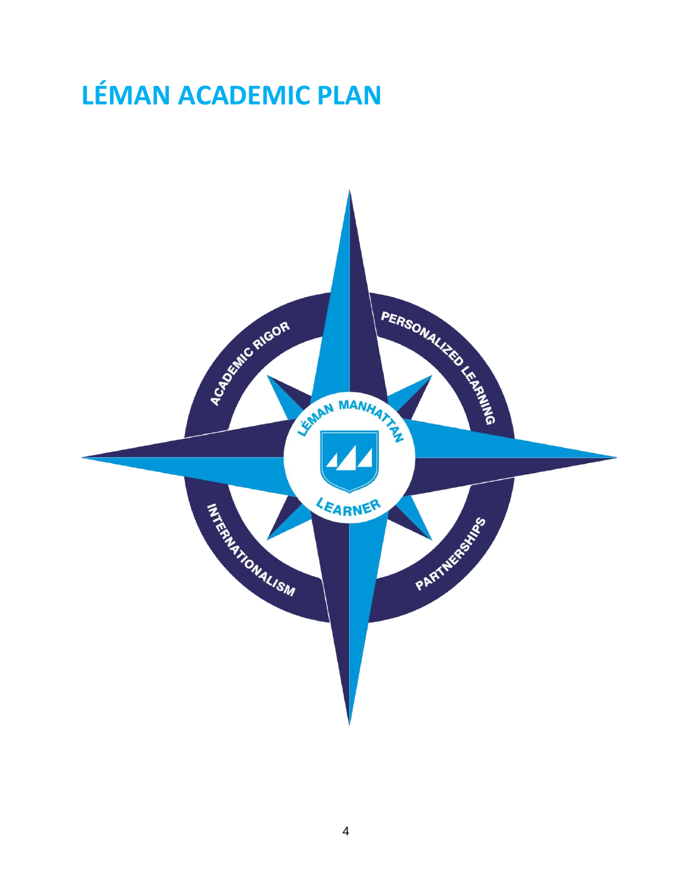# LÉMAN ACADEMIC PLAN

ACADEMIC RIGOR

PERSONALIZED LEARNING

LÉMAN MANHATTAN

LEARNER

INTERNATIONALISM

PARTNERSHIPS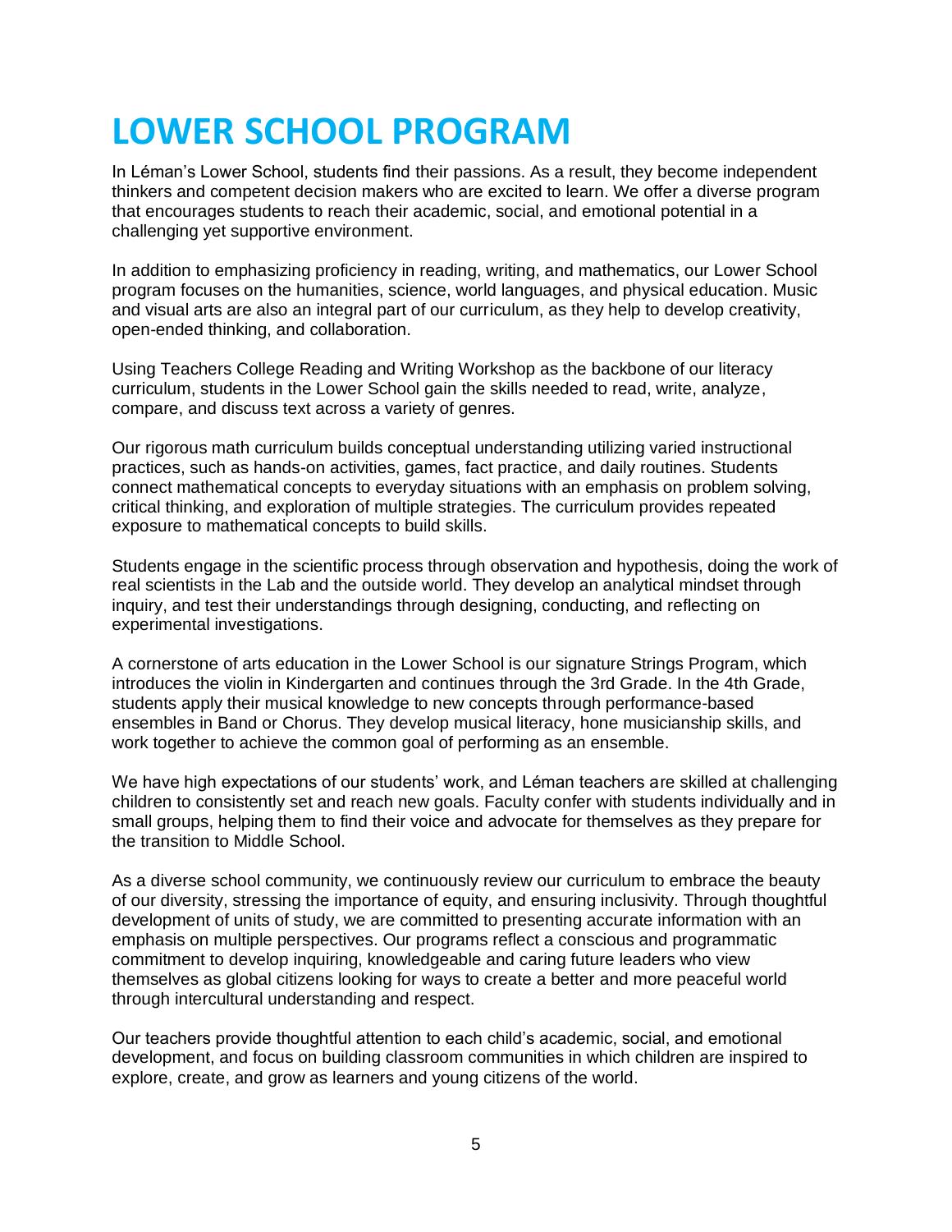# LOWER SCHOOL PROGRAM

In Léman's Lower School, students find their passions. As a result, they become independent thinkers and competent decision makers who are excited to learn. We offer a diverse program that encourages students to reach their academic, social, and emotional potential in a challenging yet supportive environment.

In addition to emphasizing proficiency in reading, writing, and mathematics, our Lower School program focuses on the humanities, science, world languages, and physical education. Music and visual arts are also an integral part of our curriculum, as they help to develop creativity, open-ended thinking, and collaboration.

Using Teachers College Reading and Writing Workshop as the backbone of our literacy curriculum, students in the Lower School gain the skills needed to read, write, analyze, compare, and discuss text across a variety of genres.

Our rigorous math curriculum builds conceptual understanding utilizing varied instructional practices, such as hands-on activities, games, fact practice, and daily routines. Students connect mathematical concepts to everyday situations with an emphasis on problem solving, critical thinking, and exploration of multiple strategies. The curriculum provides repeated exposure to mathematical concepts to build skills.

Students engage in the scientific process through observation and hypothesis, doing the work of real scientists in the Lab and the outside world. They develop an analytical mindset through inquiry, and test their understandings through designing, conducting, and reflecting on experimental investigations.

A cornerstone of arts education in the Lower School is our signature Strings Program, which introduces the violin in Kindergarten and continues through the 3rd Grade. In the 4th Grade, students apply their musical knowledge to new concepts through performance-based ensembles in Band or Chorus. They develop musical literacy, hone musicianship skills, and work together to achieve the common goal of performing as an ensemble.

We have high expectations of our students' work, and Léman teachers are skilled at challenging children to consistently set and reach new goals. Faculty confer with students individually and in small groups, helping them to find their voice and advocate for themselves as they prepare for the transition to Middle School.

As a diverse school community, we continuously review our curriculum to embrace the beauty of our diversity, stressing the importance of equity, and ensuring inclusivity. Through thoughtful development of units of study, we are committed to presenting accurate information with an emphasis on multiple perspectives. Our programs reflect a conscious and programmatic commitment to develop inquiring, knowledgeable and caring future leaders who view themselves as global citizens looking for ways to create a better and more peaceful world through intercultural understanding and respect.

Our teachers provide thoughtful attention to each child's academic, social, and emotional development, and focus on building classroom communities in which children are inspired to explore, create, and grow as learners and young citizens of the world.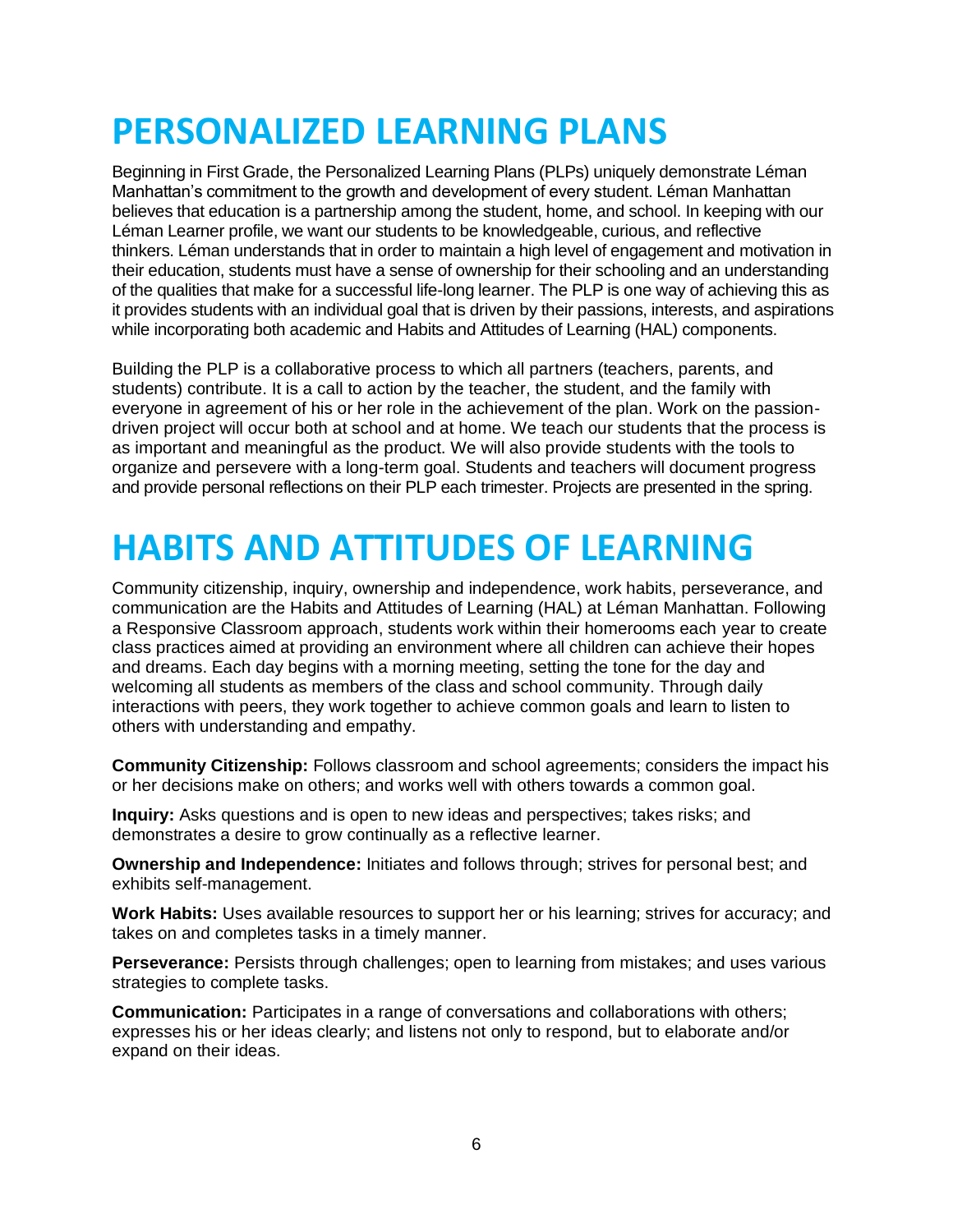# PERSONALIZED LEARNING PLANS

Beginning in First Grade, the Personalized Learning Plans (PLPs) uniquely demonstrate Léman Manhattan's commitment to the growth and development of every student. Léman Manhattan believes that education is a partnership among the student, home, and school. In keeping with our Léman Learner profile, we want our students to be knowledgeable, curious, and reflective thinkers. Léman understands that in order to maintain a high level of engagement and motivation in their education, students must have a sense of ownership for their schooling and an understanding of the qualities that make for a successful life-long learner. The PLP is one way of achieving this as it provides students with an individual goal that is driven by their passions, interests, and aspirations while incorporating both academic and Habits and Attitudes of Learning (HAL) components.

Building the PLP is a collaborative process to which all partners (teachers, parents, and students) contribute. It is a call to action by the teacher, the student, and the family with everyone in agreement of his or her role in the achievement of the plan. Work on the passion-driven project will occur both at school and at home. We teach our students that the process is as important and meaningful as the product. We will also provide students with the tools to organize and persevere with a long-term goal. Students and teachers will document progress and provide personal reflections on their PLP each trimester. Projects are presented in the spring.

# HABITS AND ATTITUDES OF LEARNING

Community citizenship, inquiry, ownership and independence, work habits, perseverance, and communication are the Habits and Attitudes of Learning (HAL) at Léman Manhattan. Following a Responsive Classroom approach, students work within their homerooms each year to create class practices aimed at providing an environment where all children can achieve their hopes and dreams. Each day begins with a morning meeting, setting the tone for the day and welcoming all students as members of the class and school community. Through daily interactions with peers, they work together to achieve common goals and learn to listen to others with understanding and empathy.

**Community Citizenship:** Follows classroom and school agreements; considers the impact his or her decisions make on others; and works well with others towards a common goal.

**Inquiry:** Asks questions and is open to new ideas and perspectives; takes risks; and demonstrates a desire to grow continually as a reflective learner.

**Ownership and Independence:** Initiates and follows through; strives for personal best; and exhibits self-management.

**Work Habits:** Uses available resources to support her or his learning; strives for accuracy; and takes on and completes tasks in a timely manner.

**Perseverance:** Persists through challenges; open to learning from mistakes; and uses various strategies to complete tasks.

**Communication:** Participates in a range of conversations and collaborations with others; expresses his or her ideas clearly; and listens not only to respond, but to elaborate and/or expand on their ideas.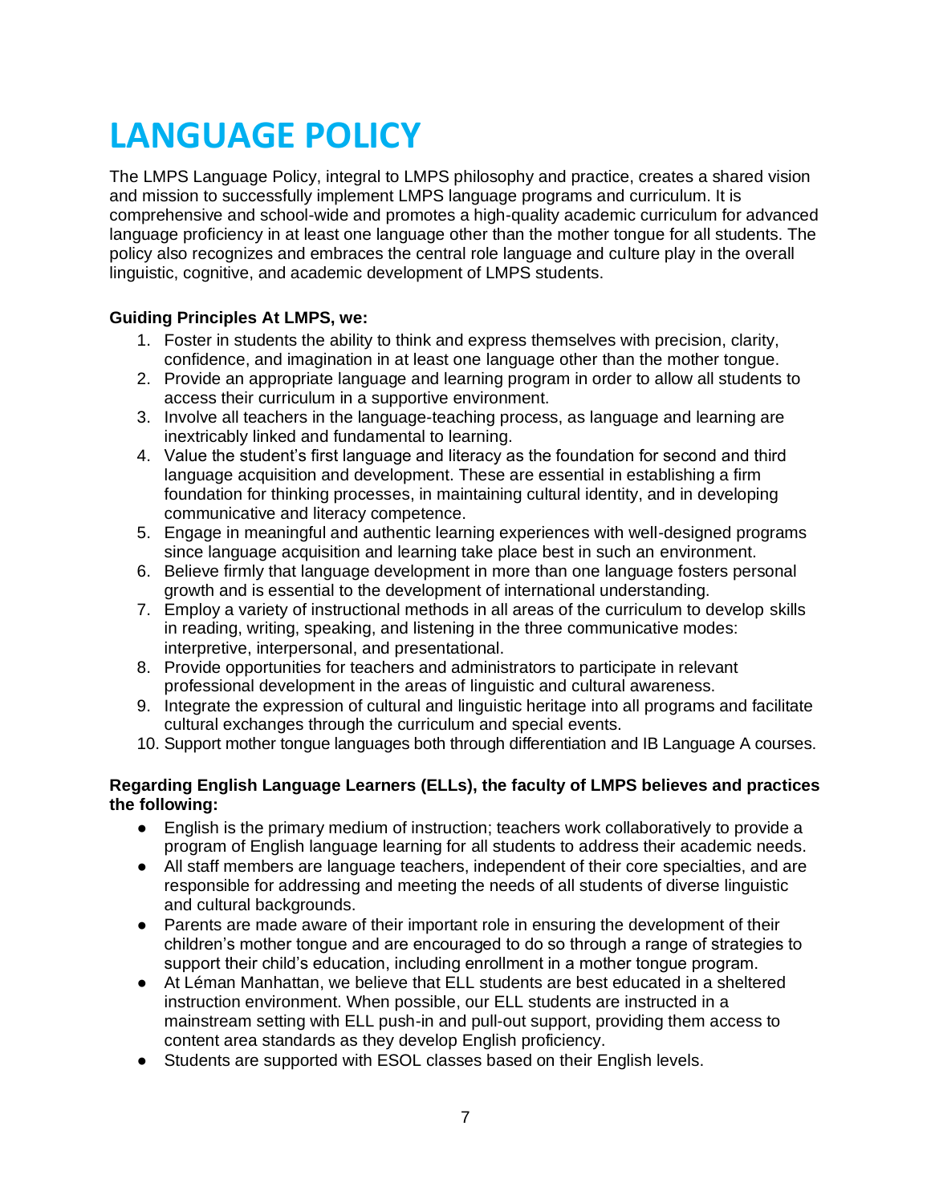# LANGUAGE POLICY

The LMPS Language Policy, integral to LMPS philosophy and practice, creates a shared vision and mission to successfully implement LMPS language programs and curriculum. It is comprehensive and school-wide and promotes a high-quality academic curriculum for advanced language proficiency in at least one language other than the mother tongue for all students. The policy also recognizes and embraces the central role language and culture play in the overall linguistic, cognitive, and academic development of LMPS students.

**Guiding Principles At LMPS, we:**

1. Foster in students the ability to think and express themselves with precision, clarity, confidence, and imagination in at least one language other than the mother tongue.
2. Provide an appropriate language and learning program in order to allow all students to access their curriculum in a supportive environment.
3. Involve all teachers in the language-teaching process, as language and learning are inextricably linked and fundamental to learning.
4. Value the student's first language and literacy as the foundation for second and third language acquisition and development. These are essential in establishing a firm foundation for thinking processes, in maintaining cultural identity, and in developing communicative and literacy competence.
5. Engage in meaningful and authentic learning experiences with well-designed programs since language acquisition and learning take place best in such an environment.
6. Believe firmly that language development in more than one language fosters personal growth and is essential to the development of international understanding.
7. Employ a variety of instructional methods in all areas of the curriculum to develop skills in reading, writing, speaking, and listening in the three communicative modes: interpretive, interpersonal, and presentational.
8. Provide opportunities for teachers and administrators to participate in relevant professional development in the areas of linguistic and cultural awareness.
9. Integrate the expression of cultural and linguistic heritage into all programs and facilitate cultural exchanges through the curriculum and special events.
10. Support mother tongue languages both through differentiation and IB Language A courses.

**Regarding English Language Learners (ELLs), the faculty of LMPS believes and practices the following:**

- English is the primary medium of instruction; teachers work collaboratively to provide a program of English language learning for all students to address their academic needs.
- All staff members are language teachers, independent of their core specialties, and are responsible for addressing and meeting the needs of all students of diverse linguistic and cultural backgrounds.
- Parents are made aware of their important role in ensuring the development of their children's mother tongue and are encouraged to do so through a range of strategies to support their child's education, including enrollment in a mother tongue program.
- At Léman Manhattan, we believe that ELL students are best educated in a sheltered instruction environment. When possible, our ELL students are instructed in a mainstream setting with ELL push-in and pull-out support, providing them access to content area standards as they develop English proficiency.
- Students are supported with ESOL classes based on their English levels.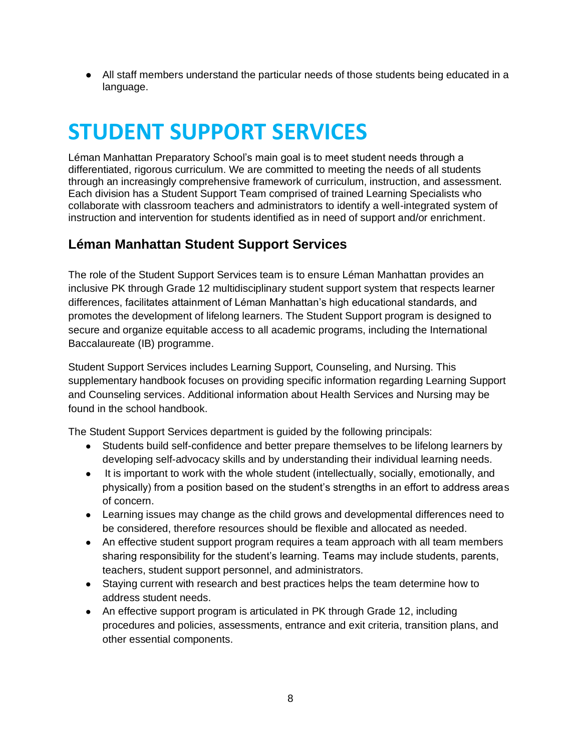- All staff members understand the particular needs of those students being educated in a language.

# STUDENT SUPPORT SERVICES

Léman Manhattan Preparatory School's main goal is to meet student needs through a differentiated, rigorous curriculum. We are committed to meeting the needs of all students through an increasingly comprehensive framework of curriculum, instruction, and assessment. Each division has a Student Support Team comprised of trained Learning Specialists who collaborate with classroom teachers and administrators to identify a well-integrated system of instruction and intervention for students identified as in need of support and/or enrichment.

## Léman Manhattan Student Support Services

The role of the Student Support Services team is to ensure Léman Manhattan provides an inclusive PK through Grade 12 multidisciplinary student support system that respects learner differences, facilitates attainment of Léman Manhattan's high educational standards, and promotes the development of lifelong learners. The Student Support program is designed to secure and organize equitable access to all academic programs, including the International Baccalaureate (IB) programme.

Student Support Services includes Learning Support, Counseling, and Nursing. This supplementary handbook focuses on providing specific information regarding Learning Support and Counseling services. Additional information about Health Services and Nursing may be found in the school handbook.

The Student Support Services department is guided by the following principals:

- Students build self-confidence and better prepare themselves to be lifelong learners by developing self-advocacy skills and by understanding their individual learning needs.
- It is important to work with the whole student (intellectually, socially, emotionally, and physically) from a position based on the student's strengths in an effort to address areas of concern.
- Learning issues may change as the child grows and developmental differences need to be considered, therefore resources should be flexible and allocated as needed.
- An effective student support program requires a team approach with all team members sharing responsibility for the student's learning. Teams may include students, parents, teachers, student support personnel, and administrators.
- Staying current with research and best practices helps the team determine how to address student needs.
- An effective support program is articulated in PK through Grade 12, including procedures and policies, assessments, entrance and exit criteria, transition plans, and other essential components.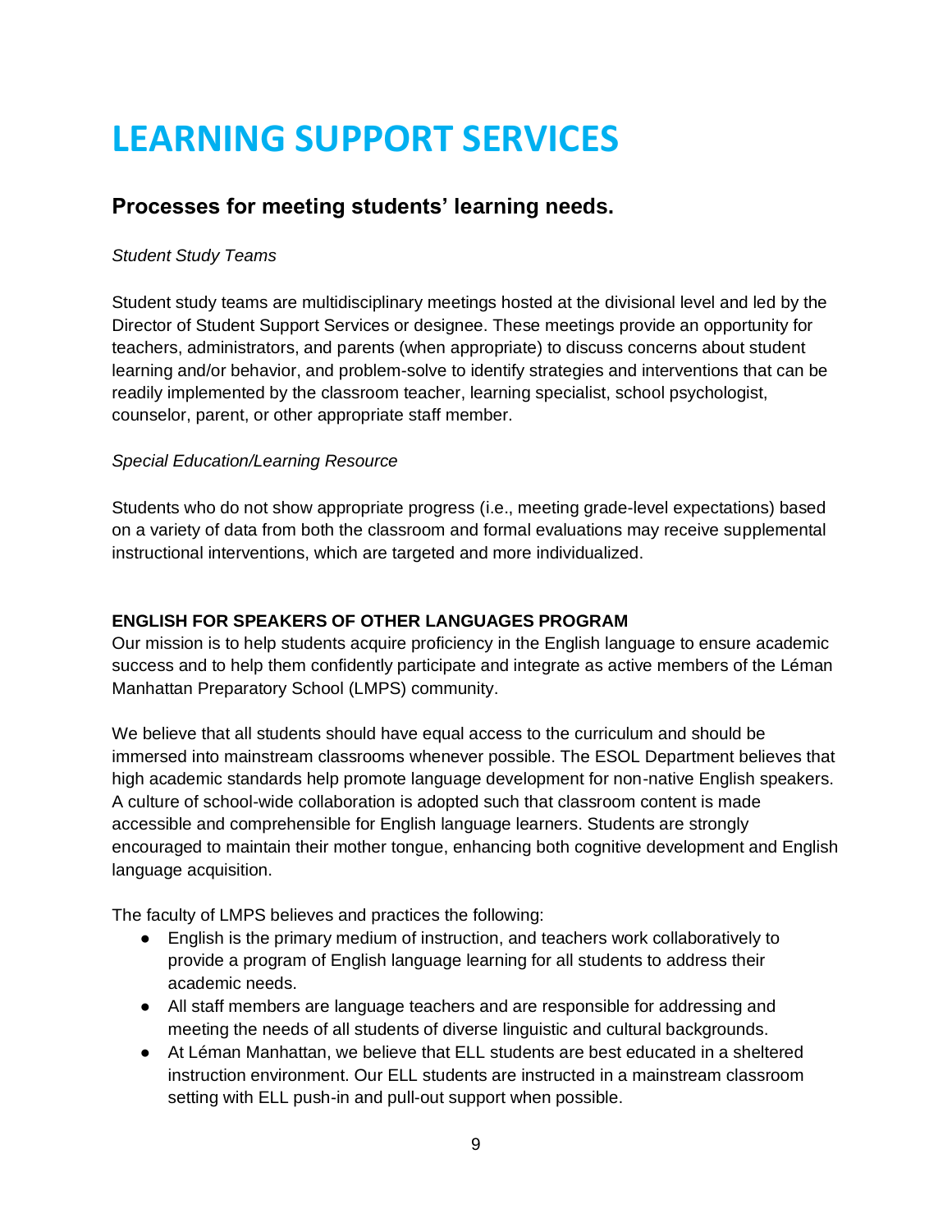# LEARNING SUPPORT SERVICES

## Processes for meeting students' learning needs.

*Student Study Teams*

Student study teams are multidisciplinary meetings hosted at the divisional level and led by the Director of Student Support Services or designee. These meetings provide an opportunity for teachers, administrators, and parents (when appropriate) to discuss concerns about student learning and/or behavior, and problem-solve to identify strategies and interventions that can be readily implemented by the classroom teacher, learning specialist, school psychologist, counselor, parent, or other appropriate staff member.

*Special Education/Learning Resource*

Students who do not show appropriate progress (i.e., meeting grade-level expectations) based on a variety of data from both the classroom and formal evaluations may receive supplemental instructional interventions, which are targeted and more individualized.

**ENGLISH FOR SPEAKERS OF OTHER LANGUAGES PROGRAM**

Our mission is to help students acquire proficiency in the English language to ensure academic success and to help them confidently participate and integrate as active members of the Léman Manhattan Preparatory School (LMPS) community.

We believe that all students should have equal access to the curriculum and should be immersed into mainstream classrooms whenever possible. The ESOL Department believes that high academic standards help promote language development for non-native English speakers. A culture of school-wide collaboration is adopted such that classroom content is made accessible and comprehensible for English language learners. Students are strongly encouraged to maintain their mother tongue, enhancing both cognitive development and English language acquisition.

The faculty of LMPS believes and practices the following:

- English is the primary medium of instruction, and teachers work collaboratively to provide a program of English language learning for all students to address their academic needs.
- All staff members are language teachers and are responsible for addressing and meeting the needs of all students of diverse linguistic and cultural backgrounds.
- At Léman Manhattan, we believe that ELL students are best educated in a sheltered instruction environment. Our ELL students are instructed in a mainstream classroom setting with ELL push-in and pull-out support when possible.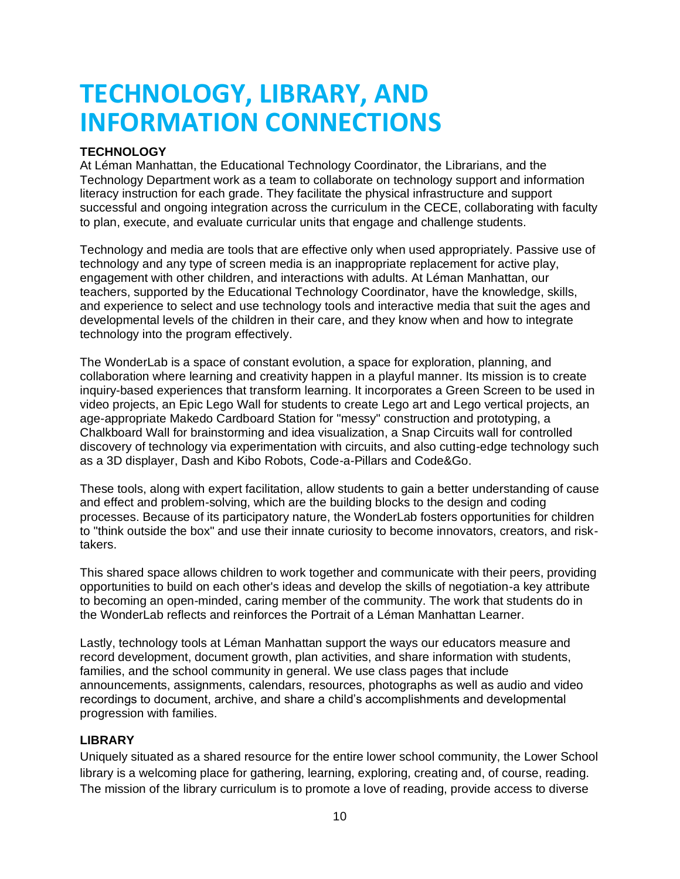# TECHNOLOGY, LIBRARY, AND INFORMATION CONNECTIONS

**TECHNOLOGY**

At Léman Manhattan, the Educational Technology Coordinator, the Librarians, and the Technology Department work as a team to collaborate on technology support and information literacy instruction for each grade. They facilitate the physical infrastructure and support successful and ongoing integration across the curriculum in the CECE, collaborating with faculty to plan, execute, and evaluate curricular units that engage and challenge students.

Technology and media are tools that are effective only when used appropriately. Passive use of technology and any type of screen media is an inappropriate replacement for active play, engagement with other children, and interactions with adults. At Léman Manhattan, our teachers, supported by the Educational Technology Coordinator, have the knowledge, skills, and experience to select and use technology tools and interactive media that suit the ages and developmental levels of the children in their care, and they know when and how to integrate technology into the program effectively.

The WonderLab is a space of constant evolution, a space for exploration, planning, and collaboration where learning and creativity happen in a playful manner. Its mission is to create inquiry-based experiences that transform learning. It incorporates a Green Screen to be used in video projects, an Epic Lego Wall for students to create Lego art and Lego vertical projects, an age-appropriate Makedo Cardboard Station for "messy" construction and prototyping, a Chalkboard Wall for brainstorming and idea visualization, a Snap Circuits wall for controlled discovery of technology via experimentation with circuits, and also cutting-edge technology such as a 3D displayer, Dash and Kibo Robots, Code-a-Pillars and Code&Go.

These tools, along with expert facilitation, allow students to gain a better understanding of cause and effect and problem-solving, which are the building blocks to the design and coding processes. Because of its participatory nature, the WonderLab fosters opportunities for children to "think outside the box" and use their innate curiosity to become innovators, creators, and risk-takers.

This shared space allows children to work together and communicate with their peers, providing opportunities to build on each other's ideas and develop the skills of negotiation-a key attribute to becoming an open-minded, caring member of the community. The work that students do in the WonderLab reflects and reinforces the Portrait of a Léman Manhattan Learner.

Lastly, technology tools at Léman Manhattan support the ways our educators measure and record development, document growth, plan activities, and share information with students, families, and the school community in general. We use class pages that include announcements, assignments, calendars, resources, photographs as well as audio and video recordings to document, archive, and share a child's accomplishments and developmental progression with families.

**LIBRARY**

Uniquely situated as a shared resource for the entire lower school community, the Lower School library is a welcoming place for gathering, learning, exploring, creating and, of course, reading. The mission of the library curriculum is to promote a love of reading, provide access to diverse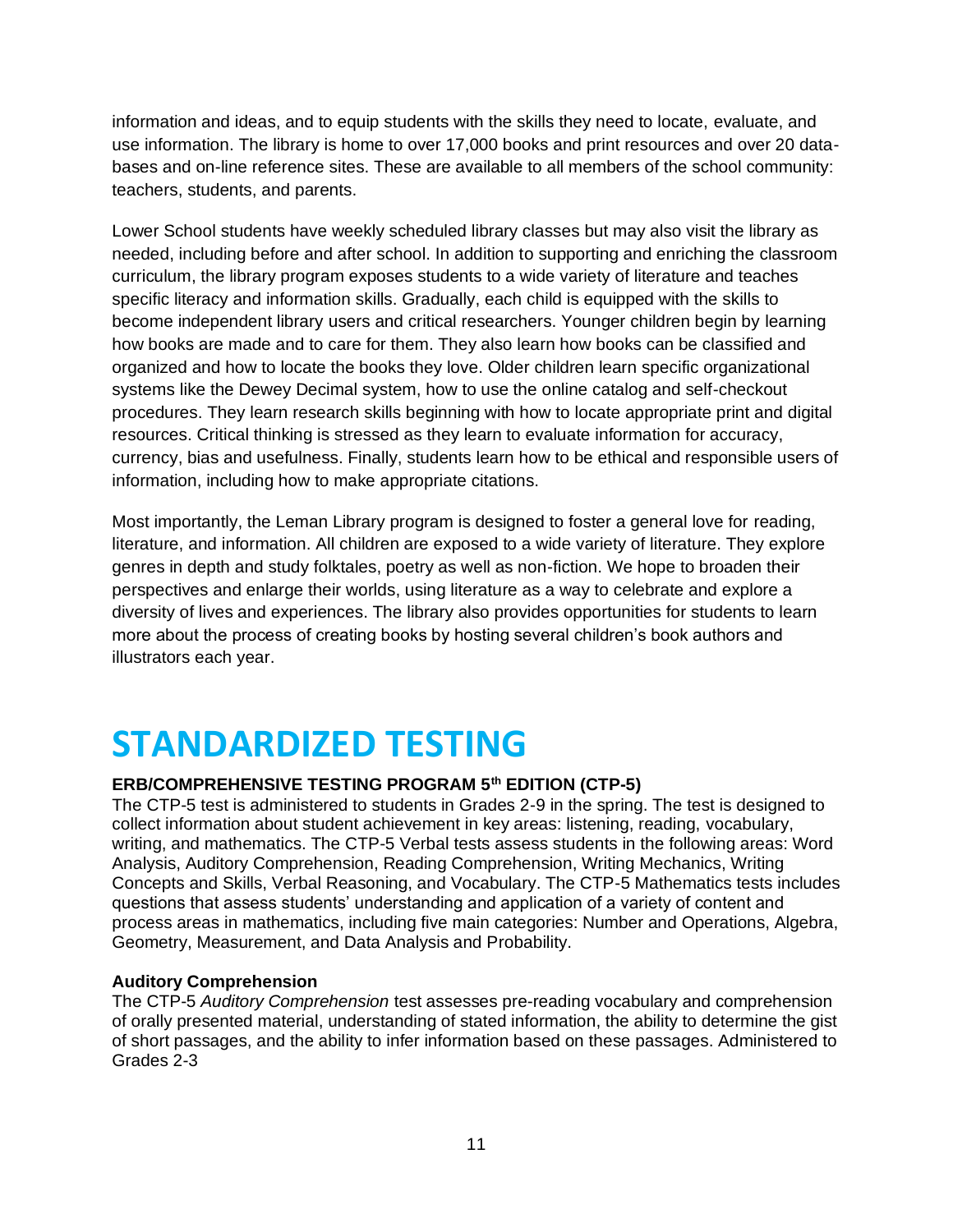information and ideas, and to equip students with the skills they need to locate, evaluate, and use information. The library is home to over 17,000 books and print resources and over 20 databases and on-line reference sites. These are available to all members of the school community: teachers, students, and parents.

Lower School students have weekly scheduled library classes but may also visit the library as needed, including before and after school. In addition to supporting and enriching the classroom curriculum, the library program exposes students to a wide variety of literature and teaches specific literacy and information skills. Gradually, each child is equipped with the skills to become independent library users and critical researchers. Younger children begin by learning how books are made and to care for them. They also learn how books can be classified and organized and how to locate the books they love. Older children learn specific organizational systems like the Dewey Decimal system, how to use the online catalog and self-checkout procedures. They learn research skills beginning with how to locate appropriate print and digital resources. Critical thinking is stressed as they learn to evaluate information for accuracy, currency, bias and usefulness. Finally, students learn how to be ethical and responsible users of information, including how to make appropriate citations.

Most importantly, the Leman Library program is designed to foster a general love for reading, literature, and information. All children are exposed to a wide variety of literature. They explore genres in depth and study folktales, poetry as well as non-fiction. We hope to broaden their perspectives and enlarge their worlds, using literature as a way to celebrate and explore a diversity of lives and experiences. The library also provides opportunities for students to learn more about the process of creating books by hosting several children's book authors and illustrators each year.

# STANDARDIZED TESTING

**ERB/COMPREHENSIVE TESTING PROGRAM 5th EDITION (CTP-5)**

The CTP-5 test is administered to students in Grades 2-9 in the spring. The test is designed to collect information about student achievement in key areas: listening, reading, vocabulary, writing, and mathematics. The CTP-5 Verbal tests assess students in the following areas: Word Analysis, Auditory Comprehension, Reading Comprehension, Writing Mechanics, Writing Concepts and Skills, Verbal Reasoning, and Vocabulary. The CTP-5 Mathematics tests includes questions that assess students' understanding and application of a variety of content and process areas in mathematics, including five main categories: Number and Operations, Algebra, Geometry, Measurement, and Data Analysis and Probability.

**Auditory Comprehension**

The CTP-5 *Auditory Comprehension* test assesses pre-reading vocabulary and comprehension of orally presented material, understanding of stated information, the ability to determine the gist of short passages, and the ability to infer information based on these passages. Administered to Grades 2-3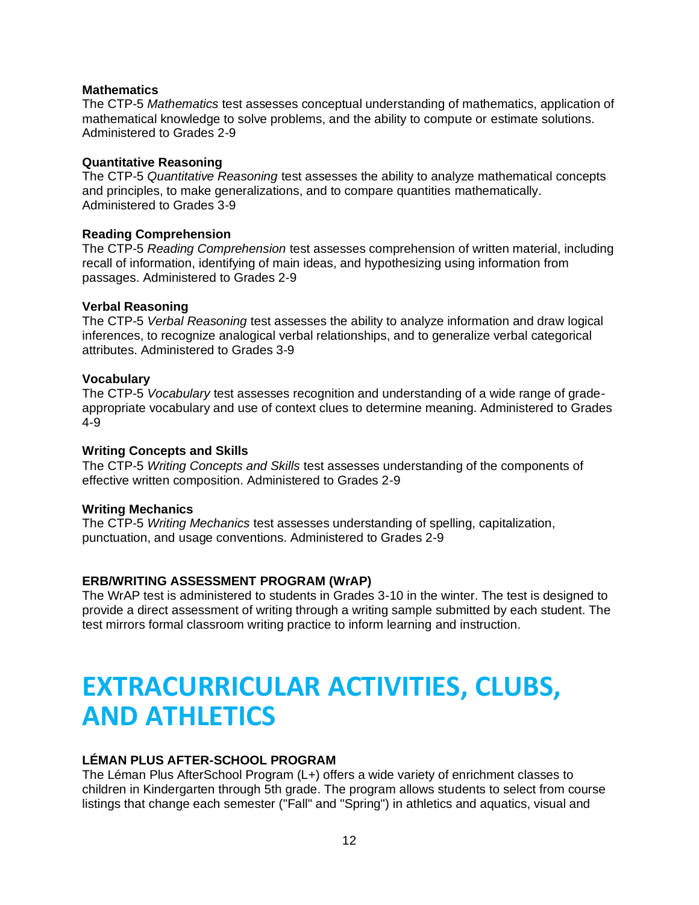### Mathematics

The CTP-5 *Mathematics* test assesses conceptual understanding of mathematics, application of mathematical knowledge to solve problems, and the ability to compute or estimate solutions. Administered to Grades 2-9

### Quantitative Reasoning

The CTP-5 *Quantitative Reasoning* test assesses the ability to analyze mathematical concepts and principles, to make generalizations, and to compare quantities mathematically. Administered to Grades 3-9

### Reading Comprehension

The CTP-5 *Reading Comprehension* test assesses comprehension of written material, including recall of information, identifying of main ideas, and hypothesizing using information from passages. Administered to Grades 2-9

### Verbal Reasoning

The CTP-5 *Verbal Reasoning* test assesses the ability to analyze information and draw logical inferences, to recognize analogical verbal relationships, and to generalize verbal categorical attributes. Administered to Grades 3-9

### Vocabulary

The CTP-5 *Vocabulary* test assesses recognition and understanding of a wide range of grade-appropriate vocabulary and use of context clues to determine meaning. Administered to Grades 4-9

### Writing Concepts and Skills

The CTP-5 *Writing Concepts and Skills* test assesses understanding of the components of effective written composition. Administered to Grades 2-9

### Writing Mechanics

The CTP-5 *Writing Mechanics* test assesses understanding of spelling, capitalization, punctuation, and usage conventions. Administered to Grades 2-9

### ERB/WRITING ASSESSMENT PROGRAM (WrAP)

The WrAP test is administered to students in Grades 3-10 in the winter. The test is designed to provide a direct assessment of writing through a writing sample submitted by each student. The test mirrors formal classroom writing practice to inform learning and instruction.

# EXTRACURRICULAR ACTIVITIES, CLUBS, AND ATHLETICS

### LÉMAN PLUS AFTER-SCHOOL PROGRAM

The Léman Plus AfterSchool Program (L+) offers a wide variety of enrichment classes to children in Kindergarten through 5th grade. The program allows students to select from course listings that change each semester ("Fall" and "Spring") in athletics and aquatics, visual and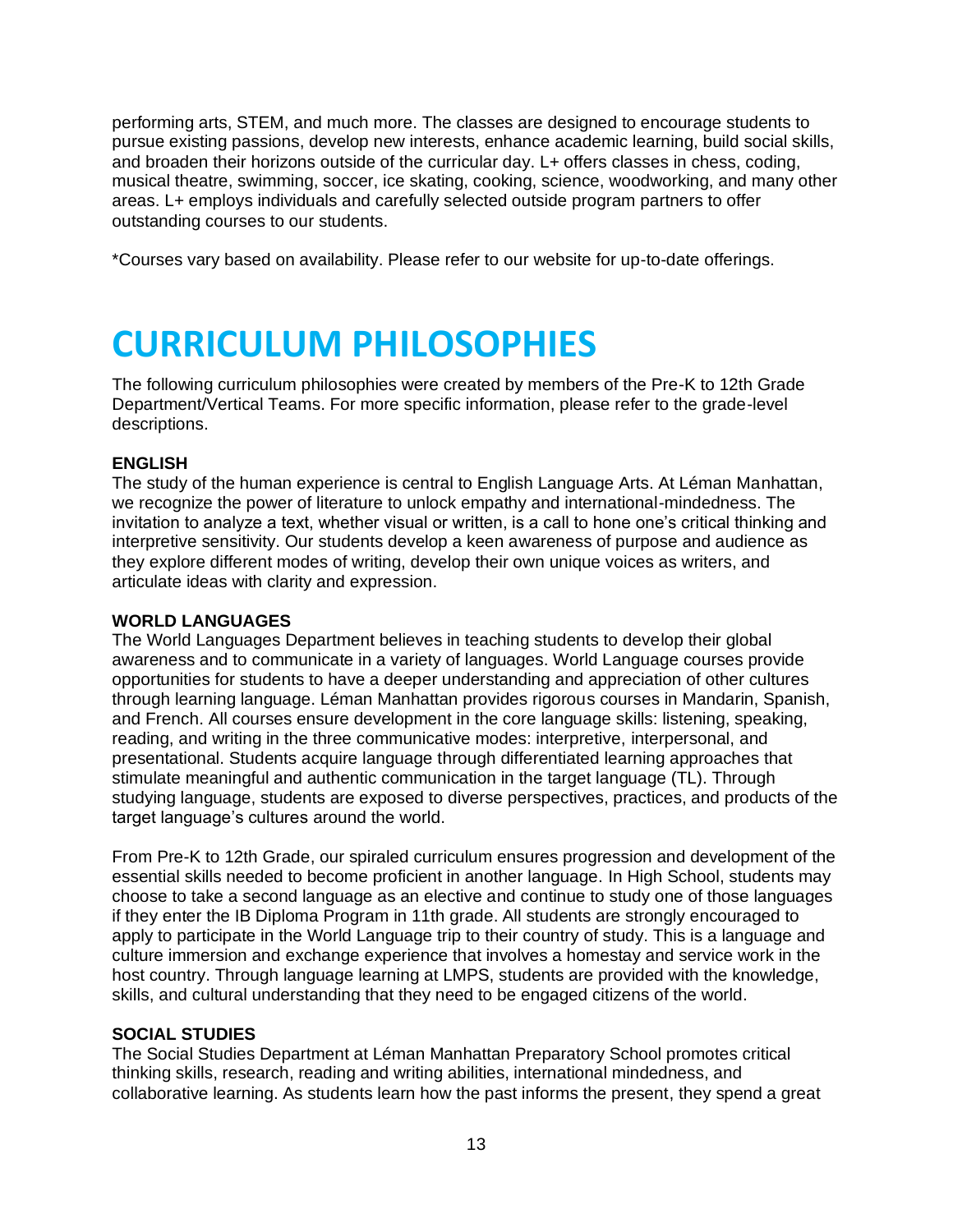performing arts, STEM, and much more. The classes are designed to encourage students to pursue existing passions, develop new interests, enhance academic learning, build social skills, and broaden their horizons outside of the curricular day. L+ offers classes in chess, coding, musical theatre, swimming, soccer, ice skating, cooking, science, woodworking, and many other areas. L+ employs individuals and carefully selected outside program partners to offer outstanding courses to our students.

*Courses vary based on availability. Please refer to our website for up-to-date offerings.

# CURRICULUM PHILOSOPHIES

The following curriculum philosophies were created by members of the Pre-K to 12th Grade Department/Vertical Teams. For more specific information, please refer to the grade-level descriptions.

**ENGLISH**

The study of the human experience is central to English Language Arts. At Léman Manhattan, we recognize the power of literature to unlock empathy and international-mindedness. The invitation to analyze a text, whether visual or written, is a call to hone one's critical thinking and interpretive sensitivity. Our students develop a keen awareness of purpose and audience as they explore different modes of writing, develop their own unique voices as writers, and articulate ideas with clarity and expression.

**WORLD LANGUAGES**

The World Languages Department believes in teaching students to develop their global awareness and to communicate in a variety of languages. World Language courses provide opportunities for students to have a deeper understanding and appreciation of other cultures through learning language. Léman Manhattan provides rigorous courses in Mandarin, Spanish, and French. All courses ensure development in the core language skills: listening, speaking, reading, and writing in the three communicative modes: interpretive, interpersonal, and presentational. Students acquire language through differentiated learning approaches that stimulate meaningful and authentic communication in the target language (TL). Through studying language, students are exposed to diverse perspectives, practices, and products of the target language's cultures around the world.

From Pre-K to 12th Grade, our spiraled curriculum ensures progression and development of the essential skills needed to become proficient in another language. In High School, students may choose to take a second language as an elective and continue to study one of those languages if they enter the IB Diploma Program in 11th grade. All students are strongly encouraged to apply to participate in the World Language trip to their country of study. This is a language and culture immersion and exchange experience that involves a homestay and service work in the host country. Through language learning at LMPS, students are provided with the knowledge, skills, and cultural understanding that they need to be engaged citizens of the world.

**SOCIAL STUDIES**

The Social Studies Department at Léman Manhattan Preparatory School promotes critical thinking skills, research, reading and writing abilities, international mindedness, and collaborative learning. As students learn how the past informs the present, they spend a great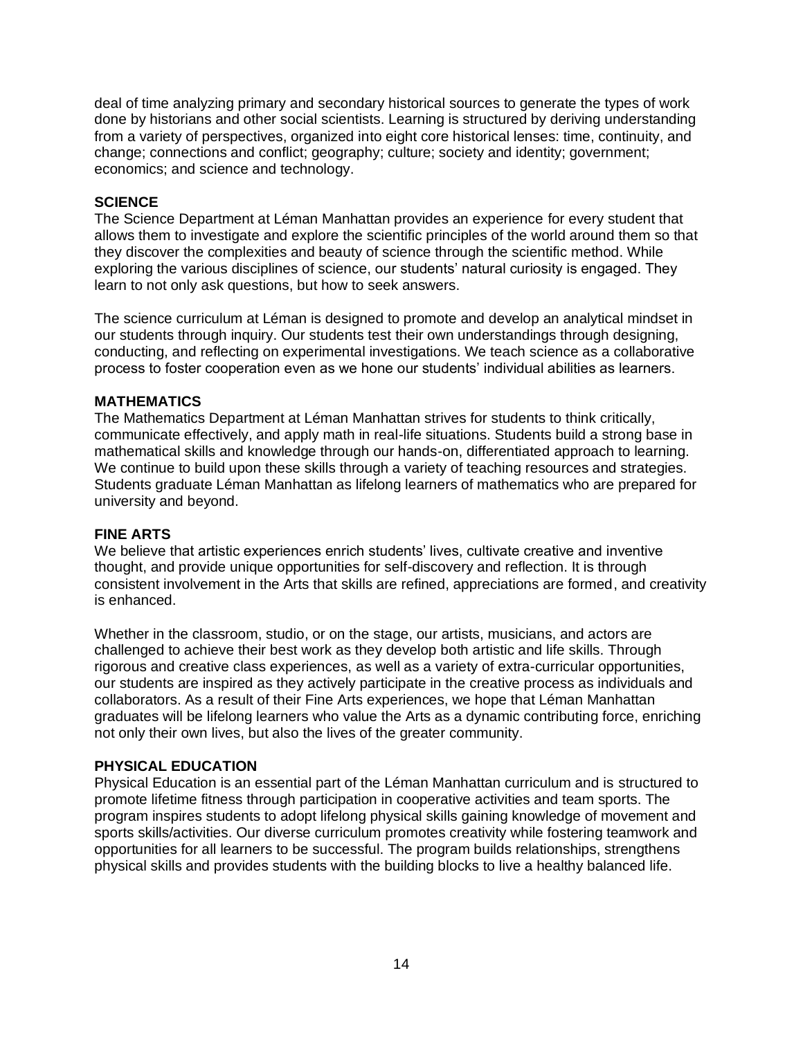deal of time analyzing primary and secondary historical sources to generate the types of work done by historians and other social scientists. Learning is structured by deriving understanding from a variety of perspectives, organized into eight core historical lenses: time, continuity, and change; connections and conflict; geography; culture; society and identity; government; economics; and science and technology.

**SCIENCE**

The Science Department at Léman Manhattan provides an experience for every student that allows them to investigate and explore the scientific principles of the world around them so that they discover the complexities and beauty of science through the scientific method. While exploring the various disciplines of science, our students' natural curiosity is engaged. They learn to not only ask questions, but how to seek answers.

The science curriculum at Léman is designed to promote and develop an analytical mindset in our students through inquiry. Our students test their own understandings through designing, conducting, and reflecting on experimental investigations. We teach science as a collaborative process to foster cooperation even as we hone our students' individual abilities as learners.

**MATHEMATICS**

The Mathematics Department at Léman Manhattan strives for students to think critically, communicate effectively, and apply math in real-life situations. Students build a strong base in mathematical skills and knowledge through our hands-on, differentiated approach to learning. We continue to build upon these skills through a variety of teaching resources and strategies. Students graduate Léman Manhattan as lifelong learners of mathematics who are prepared for university and beyond.

**FINE ARTS**

We believe that artistic experiences enrich students' lives, cultivate creative and inventive thought, and provide unique opportunities for self-discovery and reflection. It is through consistent involvement in the Arts that skills are refined, appreciations are formed, and creativity is enhanced.

Whether in the classroom, studio, or on the stage, our artists, musicians, and actors are challenged to achieve their best work as they develop both artistic and life skills. Through rigorous and creative class experiences, as well as a variety of extra-curricular opportunities, our students are inspired as they actively participate in the creative process as individuals and collaborators. As a result of their Fine Arts experiences, we hope that Léman Manhattan graduates will be lifelong learners who value the Arts as a dynamic contributing force, enriching not only their own lives, but also the lives of the greater community.

**PHYSICAL EDUCATION**

Physical Education is an essential part of the Léman Manhattan curriculum and is structured to promote lifetime fitness through participation in cooperative activities and team sports. The program inspires students to adopt lifelong physical skills gaining knowledge of movement and sports skills/activities. Our diverse curriculum promotes creativity while fostering teamwork and opportunities for all learners to be successful. The program builds relationships, strengthens physical skills and provides students with the building blocks to live a healthy balanced life.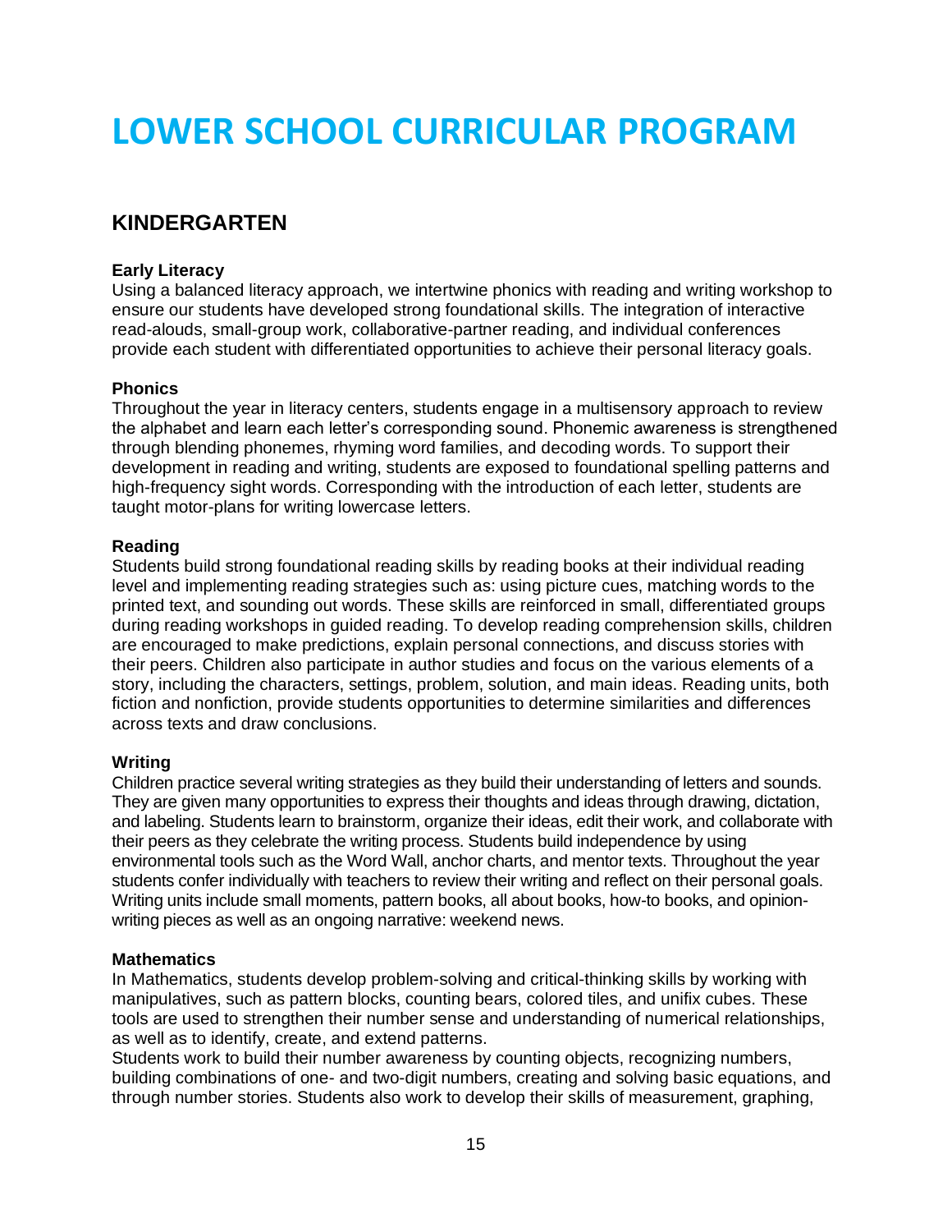# LOWER SCHOOL CURRICULAR PROGRAM

## KINDERGARTEN

### Early Literacy

Using a balanced literacy approach, we intertwine phonics with reading and writing workshop to ensure our students have developed strong foundational skills. The integration of interactive read-alouds, small-group work, collaborative-partner reading, and individual conferences provide each student with differentiated opportunities to achieve their personal literacy goals.

### Phonics

Throughout the year in literacy centers, students engage in a multisensory approach to review the alphabet and learn each letter's corresponding sound. Phonemic awareness is strengthened through blending phonemes, rhyming word families, and decoding words. To support their development in reading and writing, students are exposed to foundational spelling patterns and high-frequency sight words. Corresponding with the introduction of each letter, students are taught motor-plans for writing lowercase letters.

### Reading

Students build strong foundational reading skills by reading books at their individual reading level and implementing reading strategies such as: using picture cues, matching words to the printed text, and sounding out words. These skills are reinforced in small, differentiated groups during reading workshops in guided reading. To develop reading comprehension skills, children are encouraged to make predictions, explain personal connections, and discuss stories with their peers. Children also participate in author studies and focus on the various elements of a story, including the characters, settings, problem, solution, and main ideas. Reading units, both fiction and nonfiction, provide students opportunities to determine similarities and differences across texts and draw conclusions.

### Writing

Children practice several writing strategies as they build their understanding of letters and sounds. They are given many opportunities to express their thoughts and ideas through drawing, dictation, and labeling. Students learn to brainstorm, organize their ideas, edit their work, and collaborate with their peers as they celebrate the writing process. Students build independence by using environmental tools such as the Word Wall, anchor charts, and mentor texts. Throughout the year students confer individually with teachers to review their writing and reflect on their personal goals. Writing units include small moments, pattern books, all about books, how-to books, and opinion-writing pieces as well as an ongoing narrative: weekend news.

### Mathematics

In Mathematics, students develop problem-solving and critical-thinking skills by working with manipulatives, such as pattern blocks, counting bears, colored tiles, and unifix cubes. These tools are used to strengthen their number sense and understanding of numerical relationships, as well as to identify, create, and extend patterns.

Students work to build their number awareness by counting objects, recognizing numbers, building combinations of one- and two-digit numbers, creating and solving basic equations, and through number stories. Students also work to develop their skills of measurement, graphing,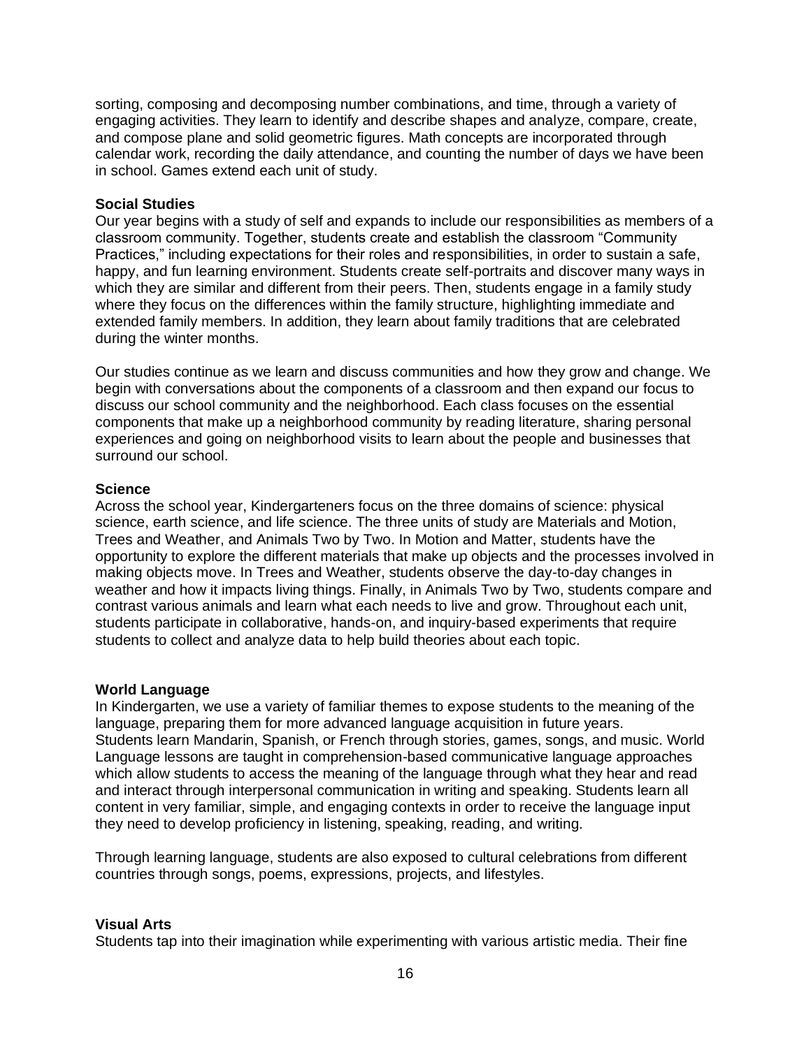sorting, composing and decomposing number combinations, and time, through a variety of engaging activities. They learn to identify and describe shapes and analyze, compare, create, and compose plane and solid geometric figures. Math concepts are incorporated through calendar work, recording the daily attendance, and counting the number of days we have been in school. Games extend each unit of study.

**Social Studies**

Our year begins with a study of self and expands to include our responsibilities as members of a classroom community. Together, students create and establish the classroom "Community Practices," including expectations for their roles and responsibilities, in order to sustain a safe, happy, and fun learning environment. Students create self-portraits and discover many ways in which they are similar and different from their peers. Then, students engage in a family study where they focus on the differences within the family structure, highlighting immediate and extended family members. In addition, they learn about family traditions that are celebrated during the winter months.

Our studies continue as we learn and discuss communities and how they grow and change. We begin with conversations about the components of a classroom and then expand our focus to discuss our school community and the neighborhood. Each class focuses on the essential components that make up a neighborhood community by reading literature, sharing personal experiences and going on neighborhood visits to learn about the people and businesses that surround our school.

**Science**

Across the school year, Kindergarteners focus on the three domains of science: physical science, earth science, and life science. The three units of study are Materials and Motion, Trees and Weather, and Animals Two by Two. In Motion and Matter, students have the opportunity to explore the different materials that make up objects and the processes involved in making objects move. In Trees and Weather, students observe the day-to-day changes in weather and how it impacts living things. Finally, in Animals Two by Two, students compare and contrast various animals and learn what each needs to live and grow. Throughout each unit, students participate in collaborative, hands-on, and inquiry-based experiments that require students to collect and analyze data to help build theories about each topic.

**World Language**

In Kindergarten, we use a variety of familiar themes to expose students to the meaning of the language, preparing them for more advanced language acquisition in future years. Students learn Mandarin, Spanish, or French through stories, games, songs, and music. World Language lessons are taught in comprehension-based communicative language approaches which allow students to access the meaning of the language through what they hear and read and interact through interpersonal communication in writing and speaking. Students learn all content in very familiar, simple, and engaging contexts in order to receive the language input they need to develop proficiency in listening, speaking, reading, and writing.

Through learning language, students are also exposed to cultural celebrations from different countries through songs, poems, expressions, projects, and lifestyles.

**Visual Arts**

Students tap into their imagination while experimenting with various artistic media. Their fine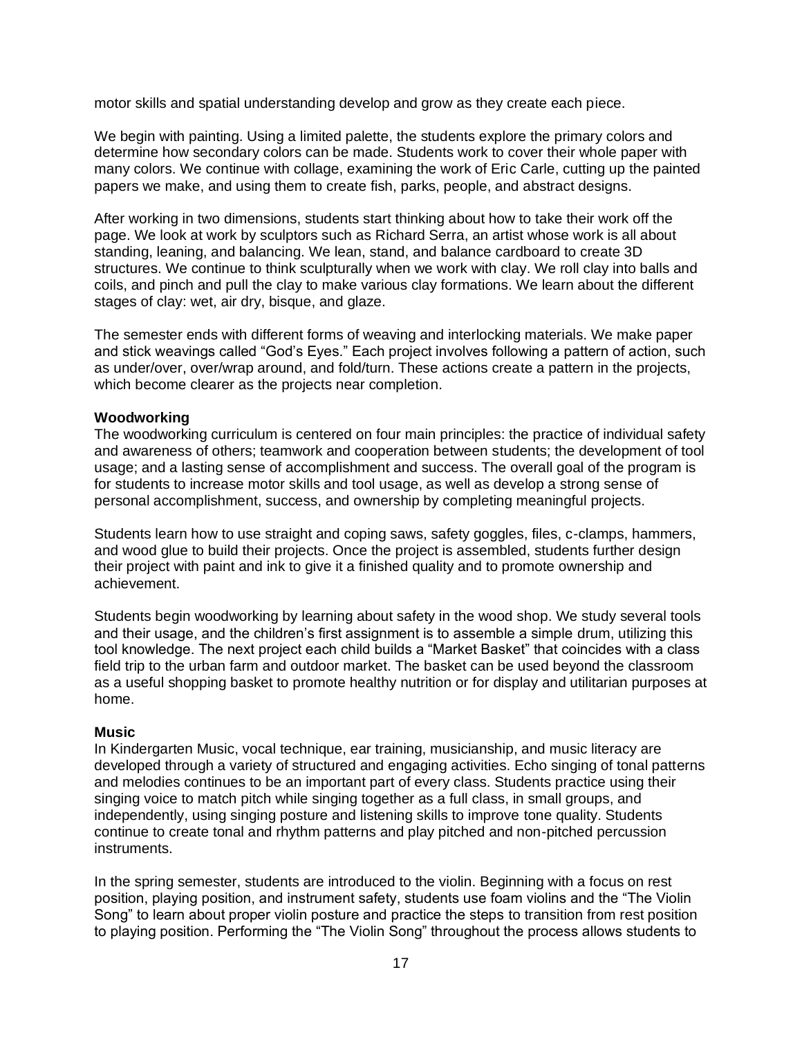motor skills and spatial understanding develop and grow as they create each piece.

We begin with painting. Using a limited palette, the students explore the primary colors and determine how secondary colors can be made. Students work to cover their whole paper with many colors. We continue with collage, examining the work of Eric Carle, cutting up the painted papers we make, and using them to create fish, parks, people, and abstract designs.

After working in two dimensions, students start thinking about how to take their work off the page. We look at work by sculptors such as Richard Serra, an artist whose work is all about standing, leaning, and balancing. We lean, stand, and balance cardboard to create 3D structures. We continue to think sculpturally when we work with clay. We roll clay into balls and coils, and pinch and pull the clay to make various clay formations. We learn about the different stages of clay: wet, air dry, bisque, and glaze.

The semester ends with different forms of weaving and interlocking materials. We make paper and stick weavings called "God's Eyes." Each project involves following a pattern of action, such as under/over, over/wrap around, and fold/turn. These actions create a pattern in the projects, which become clearer as the projects near completion.

**Woodworking**

The woodworking curriculum is centered on four main principles: the practice of individual safety and awareness of others; teamwork and cooperation between students; the development of tool usage; and a lasting sense of accomplishment and success. The overall goal of the program is for students to increase motor skills and tool usage, as well as develop a strong sense of personal accomplishment, success, and ownership by completing meaningful projects.

Students learn how to use straight and coping saws, safety goggles, files, c-clamps, hammers, and wood glue to build their projects. Once the project is assembled, students further design their project with paint and ink to give it a finished quality and to promote ownership and achievement.

Students begin woodworking by learning about safety in the wood shop. We study several tools and their usage, and the children's first assignment is to assemble a simple drum, utilizing this tool knowledge. The next project each child builds a "Market Basket" that coincides with a class field trip to the urban farm and outdoor market. The basket can be used beyond the classroom as a useful shopping basket to promote healthy nutrition or for display and utilitarian purposes at home.

**Music**

In Kindergarten Music, vocal technique, ear training, musicianship, and music literacy are developed through a variety of structured and engaging activities. Echo singing of tonal patterns and melodies continues to be an important part of every class. Students practice using their singing voice to match pitch while singing together as a full class, in small groups, and independently, using singing posture and listening skills to improve tone quality. Students continue to create tonal and rhythm patterns and play pitched and non-pitched percussion instruments.

In the spring semester, students are introduced to the violin. Beginning with a focus on rest position, playing position, and instrument safety, students use foam violins and the "The Violin Song" to learn about proper violin posture and practice the steps to transition from rest position to playing position. Performing the "The Violin Song" throughout the process allows students to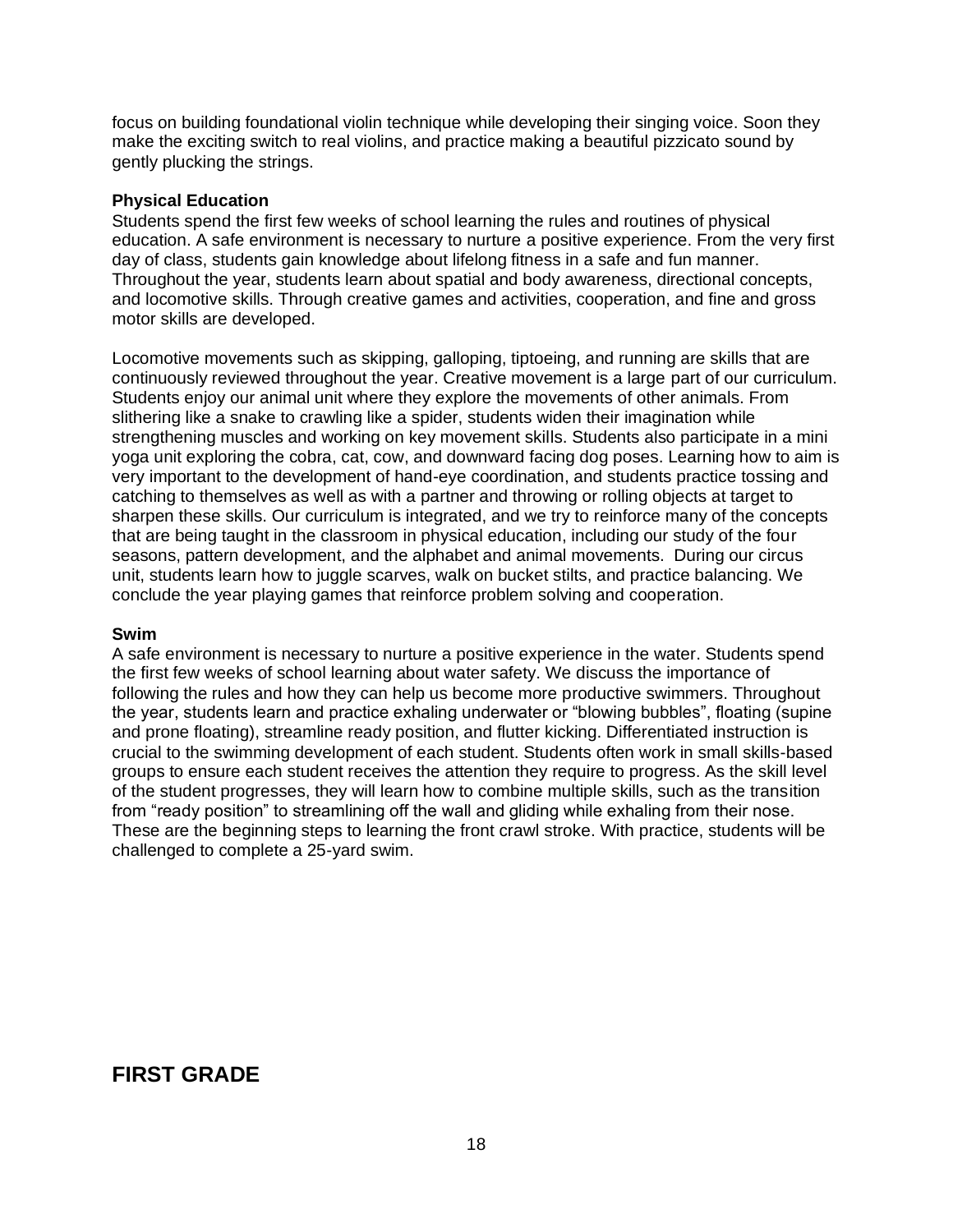focus on building foundational violin technique while developing their singing voice. Soon they make the exciting switch to real violins, and practice making a beautiful pizzicato sound by gently plucking the strings.

**Physical Education**

Students spend the first few weeks of school learning the rules and routines of physical education. A safe environment is necessary to nurture a positive experience. From the very first day of class, students gain knowledge about lifelong fitness in a safe and fun manner. Throughout the year, students learn about spatial and body awareness, directional concepts, and locomotive skills. Through creative games and activities, cooperation, and fine and gross motor skills are developed.

Locomotive movements such as skipping, galloping, tiptoeing, and running are skills that are continuously reviewed throughout the year. Creative movement is a large part of our curriculum. Students enjoy our animal unit where they explore the movements of other animals. From slithering like a snake to crawling like a spider, students widen their imagination while strengthening muscles and working on key movement skills. Students also participate in a mini yoga unit exploring the cobra, cat, cow, and downward facing dog poses. Learning how to aim is very important to the development of hand-eye coordination, and students practice tossing and catching to themselves as well as with a partner and throwing or rolling objects at target to sharpen these skills. Our curriculum is integrated, and we try to reinforce many of the concepts that are being taught in the classroom in physical education, including our study of the four seasons, pattern development, and the alphabet and animal movements. During our circus unit, students learn how to juggle scarves, walk on bucket stilts, and practice balancing. We conclude the year playing games that reinforce problem solving and cooperation.

**Swim**

A safe environment is necessary to nurture a positive experience in the water. Students spend the first few weeks of school learning about water safety. We discuss the importance of following the rules and how they can help us become more productive swimmers. Throughout the year, students learn and practice exhaling underwater or “blowing bubbles”, floating (supine and prone floating), streamline ready position, and flutter kicking. Differentiated instruction is crucial to the swimming development of each student. Students often work in small skills-based groups to ensure each student receives the attention they require to progress. As the skill level of the student progresses, they will learn how to combine multiple skills, such as the transition from “ready position” to streamlining off the wall and gliding while exhaling from their nose. These are the beginning steps to learning the front crawl stroke. With practice, students will be challenged to complete a 25-yard swim.

## FIRST GRADE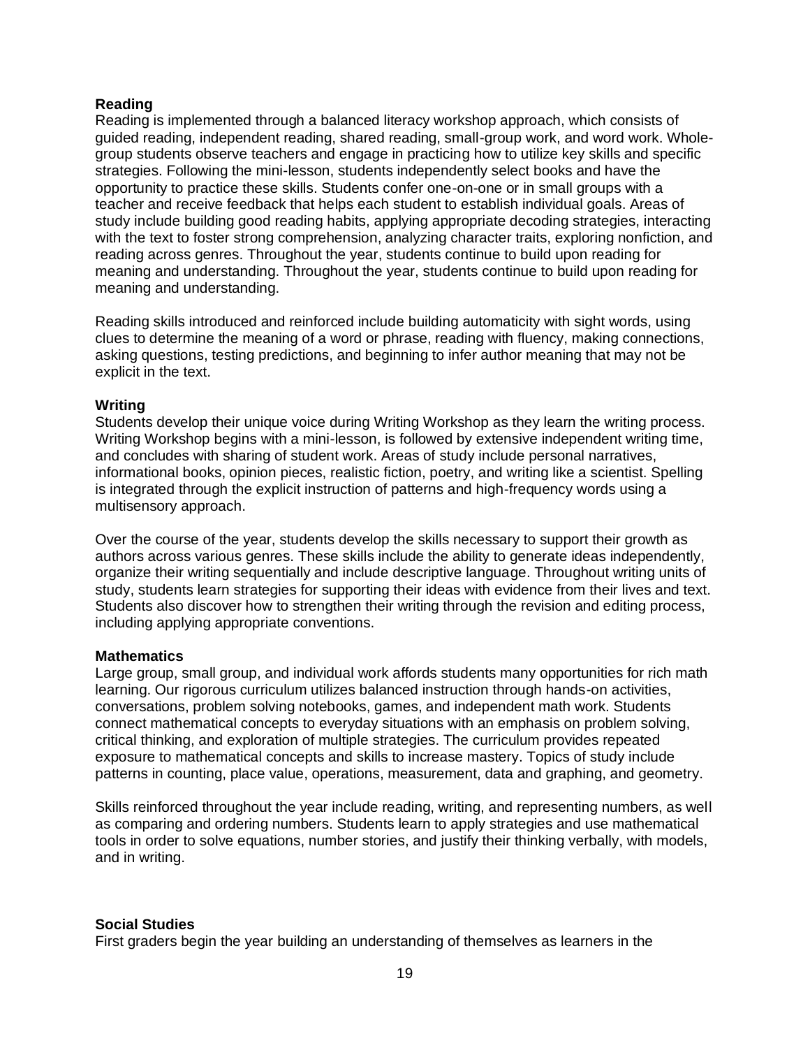**Reading**

Reading is implemented through a balanced literacy workshop approach, which consists of guided reading, independent reading, shared reading, small-group work, and word work. Whole-group students observe teachers and engage in practicing how to utilize key skills and specific strategies. Following the mini-lesson, students independently select books and have the opportunity to practice these skills. Students confer one-on-one or in small groups with a teacher and receive feedback that helps each student to establish individual goals. Areas of study include building good reading habits, applying appropriate decoding strategies, interacting with the text to foster strong comprehension, analyzing character traits, exploring nonfiction, and reading across genres. Throughout the year, students continue to build upon reading for meaning and understanding. Throughout the year, students continue to build upon reading for meaning and understanding.

Reading skills introduced and reinforced include building automaticity with sight words, using clues to determine the meaning of a word or phrase, reading with fluency, making connections, asking questions, testing predictions, and beginning to infer author meaning that may not be explicit in the text.

**Writing**

Students develop their unique voice during Writing Workshop as they learn the writing process. Writing Workshop begins with a mini-lesson, is followed by extensive independent writing time, and concludes with sharing of student work. Areas of study include personal narratives, informational books, opinion pieces, realistic fiction, poetry, and writing like a scientist. Spelling is integrated through the explicit instruction of patterns and high-frequency words using a multisensory approach.

Over the course of the year, students develop the skills necessary to support their growth as authors across various genres. These skills include the ability to generate ideas independently, organize their writing sequentially and include descriptive language. Throughout writing units of study, students learn strategies for supporting their ideas with evidence from their lives and text. Students also discover how to strengthen their writing through the revision and editing process, including applying appropriate conventions.

**Mathematics**

Large group, small group, and individual work affords students many opportunities for rich math learning. Our rigorous curriculum utilizes balanced instruction through hands-on activities, conversations, problem solving notebooks, games, and independent math work. Students connect mathematical concepts to everyday situations with an emphasis on problem solving, critical thinking, and exploration of multiple strategies. The curriculum provides repeated exposure to mathematical concepts and skills to increase mastery. Topics of study include patterns in counting, place value, operations, measurement, data and graphing, and geometry.

Skills reinforced throughout the year include reading, writing, and representing numbers, as well as comparing and ordering numbers. Students learn to apply strategies and use mathematical tools in order to solve equations, number stories, and justify their thinking verbally, with models, and in writing.

**Social Studies**

First graders begin the year building an understanding of themselves as learners in the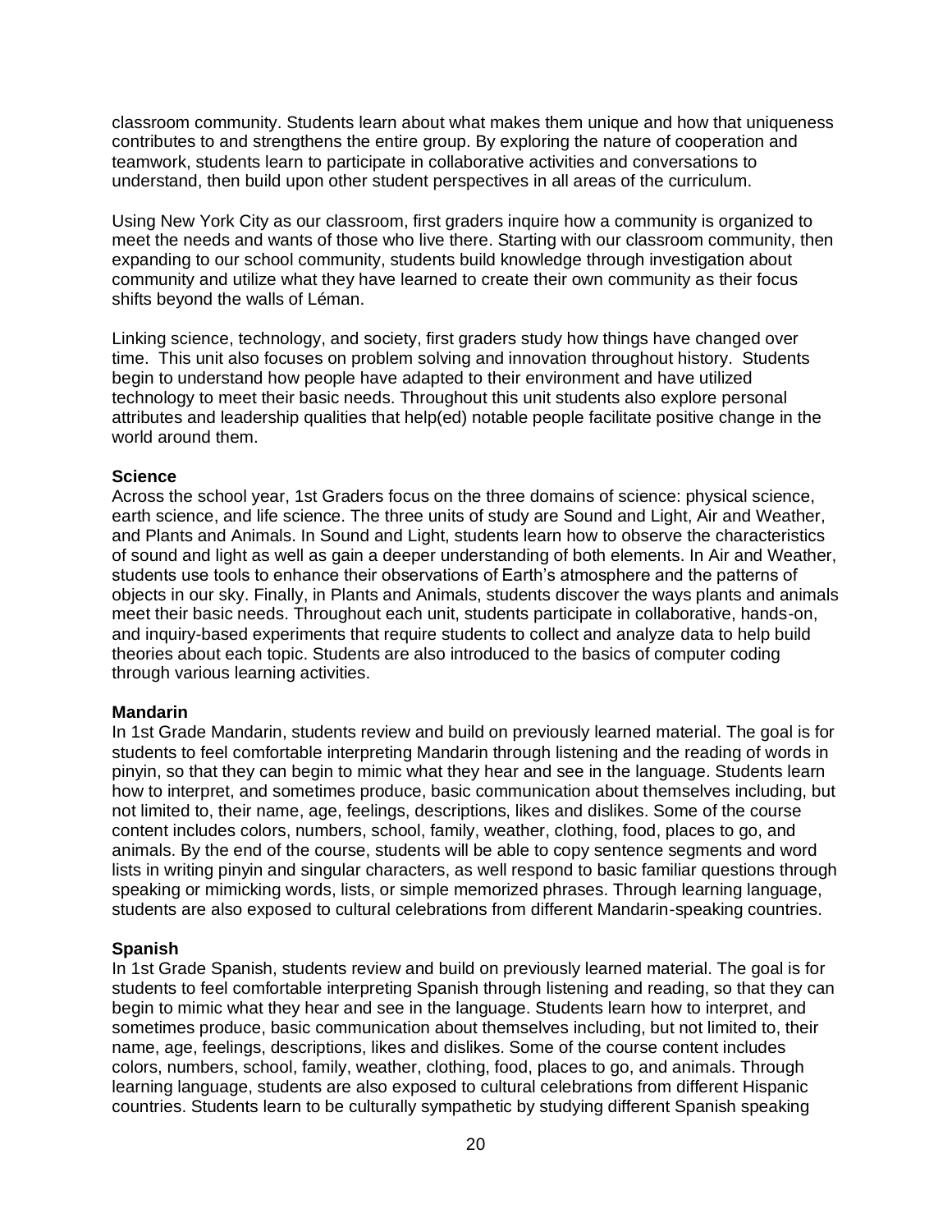classroom community. Students learn about what makes them unique and how that uniqueness contributes to and strengthens the entire group. By exploring the nature of cooperation and teamwork, students learn to participate in collaborative activities and conversations to understand, then build upon other student perspectives in all areas of the curriculum.

Using New York City as our classroom, first graders inquire how a community is organized to meet the needs and wants of those who live there. Starting with our classroom community, then expanding to our school community, students build knowledge through investigation about community and utilize what they have learned to create their own community as their focus shifts beyond the walls of Léman.

Linking science, technology, and society, first graders study how things have changed over time. This unit also focuses on problem solving and innovation throughout history. Students begin to understand how people have adapted to their environment and have utilized technology to meet their basic needs. Throughout this unit students also explore personal attributes and leadership qualities that help(ed) notable people facilitate positive change in the world around them.

**Science**

Across the school year, 1st Graders focus on the three domains of science: physical science, earth science, and life science. The three units of study are Sound and Light, Air and Weather, and Plants and Animals. In Sound and Light, students learn how to observe the characteristics of sound and light as well as gain a deeper understanding of both elements. In Air and Weather, students use tools to enhance their observations of Earth's atmosphere and the patterns of objects in our sky. Finally, in Plants and Animals, students discover the ways plants and animals meet their basic needs. Throughout each unit, students participate in collaborative, hands-on, and inquiry-based experiments that require students to collect and analyze data to help build theories about each topic. Students are also introduced to the basics of computer coding through various learning activities.

**Mandarin**

In 1st Grade Mandarin, students review and build on previously learned material. The goal is for students to feel comfortable interpreting Mandarin through listening and the reading of words in pinyin, so that they can begin to mimic what they hear and see in the language. Students learn how to interpret, and sometimes produce, basic communication about themselves including, but not limited to, their name, age, feelings, descriptions, likes and dislikes. Some of the course content includes colors, numbers, school, family, weather, clothing, food, places to go, and animals. By the end of the course, students will be able to copy sentence segments and word lists in writing pinyin and singular characters, as well respond to basic familiar questions through speaking or mimicking words, lists, or simple memorized phrases. Through learning language, students are also exposed to cultural celebrations from different Mandarin-speaking countries.

**Spanish**

In 1st Grade Spanish, students review and build on previously learned material. The goal is for students to feel comfortable interpreting Spanish through listening and reading, so that they can begin to mimic what they hear and see in the language. Students learn how to interpret, and sometimes produce, basic communication about themselves including, but not limited to, their name, age, feelings, descriptions, likes and dislikes. Some of the course content includes colors, numbers, school, family, weather, clothing, food, places to go, and animals. Through learning language, students are also exposed to cultural celebrations from different Hispanic countries. Students learn to be culturally sympathetic by studying different Spanish speaking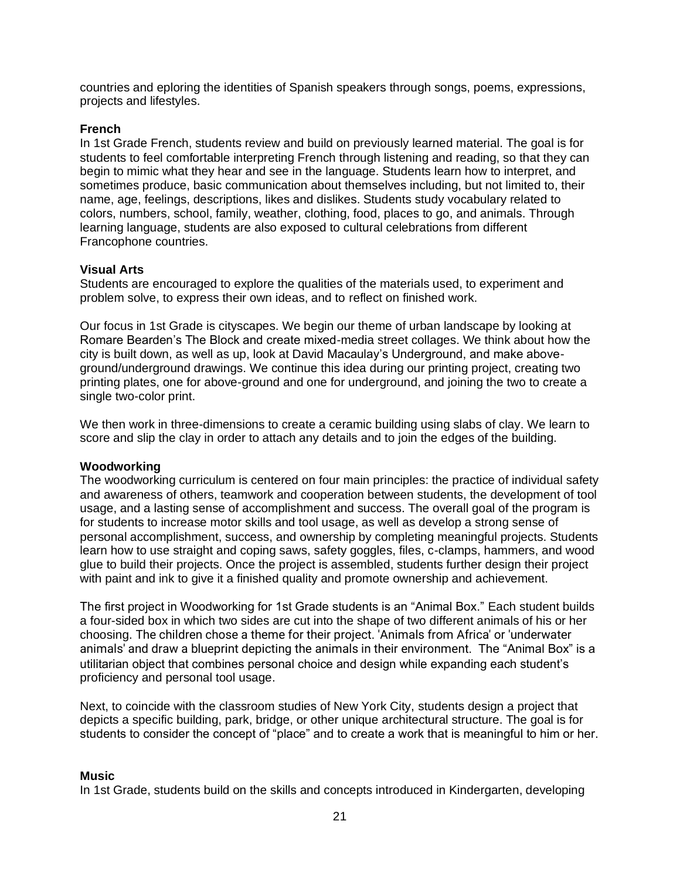countries and eploring the identities of Spanish speakers through songs, poems, expressions, projects and lifestyles.

### French

In 1st Grade French, students review and build on previously learned material. The goal is for students to feel comfortable interpreting French through listening and reading, so that they can begin to mimic what they hear and see in the language. Students learn how to interpret, and sometimes produce, basic communication about themselves including, but not limited to, their name, age, feelings, descriptions, likes and dislikes. Students study vocabulary related to colors, numbers, school, family, weather, clothing, food, places to go, and animals. Through learning language, students are also exposed to cultural celebrations from different Francophone countries.

### Visual Arts

Students are encouraged to explore the qualities of the materials used, to experiment and problem solve, to express their own ideas, and to reflect on finished work.

Our focus in 1st Grade is cityscapes. We begin our theme of urban landscape by looking at Romare Bearden's The Block and create mixed-media street collages. We think about how the city is built down, as well as up, look at David Macaulay's Underground, and make above-ground/underground drawings. We continue this idea during our printing project, creating two printing plates, one for above-ground and one for underground, and joining the two to create a single two-color print.

We then work in three-dimensions to create a ceramic building using slabs of clay. We learn to score and slip the clay in order to attach any details and to join the edges of the building.

### Woodworking

The woodworking curriculum is centered on four main principles: the practice of individual safety and awareness of others, teamwork and cooperation between students, the development of tool usage, and a lasting sense of accomplishment and success. The overall goal of the program is for students to increase motor skills and tool usage, as well as develop a strong sense of personal accomplishment, success, and ownership by completing meaningful projects. Students learn how to use straight and coping saws, safety goggles, files, c-clamps, hammers, and wood glue to build their projects. Once the project is assembled, students further design their project with paint and ink to give it a finished quality and promote ownership and achievement.

The first project in Woodworking for 1st Grade students is an "Animal Box." Each student builds a four-sided box in which two sides are cut into the shape of two different animals of his or her choosing. The children chose a theme for their project. 'Animals from Africa' or 'underwater animals' and draw a blueprint depicting the animals in their environment. The "Animal Box" is a utilitarian object that combines personal choice and design while expanding each student's proficiency and personal tool usage.

Next, to coincide with the classroom studies of New York City, students design a project that depicts a specific building, park, bridge, or other unique architectural structure. The goal is for students to consider the concept of "place" and to create a work that is meaningful to him or her.

### Music

In 1st Grade, students build on the skills and concepts introduced in Kindergarten, developing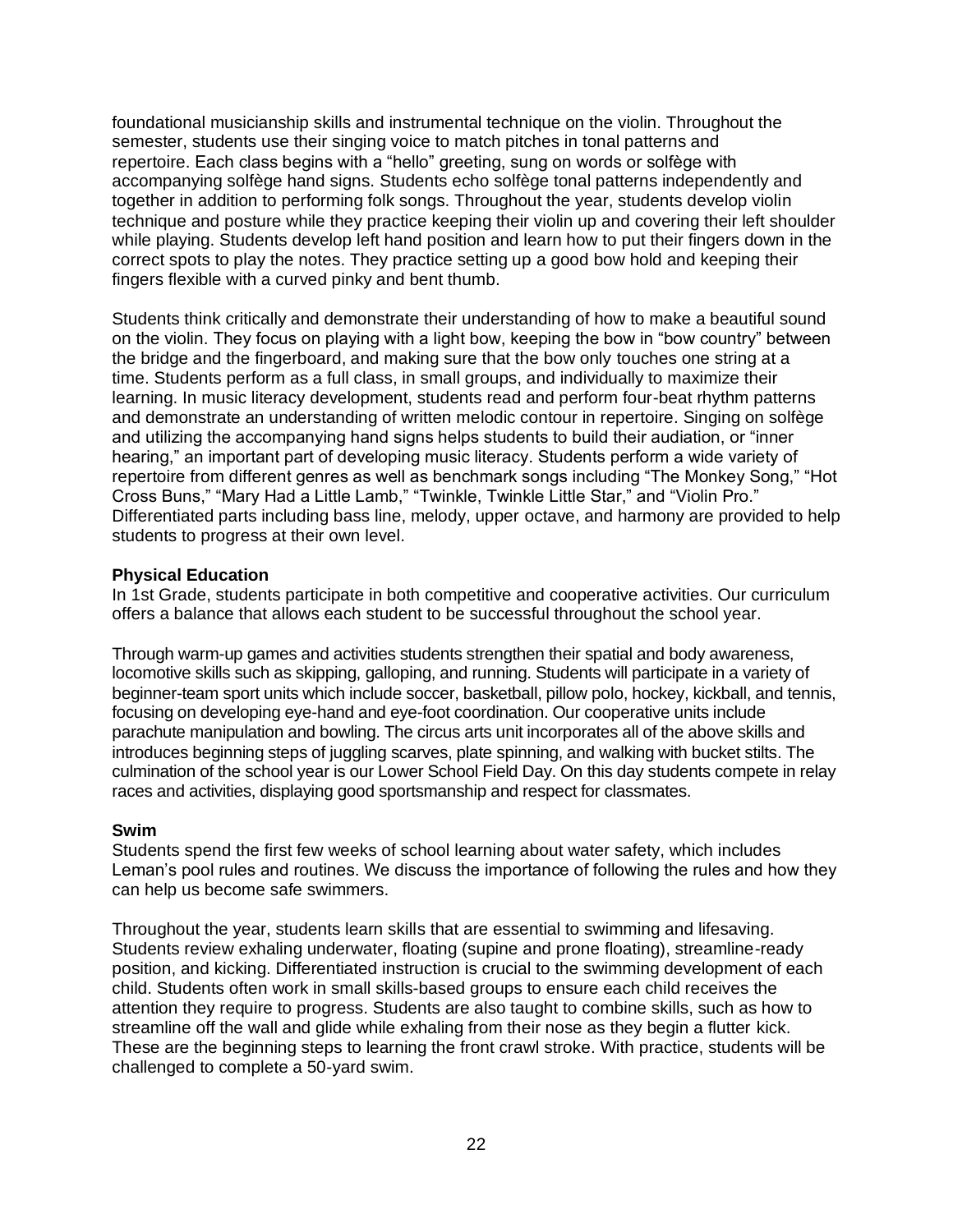foundational musicianship skills and instrumental technique on the violin. Throughout the semester, students use their singing voice to match pitches in tonal patterns and repertoire. Each class begins with a "hello" greeting, sung on words or solfège with accompanying solfège hand signs. Students echo solfège tonal patterns independently and together in addition to performing folk songs. Throughout the year, students develop violin technique and posture while they practice keeping their violin up and covering their left shoulder while playing. Students develop left hand position and learn how to put their fingers down in the correct spots to play the notes. They practice setting up a good bow hold and keeping their fingers flexible with a curved pinky and bent thumb.

Students think critically and demonstrate their understanding of how to make a beautiful sound on the violin. They focus on playing with a light bow, keeping the bow in "bow country" between the bridge and the fingerboard, and making sure that the bow only touches one string at a time. Students perform as a full class, in small groups, and individually to maximize their learning. In music literacy development, students read and perform four-beat rhythm patterns and demonstrate an understanding of written melodic contour in repertoire. Singing on solfège and utilizing the accompanying hand signs helps students to build their audiation, or "inner hearing," an important part of developing music literacy. Students perform a wide variety of repertoire from different genres as well as benchmark songs including "The Monkey Song," "Hot Cross Buns," "Mary Had a Little Lamb," "Twinkle, Twinkle Little Star," and "Violin Pro." Differentiated parts including bass line, melody, upper octave, and harmony are provided to help students to progress at their own level.

**Physical Education**

In 1st Grade, students participate in both competitive and cooperative activities. Our curriculum offers a balance that allows each student to be successful throughout the school year.

Through warm-up games and activities students strengthen their spatial and body awareness, locomotive skills such as skipping, galloping, and running. Students will participate in a variety of beginner-team sport units which include soccer, basketball, pillow polo, hockey, kickball, and tennis, focusing on developing eye-hand and eye-foot coordination. Our cooperative units include parachute manipulation and bowling. The circus arts unit incorporates all of the above skills and introduces beginning steps of juggling scarves, plate spinning, and walking with bucket stilts. The culmination of the school year is our Lower School Field Day. On this day students compete in relay races and activities, displaying good sportsmanship and respect for classmates.

**Swim**

Students spend the first few weeks of school learning about water safety, which includes Leman's pool rules and routines. We discuss the importance of following the rules and how they can help us become safe swimmers.

Throughout the year, students learn skills that are essential to swimming and lifesaving. Students review exhaling underwater, floating (supine and prone floating), streamline-ready position, and kicking. Differentiated instruction is crucial to the swimming development of each child. Students often work in small skills-based groups to ensure each child receives the attention they require to progress. Students are also taught to combine skills, such as how to streamline off the wall and glide while exhaling from their nose as they begin a flutter kick. These are the beginning steps to learning the front crawl stroke. With practice, students will be challenged to complete a 50-yard swim.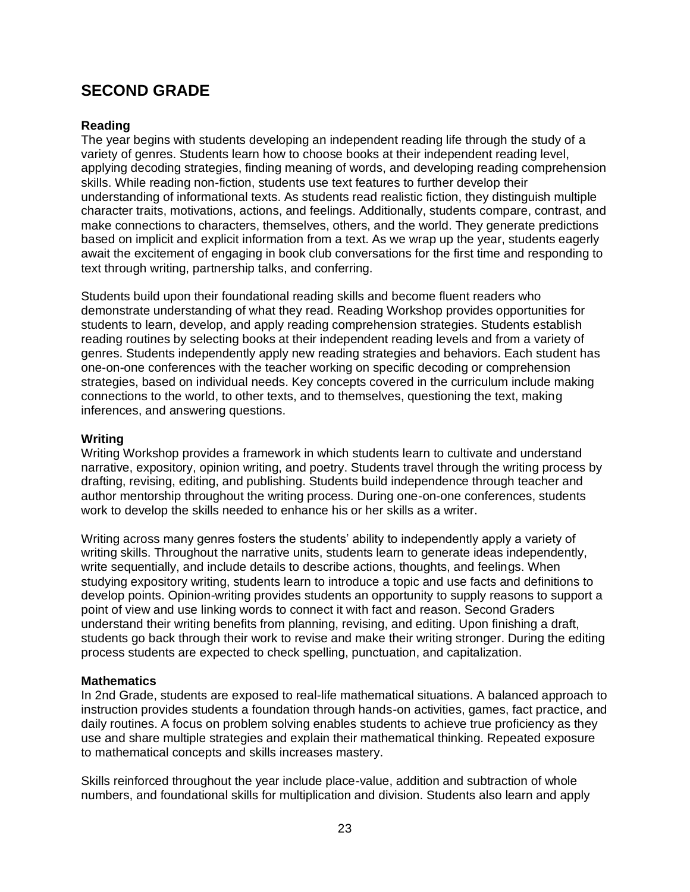## SECOND GRADE

### Reading

The year begins with students developing an independent reading life through the study of a variety of genres. Students learn how to choose books at their independent reading level, applying decoding strategies, finding meaning of words, and developing reading comprehension skills. While reading non-fiction, students use text features to further develop their understanding of informational texts. As students read realistic fiction, they distinguish multiple character traits, motivations, actions, and feelings. Additionally, students compare, contrast, and make connections to characters, themselves, others, and the world. They generate predictions based on implicit and explicit information from a text. As we wrap up the year, students eagerly await the excitement of engaging in book club conversations for the first time and responding to text through writing, partnership talks, and conferring.

Students build upon their foundational reading skills and become fluent readers who demonstrate understanding of what they read. Reading Workshop provides opportunities for students to learn, develop, and apply reading comprehension strategies. Students establish reading routines by selecting books at their independent reading levels and from a variety of genres. Students independently apply new reading strategies and behaviors. Each student has one-on-one conferences with the teacher working on specific decoding or comprehension strategies, based on individual needs. Key concepts covered in the curriculum include making connections to the world, to other texts, and to themselves, questioning the text, making inferences, and answering questions.

### Writing

Writing Workshop provides a framework in which students learn to cultivate and understand narrative, expository, opinion writing, and poetry. Students travel through the writing process by drafting, revising, editing, and publishing. Students build independence through teacher and author mentorship throughout the writing process. During one-on-one conferences, students work to develop the skills needed to enhance his or her skills as a writer.

Writing across many genres fosters the students' ability to independently apply a variety of writing skills. Throughout the narrative units, students learn to generate ideas independently, write sequentially, and include details to describe actions, thoughts, and feelings. When studying expository writing, students learn to introduce a topic and use facts and definitions to develop points. Opinion-writing provides students an opportunity to supply reasons to support a point of view and use linking words to connect it with fact and reason. Second Graders understand their writing benefits from planning, revising, and editing. Upon finishing a draft, students go back through their work to revise and make their writing stronger. During the editing process students are expected to check spelling, punctuation, and capitalization.

### Mathematics

In 2nd Grade, students are exposed to real-life mathematical situations. A balanced approach to instruction provides students a foundation through hands-on activities, games, fact practice, and daily routines. A focus on problem solving enables students to achieve true proficiency as they use and share multiple strategies and explain their mathematical thinking. Repeated exposure to mathematical concepts and skills increases mastery.

Skills reinforced throughout the year include place-value, addition and subtraction of whole numbers, and foundational skills for multiplication and division. Students also learn and apply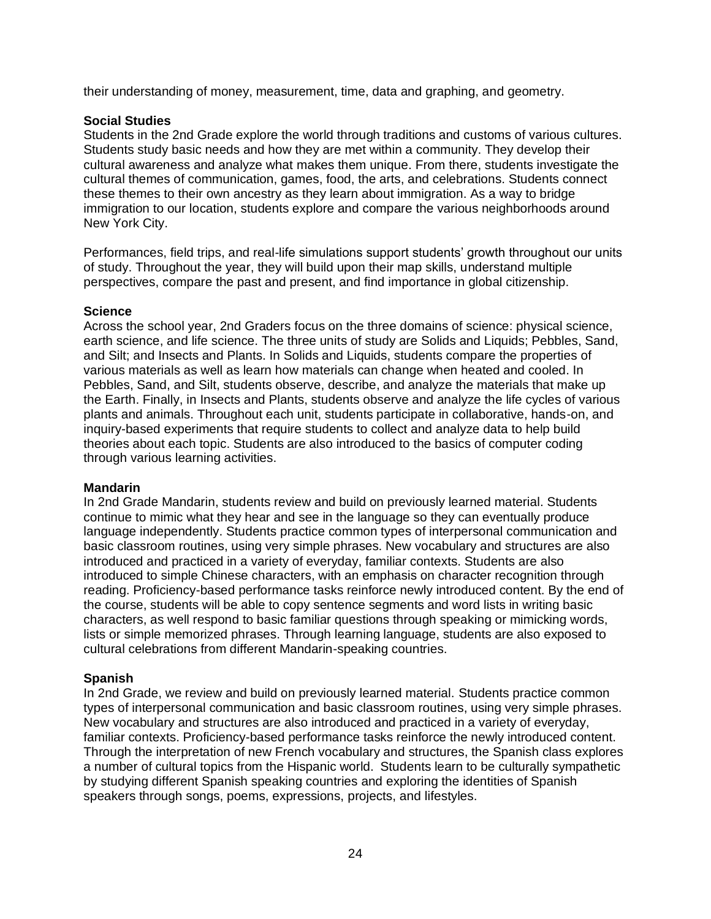their understanding of money, measurement, time, data and graphing, and geometry.

**Social Studies**
Students in the 2nd Grade explore the world through traditions and customs of various cultures. Students study basic needs and how they are met within a community. They develop their cultural awareness and analyze what makes them unique. From there, students investigate the cultural themes of communication, games, food, the arts, and celebrations. Students connect these themes to their own ancestry as they learn about immigration. As a way to bridge immigration to our location, students explore and compare the various neighborhoods around New York City.

Performances, field trips, and real-life simulations support students' growth throughout our units of study. Throughout the year, they will build upon their map skills, understand multiple perspectives, compare the past and present, and find importance in global citizenship.

**Science**
Across the school year, 2nd Graders focus on the three domains of science: physical science, earth science, and life science. The three units of study are Solids and Liquids; Pebbles, Sand, and Silt; and Insects and Plants. In Solids and Liquids, students compare the properties of various materials as well as learn how materials can change when heated and cooled. In Pebbles, Sand, and Silt, students observe, describe, and analyze the materials that make up the Earth. Finally, in Insects and Plants, students observe and analyze the life cycles of various plants and animals. Throughout each unit, students participate in collaborative, hands-on, and inquiry-based experiments that require students to collect and analyze data to help build theories about each topic. Students are also introduced to the basics of computer coding through various learning activities.

**Mandarin**
In 2nd Grade Mandarin, students review and build on previously learned material. Students continue to mimic what they hear and see in the language so they can eventually produce language independently. Students practice common types of interpersonal communication and basic classroom routines, using very simple phrases. New vocabulary and structures are also introduced and practiced in a variety of everyday, familiar contexts. Students are also introduced to simple Chinese characters, with an emphasis on character recognition through reading. Proficiency-based performance tasks reinforce newly introduced content. By the end of the course, students will be able to copy sentence segments and word lists in writing basic characters, as well respond to basic familiar questions through speaking or mimicking words, lists or simple memorized phrases. Through learning language, students are also exposed to cultural celebrations from different Mandarin-speaking countries.

**Spanish**
In 2nd Grade, we review and build on previously learned material. Students practice common types of interpersonal communication and basic classroom routines, using very simple phrases. New vocabulary and structures are also introduced and practiced in a variety of everyday, familiar contexts. Proficiency-based performance tasks reinforce the newly introduced content. Through the interpretation of new French vocabulary and structures, the Spanish class explores a number of cultural topics from the Hispanic world. Students learn to be culturally sympathetic by studying different Spanish speaking countries and exploring the identities of Spanish speakers through songs, poems, expressions, projects, and lifestyles.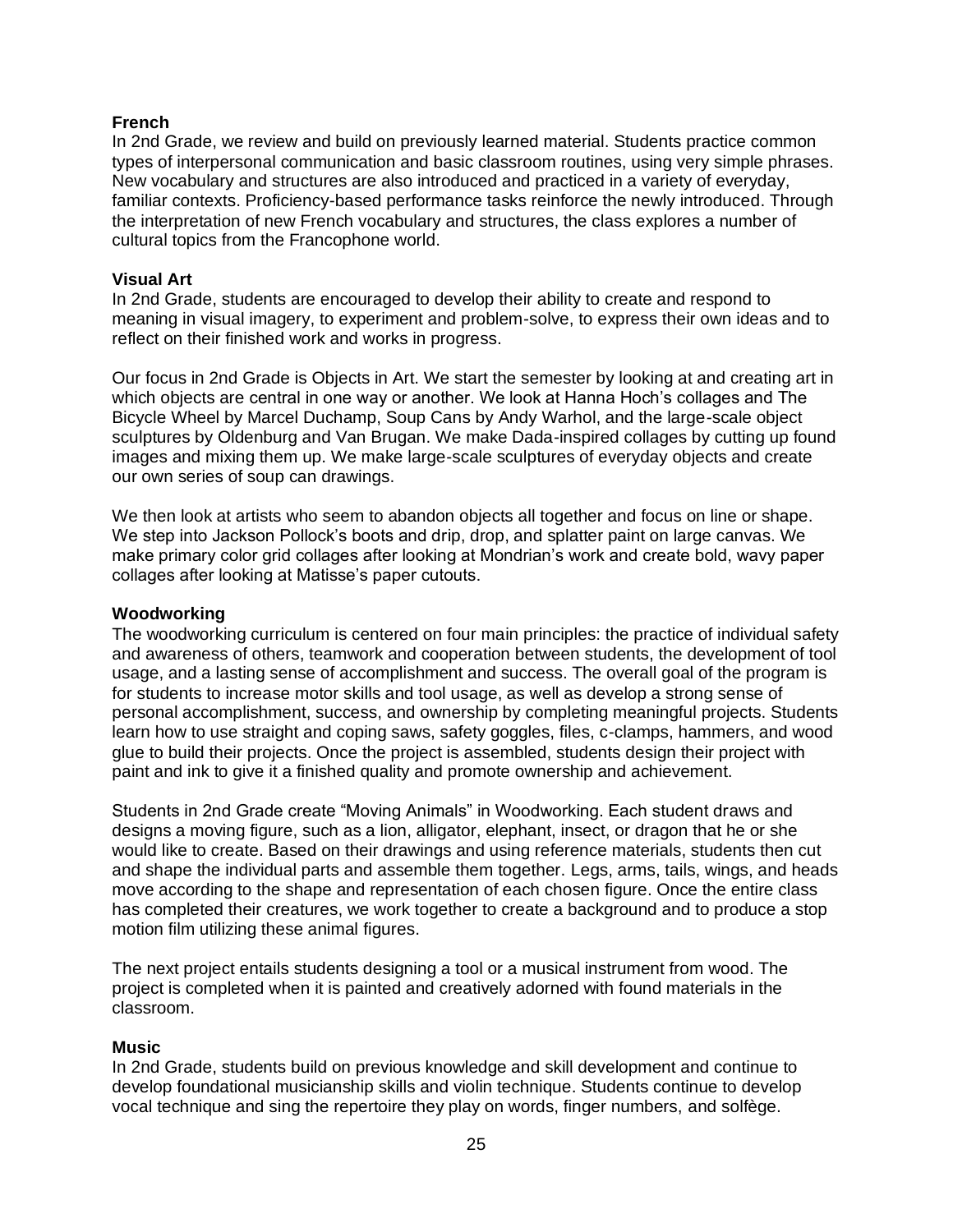**French**

In 2nd Grade, we review and build on previously learned material. Students practice common types of interpersonal communication and basic classroom routines, using very simple phrases. New vocabulary and structures are also introduced and practiced in a variety of everyday, familiar contexts. Proficiency-based performance tasks reinforce the newly introduced. Through the interpretation of new French vocabulary and structures, the class explores a number of cultural topics from the Francophone world.

**Visual Art**

In 2nd Grade, students are encouraged to develop their ability to create and respond to meaning in visual imagery, to experiment and problem-solve, to express their own ideas and to reflect on their finished work and works in progress.

Our focus in 2nd Grade is Objects in Art. We start the semester by looking at and creating art in which objects are central in one way or another. We look at Hanna Hoch's collages and The Bicycle Wheel by Marcel Duchamp, Soup Cans by Andy Warhol, and the large-scale object sculptures by Oldenburg and Van Brugan. We make Dada-inspired collages by cutting up found images and mixing them up. We make large-scale sculptures of everyday objects and create our own series of soup can drawings.

We then look at artists who seem to abandon objects all together and focus on line or shape. We step into Jackson Pollock's boots and drip, drop, and splatter paint on large canvas. We make primary color grid collages after looking at Mondrian's work and create bold, wavy paper collages after looking at Matisse's paper cutouts.

**Woodworking**

The woodworking curriculum is centered on four main principles: the practice of individual safety and awareness of others, teamwork and cooperation between students, the development of tool usage, and a lasting sense of accomplishment and success. The overall goal of the program is for students to increase motor skills and tool usage, as well as develop a strong sense of personal accomplishment, success, and ownership by completing meaningful projects. Students learn how to use straight and coping saws, safety goggles, files, c-clamps, hammers, and wood glue to build their projects. Once the project is assembled, students design their project with paint and ink to give it a finished quality and promote ownership and achievement.

Students in 2nd Grade create "Moving Animals" in Woodworking. Each student draws and designs a moving figure, such as a lion, alligator, elephant, insect, or dragon that he or she would like to create. Based on their drawings and using reference materials, students then cut and shape the individual parts and assemble them together. Legs, arms, tails, wings, and heads move according to the shape and representation of each chosen figure. Once the entire class has completed their creatures, we work together to create a background and to produce a stop motion film utilizing these animal figures.

The next project entails students designing a tool or a musical instrument from wood. The project is completed when it is painted and creatively adorned with found materials in the classroom.

**Music**

In 2nd Grade, students build on previous knowledge and skill development and continue to develop foundational musicianship skills and violin technique. Students continue to develop vocal technique and sing the repertoire they play on words, finger numbers, and solfège.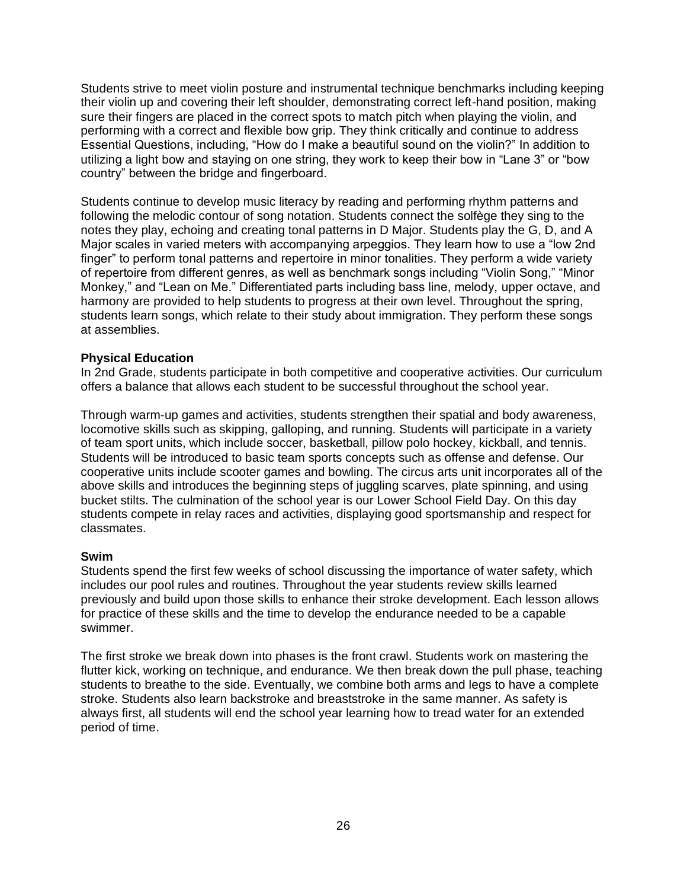Students strive to meet violin posture and instrumental technique benchmarks including keeping their violin up and covering their left shoulder, demonstrating correct left-hand position, making sure their fingers are placed in the correct spots to match pitch when playing the violin, and performing with a correct and flexible bow grip. They think critically and continue to address Essential Questions, including, "How do I make a beautiful sound on the violin?" In addition to utilizing a light bow and staying on one string, they work to keep their bow in "Lane 3" or "bow country" between the bridge and fingerboard.

Students continue to develop music literacy by reading and performing rhythm patterns and following the melodic contour of song notation. Students connect the solfège they sing to the notes they play, echoing and creating tonal patterns in D Major. Students play the G, D, and A Major scales in varied meters with accompanying arpeggios. They learn how to use a "low 2nd finger" to perform tonal patterns and repertoire in minor tonalities. They perform a wide variety of repertoire from different genres, as well as benchmark songs including "Violin Song," "Minor Monkey," and "Lean on Me." Differentiated parts including bass line, melody, upper octave, and harmony are provided to help students to progress at their own level. Throughout the spring, students learn songs, which relate to their study about immigration. They perform these songs at assemblies.

**Physical Education**

In 2nd Grade, students participate in both competitive and cooperative activities. Our curriculum offers a balance that allows each student to be successful throughout the school year.

Through warm-up games and activities, students strengthen their spatial and body awareness, locomotive skills such as skipping, galloping, and running. Students will participate in a variety of team sport units, which include soccer, basketball, pillow polo hockey, kickball, and tennis. Students will be introduced to basic team sports concepts such as offense and defense. Our cooperative units include scooter games and bowling. The circus arts unit incorporates all of the above skills and introduces the beginning steps of juggling scarves, plate spinning, and using bucket stilts. The culmination of the school year is our Lower School Field Day. On this day students compete in relay races and activities, displaying good sportsmanship and respect for classmates.

**Swim**

Students spend the first few weeks of school discussing the importance of water safety, which includes our pool rules and routines. Throughout the year students review skills learned previously and build upon those skills to enhance their stroke development. Each lesson allows for practice of these skills and the time to develop the endurance needed to be a capable swimmer.

The first stroke we break down into phases is the front crawl. Students work on mastering the flutter kick, working on technique, and endurance. We then break down the pull phase, teaching students to breathe to the side. Eventually, we combine both arms and legs to have a complete stroke. Students also learn backstroke and breaststroke in the same manner. As safety is always first, all students will end the school year learning how to tread water for an extended period of time.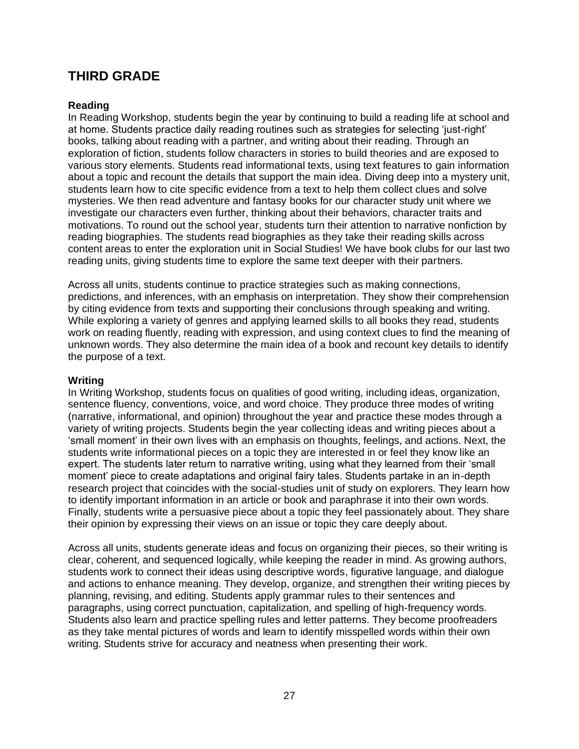## THIRD GRADE

### Reading

In Reading Workshop, students begin the year by continuing to build a reading life at school and at home. Students practice daily reading routines such as strategies for selecting 'just-right' books, talking about reading with a partner, and writing about their reading. Through an exploration of fiction, students follow characters in stories to build theories and are exposed to various story elements. Students read informational texts, using text features to gain information about a topic and recount the details that support the main idea. Diving deep into a mystery unit, students learn how to cite specific evidence from a text to help them collect clues and solve mysteries. We then read adventure and fantasy books for our character study unit where we investigate our characters even further, thinking about their behaviors, character traits and motivations. To round out the school year, students turn their attention to narrative nonfiction by reading biographies. The students read biographies as they take their reading skills across content areas to enter the exploration unit in Social Studies! We have book clubs for our last two reading units, giving students time to explore the same text deeper with their partners.

Across all units, students continue to practice strategies such as making connections, predictions, and inferences, with an emphasis on interpretation. They show their comprehension by citing evidence from texts and supporting their conclusions through speaking and writing. While exploring a variety of genres and applying learned skills to all books they read, students work on reading fluently, reading with expression, and using context clues to find the meaning of unknown words. They also determine the main idea of a book and recount key details to identify the purpose of a text.

### Writing

In Writing Workshop, students focus on qualities of good writing, including ideas, organization, sentence fluency, conventions, voice, and word choice. They produce three modes of writing (narrative, informational, and opinion) throughout the year and practice these modes through a variety of writing projects. Students begin the year collecting ideas and writing pieces about a 'small moment' in their own lives with an emphasis on thoughts, feelings, and actions. Next, the students write informational pieces on a topic they are interested in or feel they know like an expert. The students later return to narrative writing, using what they learned from their 'small moment' piece to create adaptations and original fairy tales. Students partake in an in-depth research project that coincides with the social-studies unit of study on explorers. They learn how to identify important information in an article or book and paraphrase it into their own words. Finally, students write a persuasive piece about a topic they feel passionately about. They share their opinion by expressing their views on an issue or topic they care deeply about.

Across all units, students generate ideas and focus on organizing their pieces, so their writing is clear, coherent, and sequenced logically, while keeping the reader in mind. As growing authors, students work to connect their ideas using descriptive words, figurative language, and dialogue and actions to enhance meaning. They develop, organize, and strengthen their writing pieces by planning, revising, and editing. Students apply grammar rules to their sentences and paragraphs, using correct punctuation, capitalization, and spelling of high-frequency words. Students also learn and practice spelling rules and letter patterns. They become proofreaders as they take mental pictures of words and learn to identify misspelled words within their own writing. Students strive for accuracy and neatness when presenting their work.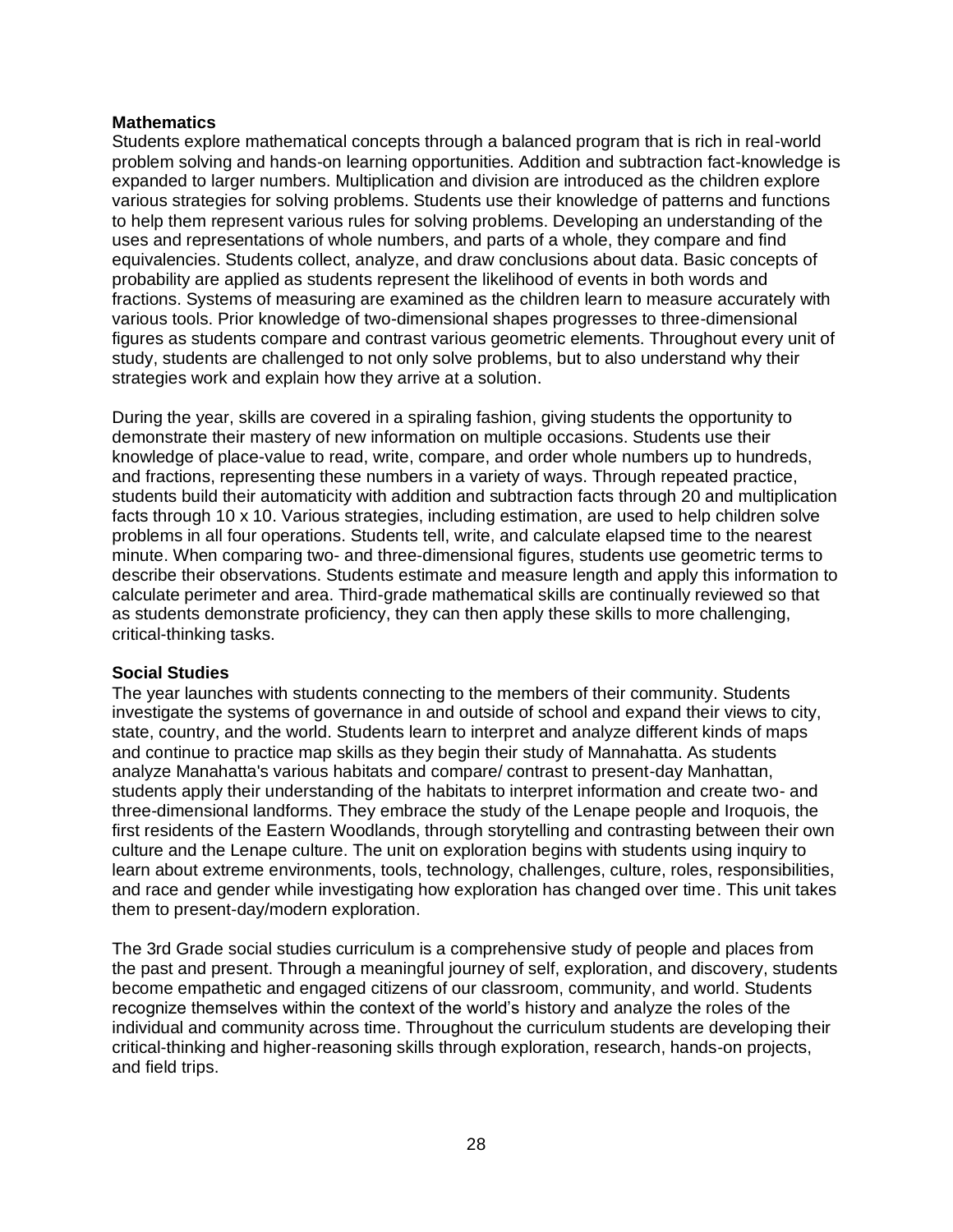**Mathematics**

Students explore mathematical concepts through a balanced program that is rich in real-world problem solving and hands-on learning opportunities. Addition and subtraction fact-knowledge is expanded to larger numbers. Multiplication and division are introduced as the children explore various strategies for solving problems. Students use their knowledge of patterns and functions to help them represent various rules for solving problems. Developing an understanding of the uses and representations of whole numbers, and parts of a whole, they compare and find equivalencies. Students collect, analyze, and draw conclusions about data. Basic concepts of probability are applied as students represent the likelihood of events in both words and fractions. Systems of measuring are examined as the children learn to measure accurately with various tools. Prior knowledge of two-dimensional shapes progresses to three-dimensional figures as students compare and contrast various geometric elements. Throughout every unit of study, students are challenged to not only solve problems, but to also understand why their strategies work and explain how they arrive at a solution.

During the year, skills are covered in a spiraling fashion, giving students the opportunity to demonstrate their mastery of new information on multiple occasions. Students use their knowledge of place-value to read, write, compare, and order whole numbers up to hundreds, and fractions, representing these numbers in a variety of ways. Through repeated practice, students build their automaticity with addition and subtraction facts through 20 and multiplication facts through 10 x 10. Various strategies, including estimation, are used to help children solve problems in all four operations. Students tell, write, and calculate elapsed time to the nearest minute. When comparing two- and three-dimensional figures, students use geometric terms to describe their observations. Students estimate and measure length and apply this information to calculate perimeter and area. Third-grade mathematical skills are continually reviewed so that as students demonstrate proficiency, they can then apply these skills to more challenging, critical-thinking tasks.

**Social Studies**

The year launches with students connecting to the members of their community. Students investigate the systems of governance in and outside of school and expand their views to city, state, country, and the world. Students learn to interpret and analyze different kinds of maps and continue to practice map skills as they begin their study of Mannahatta. As students analyze Manahatta's various habitats and compare/ contrast to present-day Manhattan, students apply their understanding of the habitats to interpret information and create two- and three-dimensional landforms. They embrace the study of the Lenape people and Iroquois, the first residents of the Eastern Woodlands, through storytelling and contrasting between their own culture and the Lenape culture. The unit on exploration begins with students using inquiry to learn about extreme environments, tools, technology, challenges, culture, roles, responsibilities, and race and gender while investigating how exploration has changed over time. This unit takes them to present-day/modern exploration.

The 3rd Grade social studies curriculum is a comprehensive study of people and places from the past and present. Through a meaningful journey of self, exploration, and discovery, students become empathetic and engaged citizens of our classroom, community, and world. Students recognize themselves within the context of the world's history and analyze the roles of the individual and community across time. Throughout the curriculum students are developing their critical-thinking and higher-reasoning skills through exploration, research, hands-on projects, and field trips.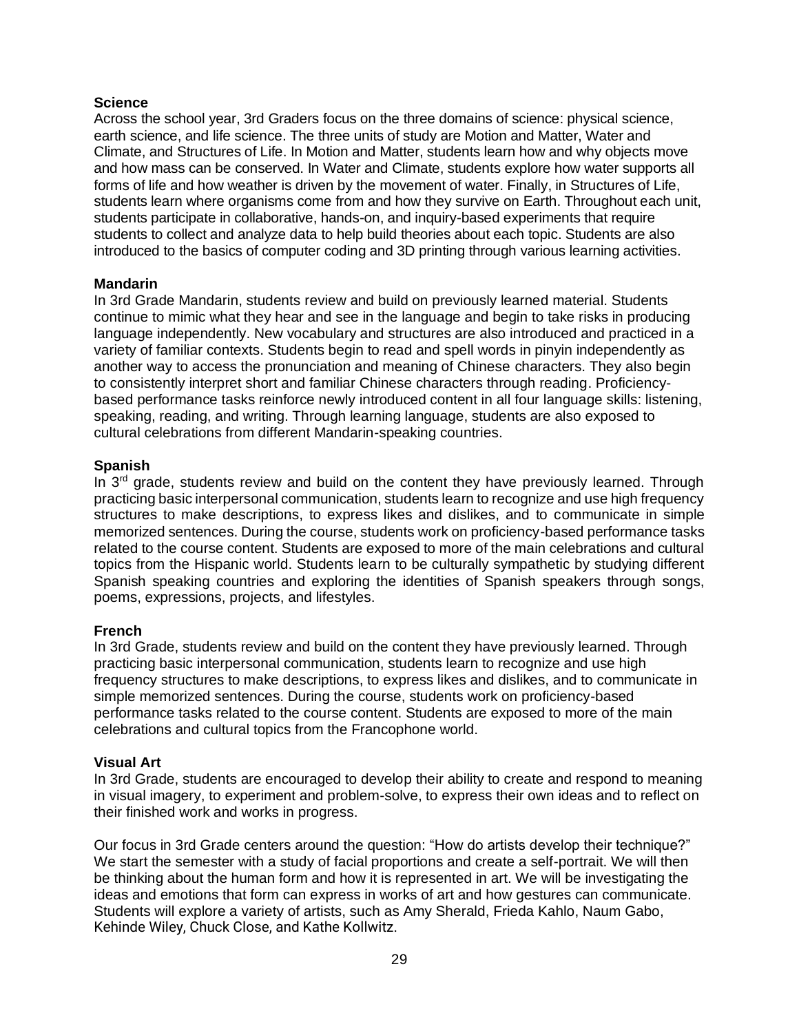**Science**

Across the school year, 3rd Graders focus on the three domains of science: physical science, earth science, and life science. The three units of study are Motion and Matter, Water and Climate, and Structures of Life. In Motion and Matter, students learn how and why objects move and how mass can be conserved. In Water and Climate, students explore how water supports all forms of life and how weather is driven by the movement of water. Finally, in Structures of Life, students learn where organisms come from and how they survive on Earth. Throughout each unit, students participate in collaborative, hands-on, and inquiry-based experiments that require students to collect and analyze data to help build theories about each topic. Students are also introduced to the basics of computer coding and 3D printing through various learning activities.

**Mandarin**

In 3rd Grade Mandarin, students review and build on previously learned material. Students continue to mimic what they hear and see in the language and begin to take risks in producing language independently. New vocabulary and structures are also introduced and practiced in a variety of familiar contexts. Students begin to read and spell words in pinyin independently as another way to access the pronunciation and meaning of Chinese characters. They also begin to consistently interpret short and familiar Chinese characters through reading. Proficiency-based performance tasks reinforce newly introduced content in all four language skills: listening, speaking, reading, and writing. Through learning language, students are also exposed to cultural celebrations from different Mandarin-speaking countries.

**Spanish**

In 3rd grade, students review and build on the content they have previously learned. Through practicing basic interpersonal communication, students learn to recognize and use high frequency structures to make descriptions, to express likes and dislikes, and to communicate in simple memorized sentences. During the course, students work on proficiency-based performance tasks related to the course content. Students are exposed to more of the main celebrations and cultural topics from the Hispanic world. Students learn to be culturally sympathetic by studying different Spanish speaking countries and exploring the identities of Spanish speakers through songs, poems, expressions, projects, and lifestyles.

**French**

In 3rd Grade, students review and build on the content they have previously learned. Through practicing basic interpersonal communication, students learn to recognize and use high frequency structures to make descriptions, to express likes and dislikes, and to communicate in simple memorized sentences. During the course, students work on proficiency-based performance tasks related to the course content. Students are exposed to more of the main celebrations and cultural topics from the Francophone world.

**Visual Art**

In 3rd Grade, students are encouraged to develop their ability to create and respond to meaning in visual imagery, to experiment and problem-solve, to express their own ideas and to reflect on their finished work and works in progress.

Our focus in 3rd Grade centers around the question: "How do artists develop their technique?" We start the semester with a study of facial proportions and create a self-portrait. We will then be thinking about the human form and how it is represented in art. We will be investigating the ideas and emotions that form can express in works of art and how gestures can communicate. Students will explore a variety of artists, such as Amy Sherald, Frieda Kahlo, Naum Gabo, Kehinde Wiley, Chuck Close, and Kathe Kollwitz.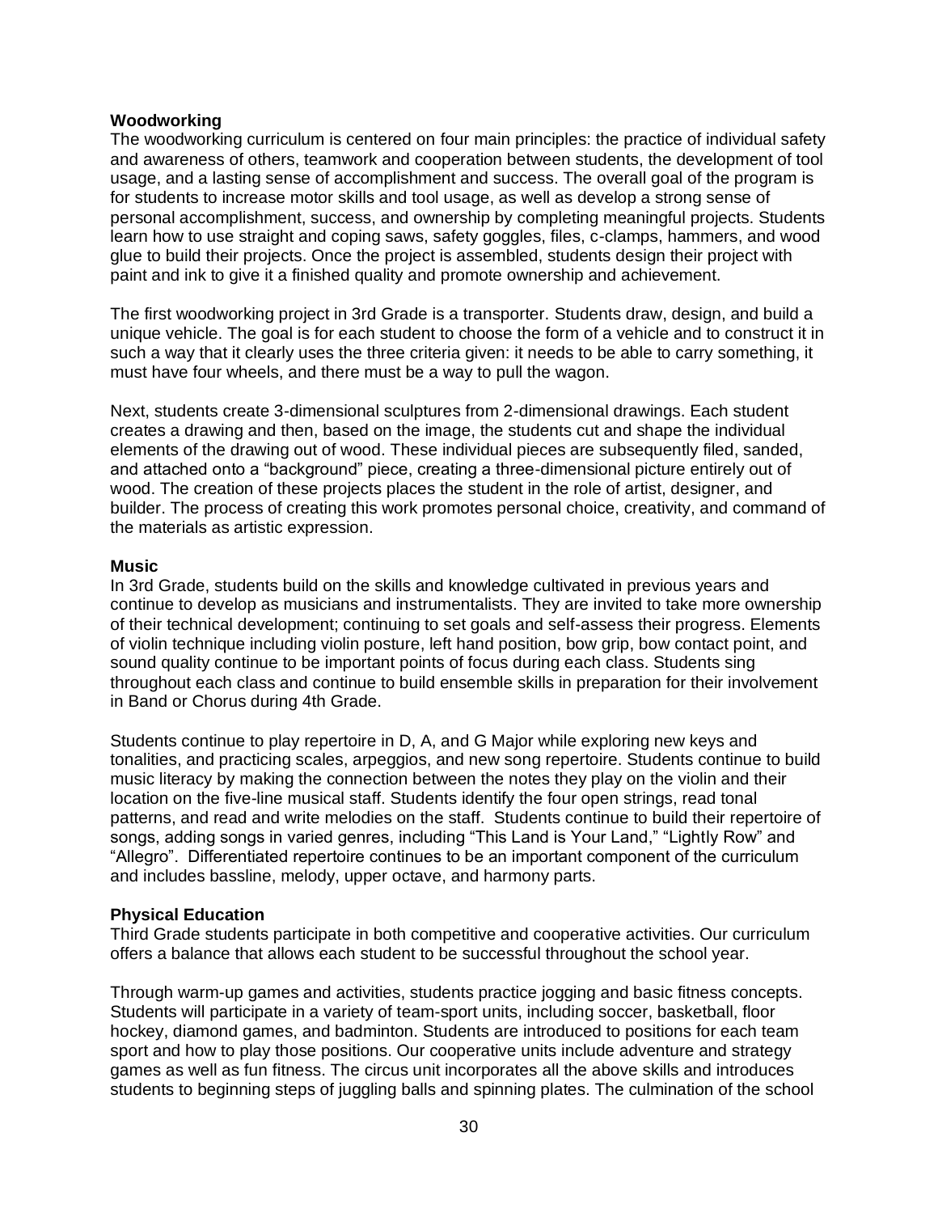### Woodworking

The woodworking curriculum is centered on four main principles: the practice of individual safety and awareness of others, teamwork and cooperation between students, the development of tool usage, and a lasting sense of accomplishment and success. The overall goal of the program is for students to increase motor skills and tool usage, as well as develop a strong sense of personal accomplishment, success, and ownership by completing meaningful projects. Students learn how to use straight and coping saws, safety goggles, files, c-clamps, hammers, and wood glue to build their projects. Once the project is assembled, students design their project with paint and ink to give it a finished quality and promote ownership and achievement.

The first woodworking project in 3rd Grade is a transporter. Students draw, design, and build a unique vehicle. The goal is for each student to choose the form of a vehicle and to construct it in such a way that it clearly uses the three criteria given: it needs to be able to carry something, it must have four wheels, and there must be a way to pull the wagon.

Next, students create 3-dimensional sculptures from 2-dimensional drawings. Each student creates a drawing and then, based on the image, the students cut and shape the individual elements of the drawing out of wood. These individual pieces are subsequently filed, sanded, and attached onto a "background" piece, creating a three-dimensional picture entirely out of wood. The creation of these projects places the student in the role of artist, designer, and builder. The process of creating this work promotes personal choice, creativity, and command of the materials as artistic expression.

### Music

In 3rd Grade, students build on the skills and knowledge cultivated in previous years and continue to develop as musicians and instrumentalists. They are invited to take more ownership of their technical development; continuing to set goals and self-assess their progress. Elements of violin technique including violin posture, left hand position, bow grip, bow contact point, and sound quality continue to be important points of focus during each class. Students sing throughout each class and continue to build ensemble skills in preparation for their involvement in Band or Chorus during 4th Grade.

Students continue to play repertoire in D, A, and G Major while exploring new keys and tonalities, and practicing scales, arpeggios, and new song repertoire. Students continue to build music literacy by making the connection between the notes they play on the violin and their location on the five-line musical staff. Students identify the four open strings, read tonal patterns, and read and write melodies on the staff. Students continue to build their repertoire of songs, adding songs in varied genres, including "This Land is Your Land," "Lightly Row" and "Allegro". Differentiated repertoire continues to be an important component of the curriculum and includes bassline, melody, upper octave, and harmony parts.

### Physical Education

Third Grade students participate in both competitive and cooperative activities. Our curriculum offers a balance that allows each student to be successful throughout the school year.

Through warm-up games and activities, students practice jogging and basic fitness concepts. Students will participate in a variety of team-sport units, including soccer, basketball, floor hockey, diamond games, and badminton. Students are introduced to positions for each team sport and how to play those positions. Our cooperative units include adventure and strategy games as well as fun fitness. The circus unit incorporates all the above skills and introduces students to beginning steps of juggling balls and spinning plates. The culmination of the school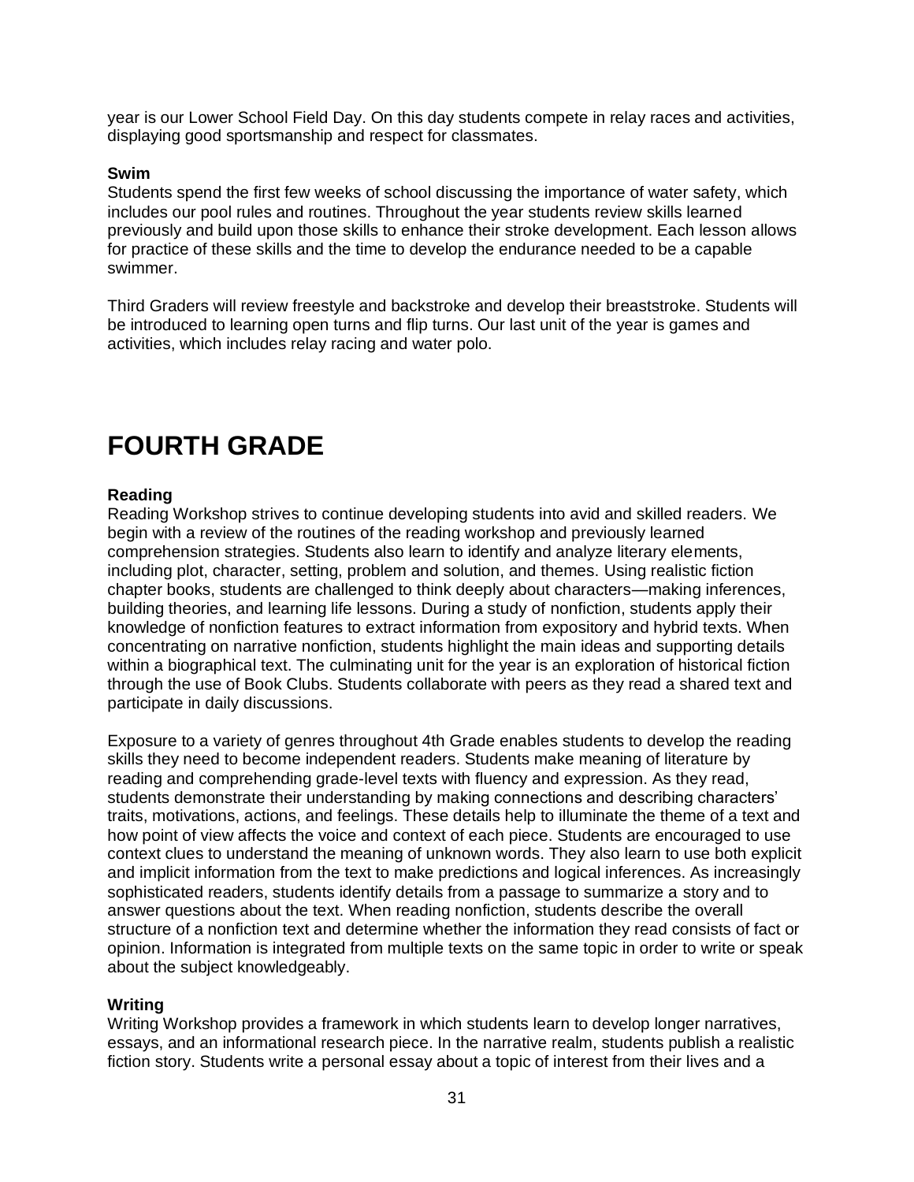year is our Lower School Field Day. On this day students compete in relay races and activities, displaying good sportsmanship and respect for classmates.

**Swim**
Students spend the first few weeks of school discussing the importance of water safety, which includes our pool rules and routines. Throughout the year students review skills learned previously and build upon those skills to enhance their stroke development. Each lesson allows for practice of these skills and the time to develop the endurance needed to be a capable swimmer.

Third Graders will review freestyle and backstroke and develop their breaststroke. Students will be introduced to learning open turns and flip turns. Our last unit of the year is games and activities, which includes relay racing and water polo.

# FOURTH GRADE

**Reading**
Reading Workshop strives to continue developing students into avid and skilled readers. We begin with a review of the routines of the reading workshop and previously learned comprehension strategies. Students also learn to identify and analyze literary elements, including plot, character, setting, problem and solution, and themes. Using realistic fiction chapter books, students are challenged to think deeply about characters—making inferences, building theories, and learning life lessons. During a study of nonfiction, students apply their knowledge of nonfiction features to extract information from expository and hybrid texts. When concentrating on narrative nonfiction, students highlight the main ideas and supporting details within a biographical text. The culminating unit for the year is an exploration of historical fiction through the use of Book Clubs. Students collaborate with peers as they read a shared text and participate in daily discussions.

Exposure to a variety of genres throughout 4th Grade enables students to develop the reading skills they need to become independent readers. Students make meaning of literature by reading and comprehending grade-level texts with fluency and expression. As they read, students demonstrate their understanding by making connections and describing characters' traits, motivations, actions, and feelings. These details help to illuminate the theme of a text and how point of view affects the voice and context of each piece. Students are encouraged to use context clues to understand the meaning of unknown words. They also learn to use both explicit and implicit information from the text to make predictions and logical inferences. As increasingly sophisticated readers, students identify details from a passage to summarize a story and to answer questions about the text. When reading nonfiction, students describe the overall structure of a nonfiction text and determine whether the information they read consists of fact or opinion. Information is integrated from multiple texts on the same topic in order to write or speak about the subject knowledgeably.

**Writing**
Writing Workshop provides a framework in which students learn to develop longer narratives, essays, and an informational research piece. In the narrative realm, students publish a realistic fiction story. Students write a personal essay about a topic of interest from their lives and a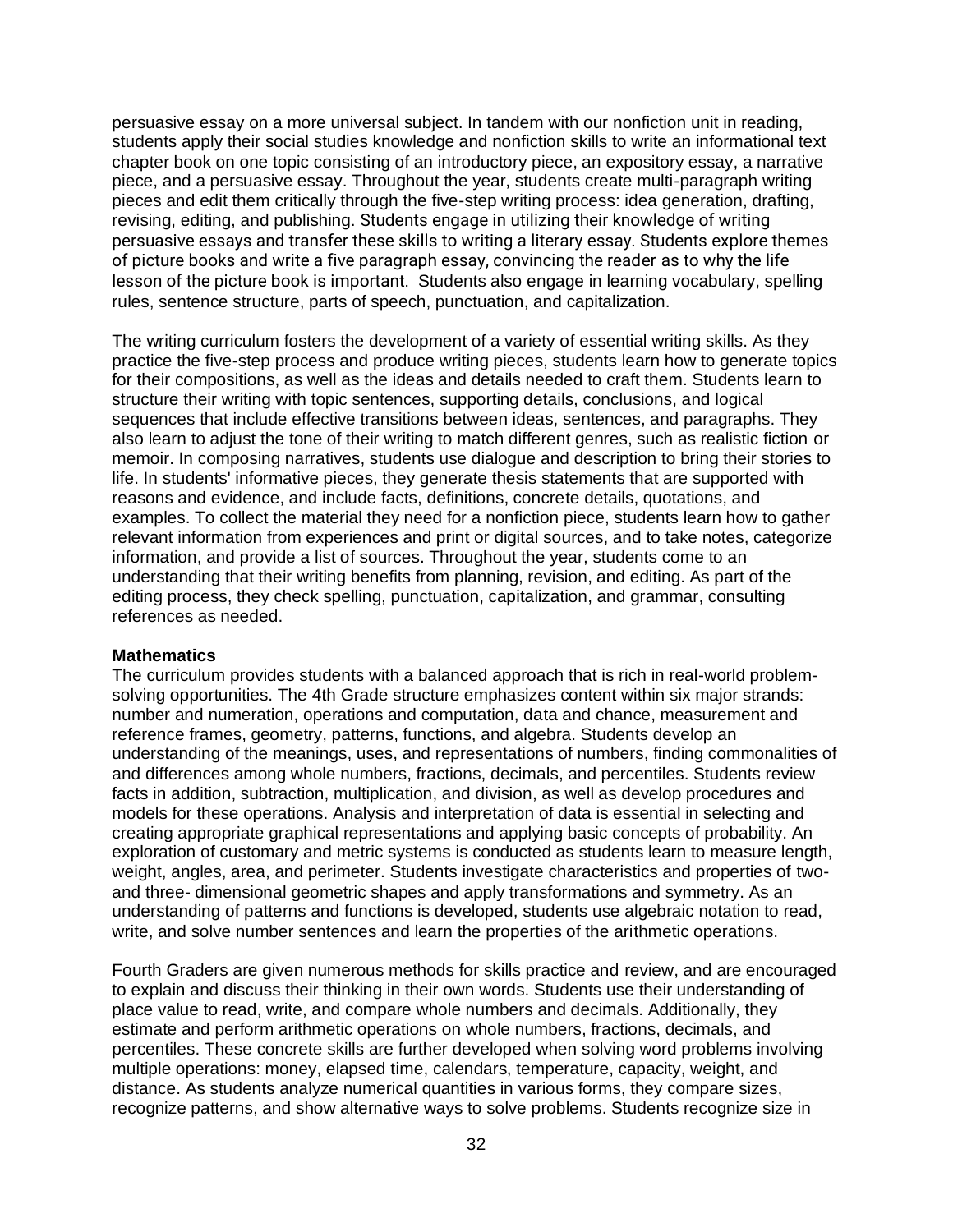persuasive essay on a more universal subject. In tandem with our nonfiction unit in reading, students apply their social studies knowledge and nonfiction skills to write an informational text chapter book on one topic consisting of an introductory piece, an expository essay, a narrative piece, and a persuasive essay. Throughout the year, students create multi-paragraph writing pieces and edit them critically through the five-step writing process: idea generation, drafting, revising, editing, and publishing. Students engage in utilizing their knowledge of writing persuasive essays and transfer these skills to writing a literary essay. Students explore themes of picture books and write a five paragraph essay, convincing the reader as to why the life lesson of the picture book is important. Students also engage in learning vocabulary, spelling rules, sentence structure, parts of speech, punctuation, and capitalization.

The writing curriculum fosters the development of a variety of essential writing skills. As they practice the five-step process and produce writing pieces, students learn how to generate topics for their compositions, as well as the ideas and details needed to craft them. Students learn to structure their writing with topic sentences, supporting details, conclusions, and logical sequences that include effective transitions between ideas, sentences, and paragraphs. They also learn to adjust the tone of their writing to match different genres, such as realistic fiction or memoir. In composing narratives, students use dialogue and description to bring their stories to life. In students' informative pieces, they generate thesis statements that are supported with reasons and evidence, and include facts, definitions, concrete details, quotations, and examples. To collect the material they need for a nonfiction piece, students learn how to gather relevant information from experiences and print or digital sources, and to take notes, categorize information, and provide a list of sources. Throughout the year, students come to an understanding that their writing benefits from planning, revision, and editing. As part of the editing process, they check spelling, punctuation, capitalization, and grammar, consulting references as needed.

**Mathematics**

The curriculum provides students with a balanced approach that is rich in real-world problem-solving opportunities. The 4th Grade structure emphasizes content within six major strands: number and numeration, operations and computation, data and chance, measurement and reference frames, geometry, patterns, functions, and algebra. Students develop an understanding of the meanings, uses, and representations of numbers, finding commonalities of and differences among whole numbers, fractions, decimals, and percentiles. Students review facts in addition, subtraction, multiplication, and division, as well as develop procedures and models for these operations. Analysis and interpretation of data is essential in selecting and creating appropriate graphical representations and applying basic concepts of probability. An exploration of customary and metric systems is conducted as students learn to measure length, weight, angles, area, and perimeter. Students investigate characteristics and properties of two- and three- dimensional geometric shapes and apply transformations and symmetry. As an understanding of patterns and functions is developed, students use algebraic notation to read, write, and solve number sentences and learn the properties of the arithmetic operations.

Fourth Graders are given numerous methods for skills practice and review, and are encouraged to explain and discuss their thinking in their own words. Students use their understanding of place value to read, write, and compare whole numbers and decimals. Additionally, they estimate and perform arithmetic operations on whole numbers, fractions, decimals, and percentiles. These concrete skills are further developed when solving word problems involving multiple operations: money, elapsed time, calendars, temperature, capacity, weight, and distance. As students analyze numerical quantities in various forms, they compare sizes, recognize patterns, and show alternative ways to solve problems. Students recognize size in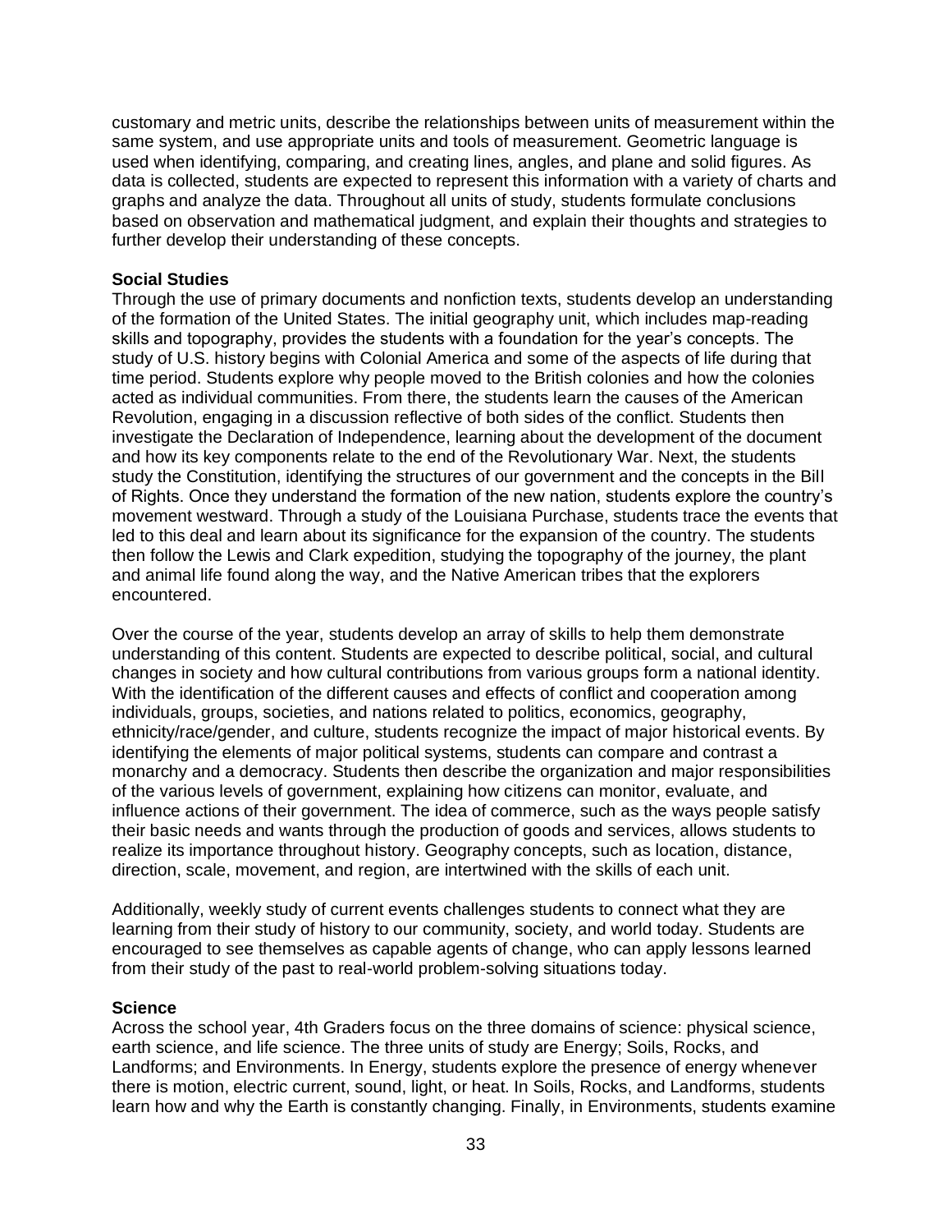customary and metric units, describe the relationships between units of measurement within the same system, and use appropriate units and tools of measurement. Geometric language is used when identifying, comparing, and creating lines, angles, and plane and solid figures. As data is collected, students are expected to represent this information with a variety of charts and graphs and analyze the data. Throughout all units of study, students formulate conclusions based on observation and mathematical judgment, and explain their thoughts and strategies to further develop their understanding of these concepts.

**Social Studies**

Through the use of primary documents and nonfiction texts, students develop an understanding of the formation of the United States. The initial geography unit, which includes map-reading skills and topography, provides the students with a foundation for the year's concepts. The study of U.S. history begins with Colonial America and some of the aspects of life during that time period. Students explore why people moved to the British colonies and how the colonies acted as individual communities. From there, the students learn the causes of the American Revolution, engaging in a discussion reflective of both sides of the conflict. Students then investigate the Declaration of Independence, learning about the development of the document and how its key components relate to the end of the Revolutionary War. Next, the students study the Constitution, identifying the structures of our government and the concepts in the Bill of Rights. Once they understand the formation of the new nation, students explore the country's movement westward. Through a study of the Louisiana Purchase, students trace the events that led to this deal and learn about its significance for the expansion of the country. The students then follow the Lewis and Clark expedition, studying the topography of the journey, the plant and animal life found along the way, and the Native American tribes that the explorers encountered.

Over the course of the year, students develop an array of skills to help them demonstrate understanding of this content. Students are expected to describe political, social, and cultural changes in society and how cultural contributions from various groups form a national identity. With the identification of the different causes and effects of conflict and cooperation among individuals, groups, societies, and nations related to politics, economics, geography, ethnicity/race/gender, and culture, students recognize the impact of major historical events. By identifying the elements of major political systems, students can compare and contrast a monarchy and a democracy. Students then describe the organization and major responsibilities of the various levels of government, explaining how citizens can monitor, evaluate, and influence actions of their government. The idea of commerce, such as the ways people satisfy their basic needs and wants through the production of goods and services, allows students to realize its importance throughout history. Geography concepts, such as location, distance, direction, scale, movement, and region, are intertwined with the skills of each unit.

Additionally, weekly study of current events challenges students to connect what they are learning from their study of history to our community, society, and world today. Students are encouraged to see themselves as capable agents of change, who can apply lessons learned from their study of the past to real-world problem-solving situations today.

**Science**

Across the school year, 4th Graders focus on the three domains of science: physical science, earth science, and life science. The three units of study are Energy; Soils, Rocks, and Landforms; and Environments. In Energy, students explore the presence of energy whenever there is motion, electric current, sound, light, or heat. In Soils, Rocks, and Landforms, students learn how and why the Earth is constantly changing. Finally, in Environments, students examine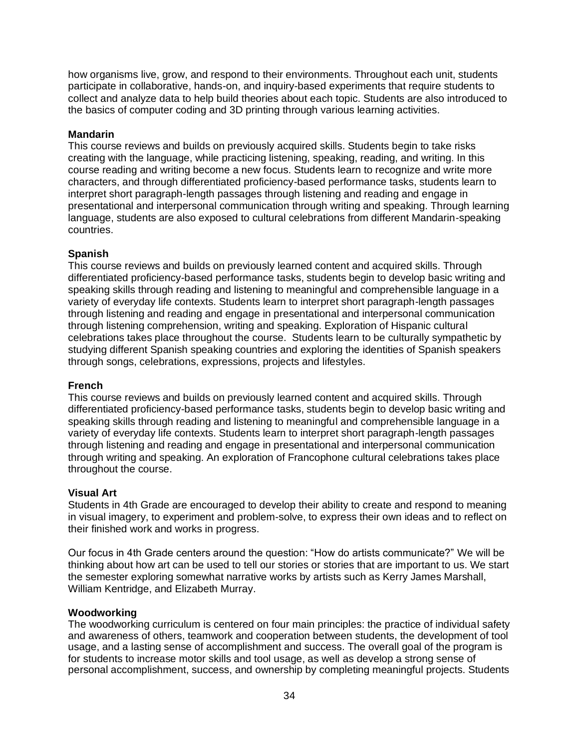how organisms live, grow, and respond to their environments. Throughout each unit, students participate in collaborative, hands-on, and inquiry-based experiments that require students to collect and analyze data to help build theories about each topic. Students are also introduced to the basics of computer coding and 3D printing through various learning activities.

**Mandarin**

This course reviews and builds on previously acquired skills. Students begin to take risks creating with the language, while practicing listening, speaking, reading, and writing. In this course reading and writing become a new focus. Students learn to recognize and write more characters, and through differentiated proficiency-based performance tasks, students learn to interpret short paragraph-length passages through listening and reading and engage in presentational and interpersonal communication through writing and speaking. Through learning language, students are also exposed to cultural celebrations from different Mandarin-speaking countries.

**Spanish**

This course reviews and builds on previously learned content and acquired skills. Through differentiated proficiency-based performance tasks, students begin to develop basic writing and speaking skills through reading and listening to meaningful and comprehensible language in a variety of everyday life contexts. Students learn to interpret short paragraph-length passages through listening and reading and engage in presentational and interpersonal communication through listening comprehension, writing and speaking. Exploration of Hispanic cultural celebrations takes place throughout the course. Students learn to be culturally sympathetic by studying different Spanish speaking countries and exploring the identities of Spanish speakers through songs, celebrations, expressions, projects and lifestyles.

**French**

This course reviews and builds on previously learned content and acquired skills. Through differentiated proficiency-based performance tasks, students begin to develop basic writing and speaking skills through reading and listening to meaningful and comprehensible language in a variety of everyday life contexts. Students learn to interpret short paragraph-length passages through listening and reading and engage in presentational and interpersonal communication through writing and speaking. An exploration of Francophone cultural celebrations takes place throughout the course.

**Visual Art**

Students in 4th Grade are encouraged to develop their ability to create and respond to meaning in visual imagery, to experiment and problem-solve, to express their own ideas and to reflect on their finished work and works in progress.

Our focus in 4th Grade centers around the question: "How do artists communicate?" We will be thinking about how art can be used to tell our stories or stories that are important to us. We start the semester exploring somewhat narrative works by artists such as Kerry James Marshall, William Kentridge, and Elizabeth Murray.

**Woodworking**

The woodworking curriculum is centered on four main principles: the practice of individual safety and awareness of others, teamwork and cooperation between students, the development of tool usage, and a lasting sense of accomplishment and success. The overall goal of the program is for students to increase motor skills and tool usage, as well as develop a strong sense of personal accomplishment, success, and ownership by completing meaningful projects. Students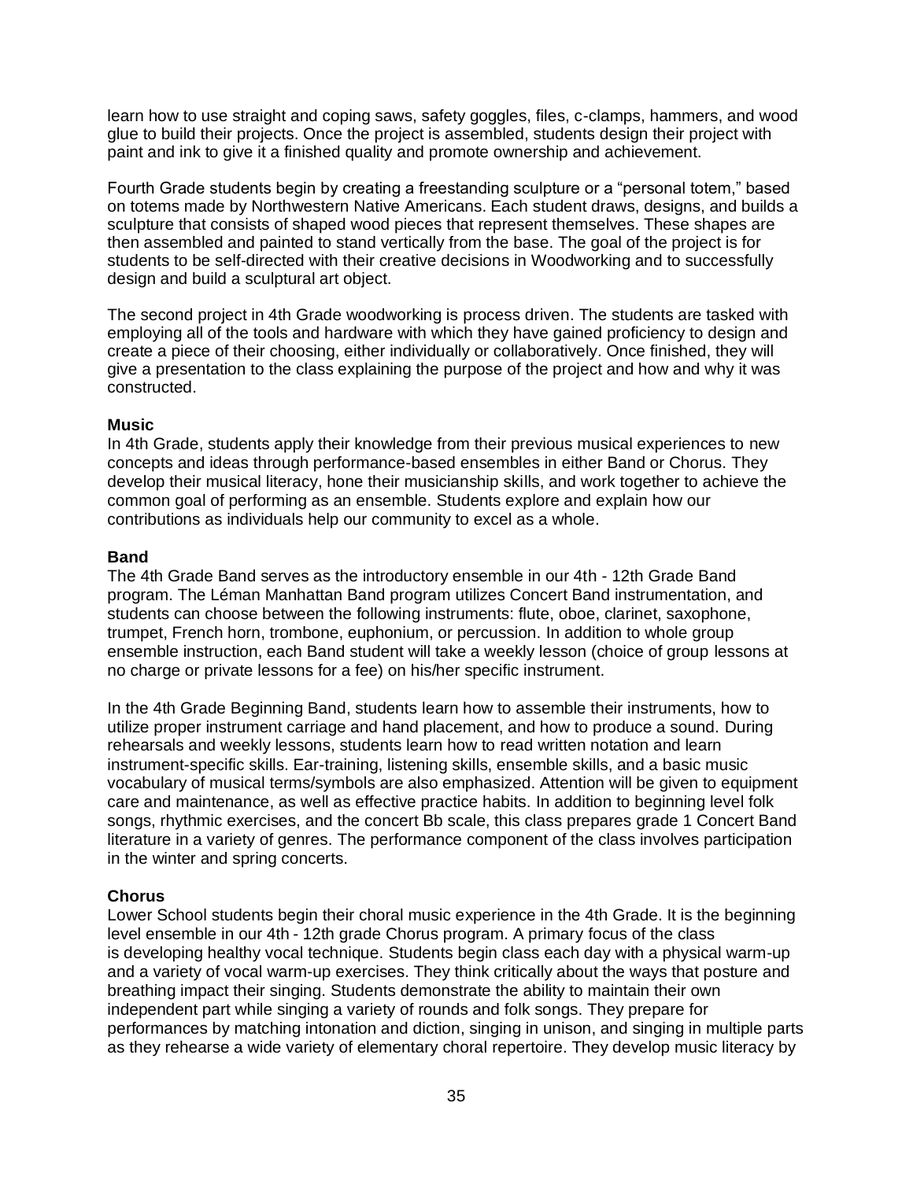learn how to use straight and coping saws, safety goggles, files, c-clamps, hammers, and wood glue to build their projects. Once the project is assembled, students design their project with paint and ink to give it a finished quality and promote ownership and achievement.

Fourth Grade students begin by creating a freestanding sculpture or a "personal totem," based on totems made by Northwestern Native Americans. Each student draws, designs, and builds a sculpture that consists of shaped wood pieces that represent themselves. These shapes are then assembled and painted to stand vertically from the base. The goal of the project is for students to be self-directed with their creative decisions in Woodworking and to successfully design and build a sculptural art object.

The second project in 4th Grade woodworking is process driven. The students are tasked with employing all of the tools and hardware with which they have gained proficiency to design and create a piece of their choosing, either individually or collaboratively. Once finished, they will give a presentation to the class explaining the purpose of the project and how and why it was constructed.

**Music**
In 4th Grade, students apply their knowledge from their previous musical experiences to new concepts and ideas through performance-based ensembles in either Band or Chorus. They develop their musical literacy, hone their musicianship skills, and work together to achieve the common goal of performing as an ensemble. Students explore and explain how our contributions as individuals help our community to excel as a whole.

**Band**
The 4th Grade Band serves as the introductory ensemble in our 4th - 12th Grade Band program. The Léman Manhattan Band program utilizes Concert Band instrumentation, and students can choose between the following instruments: flute, oboe, clarinet, saxophone, trumpet, French horn, trombone, euphonium, or percussion. In addition to whole group ensemble instruction, each Band student will take a weekly lesson (choice of group lessons at no charge or private lessons for a fee) on his/her specific instrument.

In the 4th Grade Beginning Band, students learn how to assemble their instruments, how to utilize proper instrument carriage and hand placement, and how to produce a sound. During rehearsals and weekly lessons, students learn how to read written notation and learn instrument-specific skills. Ear-training, listening skills, ensemble skills, and a basic music vocabulary of musical terms/symbols are also emphasized. Attention will be given to equipment care and maintenance, as well as effective practice habits. In addition to beginning level folk songs, rhythmic exercises, and the concert Bb scale, this class prepares grade 1 Concert Band literature in a variety of genres. The performance component of the class involves participation in the winter and spring concerts.

**Chorus**
Lower School students begin their choral music experience in the 4th Grade. It is the beginning level ensemble in our 4th - 12th grade Chorus program. A primary focus of the class is developing healthy vocal technique. Students begin class each day with a physical warm-up and a variety of vocal warm-up exercises. They think critically about the ways that posture and breathing impact their singing. Students demonstrate the ability to maintain their own independent part while singing a variety of rounds and folk songs. They prepare for performances by matching intonation and diction, singing in unison, and singing in multiple parts as they rehearse a wide variety of elementary choral repertoire. They develop music literacy by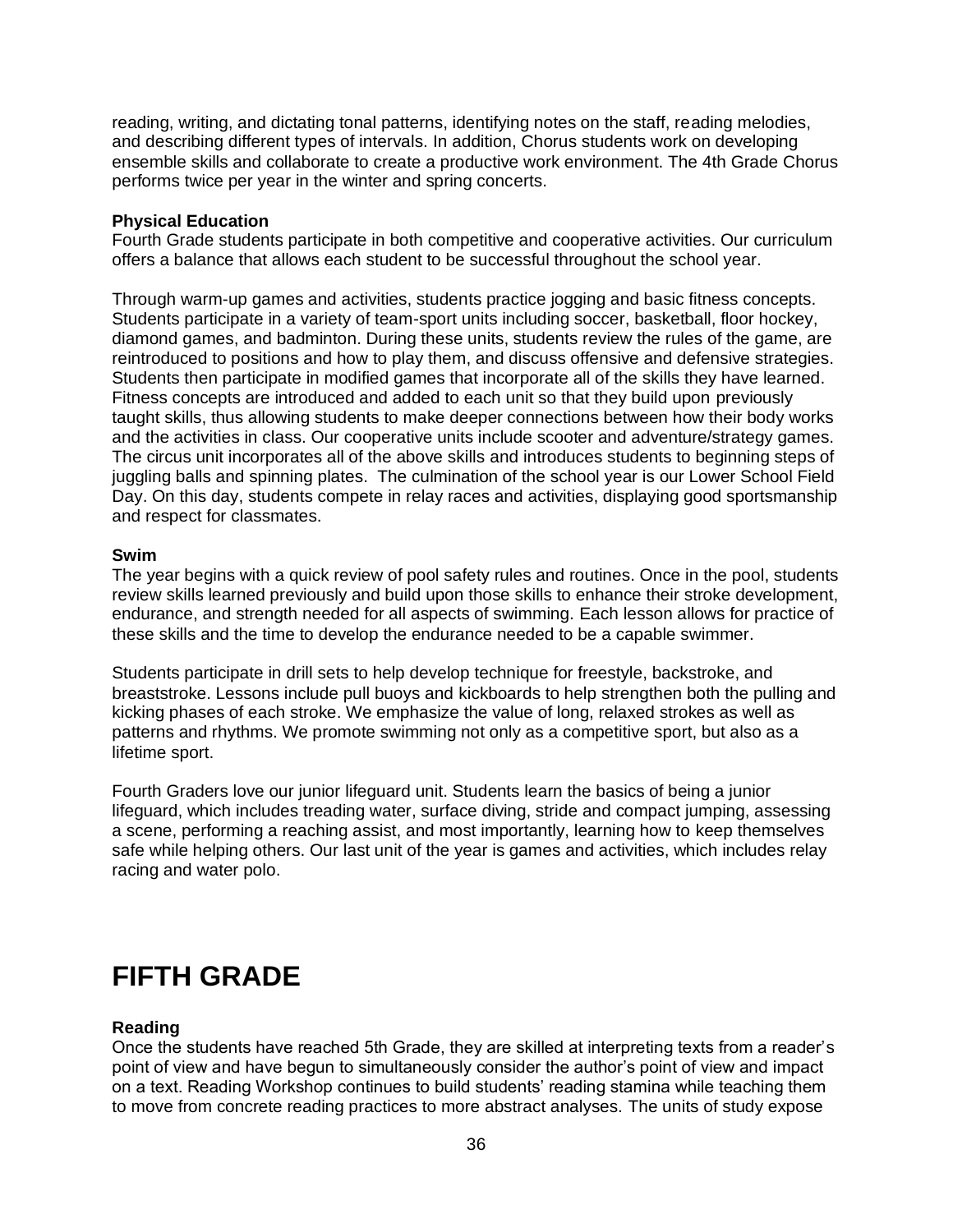reading, writing, and dictating tonal patterns, identifying notes on the staff, reading melodies, and describing different types of intervals. In addition, Chorus students work on developing ensemble skills and collaborate to create a productive work environment. The 4th Grade Chorus performs twice per year in the winter and spring concerts.

**Physical Education**

Fourth Grade students participate in both competitive and cooperative activities. Our curriculum offers a balance that allows each student to be successful throughout the school year.

Through warm-up games and activities, students practice jogging and basic fitness concepts. Students participate in a variety of team-sport units including soccer, basketball, floor hockey, diamond games, and badminton. During these units, students review the rules of the game, are reintroduced to positions and how to play them, and discuss offensive and defensive strategies. Students then participate in modified games that incorporate all of the skills they have learned. Fitness concepts are introduced and added to each unit so that they build upon previously taught skills, thus allowing students to make deeper connections between how their body works and the activities in class. Our cooperative units include scooter and adventure/strategy games. The circus unit incorporates all of the above skills and introduces students to beginning steps of juggling balls and spinning plates. The culmination of the school year is our Lower School Field Day. On this day, students compete in relay races and activities, displaying good sportsmanship and respect for classmates.

**Swim**

The year begins with a quick review of pool safety rules and routines. Once in the pool, students review skills learned previously and build upon those skills to enhance their stroke development, endurance, and strength needed for all aspects of swimming. Each lesson allows for practice of these skills and the time to develop the endurance needed to be a capable swimmer.

Students participate in drill sets to help develop technique for freestyle, backstroke, and breaststroke. Lessons include pull buoys and kickboards to help strengthen both the pulling and kicking phases of each stroke. We emphasize the value of long, relaxed strokes as well as patterns and rhythms. We promote swimming not only as a competitive sport, but also as a lifetime sport.

Fourth Graders love our junior lifeguard unit. Students learn the basics of being a junior lifeguard, which includes treading water, surface diving, stride and compact jumping, assessing a scene, performing a reaching assist, and most importantly, learning how to keep themselves safe while helping others. Our last unit of the year is games and activities, which includes relay racing and water polo.

# FIFTH GRADE

**Reading**

Once the students have reached 5th Grade, they are skilled at interpreting texts from a reader's point of view and have begun to simultaneously consider the author's point of view and impact on a text. Reading Workshop continues to build students' reading stamina while teaching them to move from concrete reading practices to more abstract analyses. The units of study expose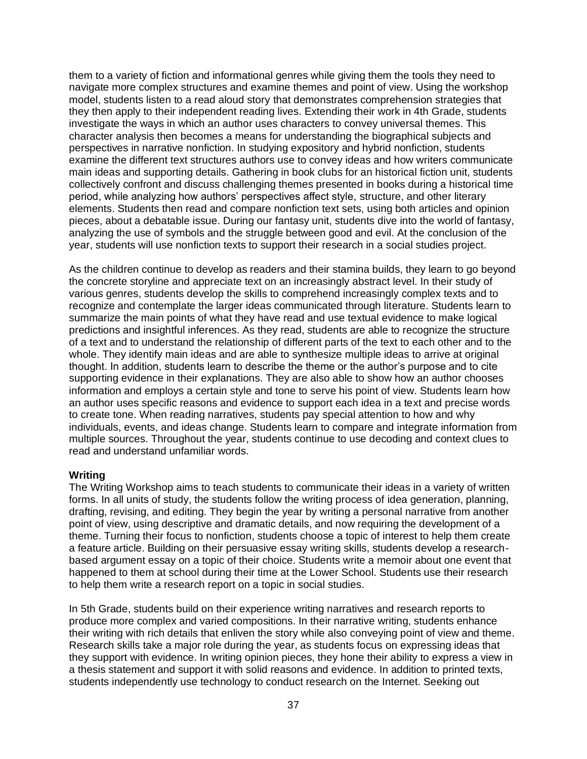them to a variety of fiction and informational genres while giving them the tools they need to navigate more complex structures and examine themes and point of view. Using the workshop model, students listen to a read aloud story that demonstrates comprehension strategies that they then apply to their independent reading lives. Extending their work in 4th Grade, students investigate the ways in which an author uses characters to convey universal themes. This character analysis then becomes a means for understanding the biographical subjects and perspectives in narrative nonfiction. In studying expository and hybrid nonfiction, students examine the different text structures authors use to convey ideas and how writers communicate main ideas and supporting details. Gathering in book clubs for an historical fiction unit, students collectively confront and discuss challenging themes presented in books during a historical time period, while analyzing how authors' perspectives affect style, structure, and other literary elements. Students then read and compare nonfiction text sets, using both articles and opinion pieces, about a debatable issue. During our fantasy unit, students dive into the world of fantasy, analyzing the use of symbols and the struggle between good and evil. At the conclusion of the year, students will use nonfiction texts to support their research in a social studies project.

As the children continue to develop as readers and their stamina builds, they learn to go beyond the concrete storyline and appreciate text on an increasingly abstract level. In their study of various genres, students develop the skills to comprehend increasingly complex texts and to recognize and contemplate the larger ideas communicated through literature. Students learn to summarize the main points of what they have read and use textual evidence to make logical predictions and insightful inferences. As they read, students are able to recognize the structure of a text and to understand the relationship of different parts of the text to each other and to the whole. They identify main ideas and are able to synthesize multiple ideas to arrive at original thought. In addition, students learn to describe the theme or the author's purpose and to cite supporting evidence in their explanations. They are also able to show how an author chooses information and employs a certain style and tone to serve his point of view. Students learn how an author uses specific reasons and evidence to support each idea in a text and precise words to create tone. When reading narratives, students pay special attention to how and why individuals, events, and ideas change. Students learn to compare and integrate information from multiple sources. Throughout the year, students continue to use decoding and context clues to read and understand unfamiliar words.

**Writing**

The Writing Workshop aims to teach students to communicate their ideas in a variety of written forms. In all units of study, the students follow the writing process of idea generation, planning, drafting, revising, and editing. They begin the year by writing a personal narrative from another point of view, using descriptive and dramatic details, and now requiring the development of a theme. Turning their focus to nonfiction, students choose a topic of interest to help them create a feature article. Building on their persuasive essay writing skills, students develop a research-based argument essay on a topic of their choice. Students write a memoir about one event that happened to them at school during their time at the Lower School. Students use their research to help them write a research report on a topic in social studies.

In 5th Grade, students build on their experience writing narratives and research reports to produce more complex and varied compositions. In their narrative writing, students enhance their writing with rich details that enliven the story while also conveying point of view and theme. Research skills take a major role during the year, as students focus on expressing ideas that they support with evidence. In writing opinion pieces, they hone their ability to express a view in a thesis statement and support it with solid reasons and evidence. In addition to printed texts, students independently use technology to conduct research on the Internet. Seeking out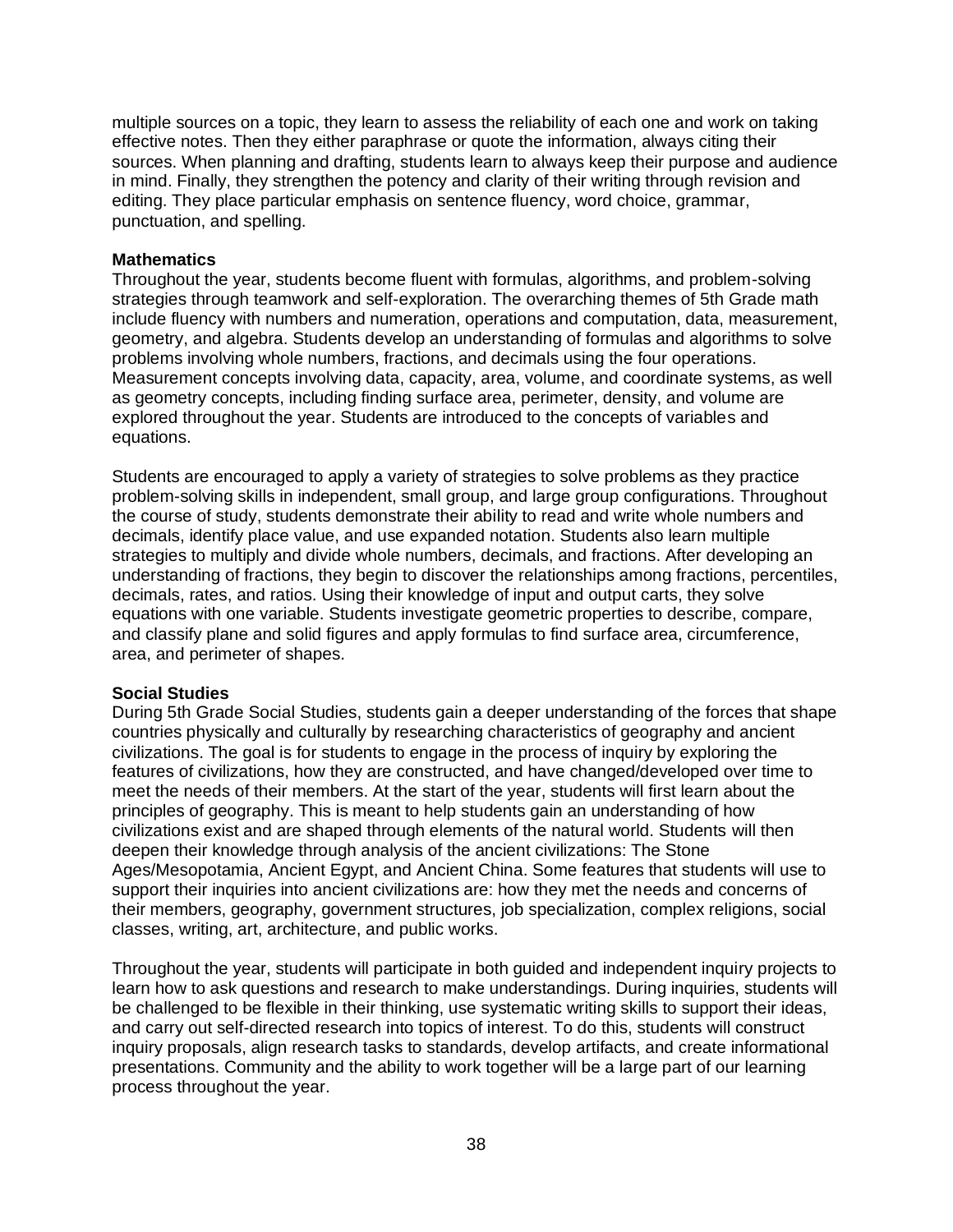multiple sources on a topic, they learn to assess the reliability of each one and work on taking effective notes. Then they either paraphrase or quote the information, always citing their sources. When planning and drafting, students learn to always keep their purpose and audience in mind. Finally, they strengthen the potency and clarity of their writing through revision and editing. They place particular emphasis on sentence fluency, word choice, grammar, punctuation, and spelling.

**Mathematics**

Throughout the year, students become fluent with formulas, algorithms, and problem-solving strategies through teamwork and self-exploration. The overarching themes of 5th Grade math include fluency with numbers and numeration, operations and computation, data, measurement, geometry, and algebra. Students develop an understanding of formulas and algorithms to solve problems involving whole numbers, fractions, and decimals using the four operations. Measurement concepts involving data, capacity, area, volume, and coordinate systems, as well as geometry concepts, including finding surface area, perimeter, density, and volume are explored throughout the year. Students are introduced to the concepts of variables and equations.

Students are encouraged to apply a variety of strategies to solve problems as they practice problem-solving skills in independent, small group, and large group configurations. Throughout the course of study, students demonstrate their ability to read and write whole numbers and decimals, identify place value, and use expanded notation. Students also learn multiple strategies to multiply and divide whole numbers, decimals, and fractions. After developing an understanding of fractions, they begin to discover the relationships among fractions, percentiles, decimals, rates, and ratios. Using their knowledge of input and output carts, they solve equations with one variable. Students investigate geometric properties to describe, compare, and classify plane and solid figures and apply formulas to find surface area, circumference, area, and perimeter of shapes.

**Social Studies**

During 5th Grade Social Studies, students gain a deeper understanding of the forces that shape countries physically and culturally by researching characteristics of geography and ancient civilizations. The goal is for students to engage in the process of inquiry by exploring the features of civilizations, how they are constructed, and have changed/developed over time to meet the needs of their members. At the start of the year, students will first learn about the principles of geography. This is meant to help students gain an understanding of how civilizations exist and are shaped through elements of the natural world. Students will then deepen their knowledge through analysis of the ancient civilizations: The Stone Ages/Mesopotamia, Ancient Egypt, and Ancient China. Some features that students will use to support their inquiries into ancient civilizations are: how they met the needs and concerns of their members, geography, government structures, job specialization, complex religions, social classes, writing, art, architecture, and public works.

Throughout the year, students will participate in both guided and independent inquiry projects to learn how to ask questions and research to make understandings. During inquiries, students will be challenged to be flexible in their thinking, use systematic writing skills to support their ideas, and carry out self-directed research into topics of interest. To do this, students will construct inquiry proposals, align research tasks to standards, develop artifacts, and create informational presentations. Community and the ability to work together will be a large part of our learning process throughout the year.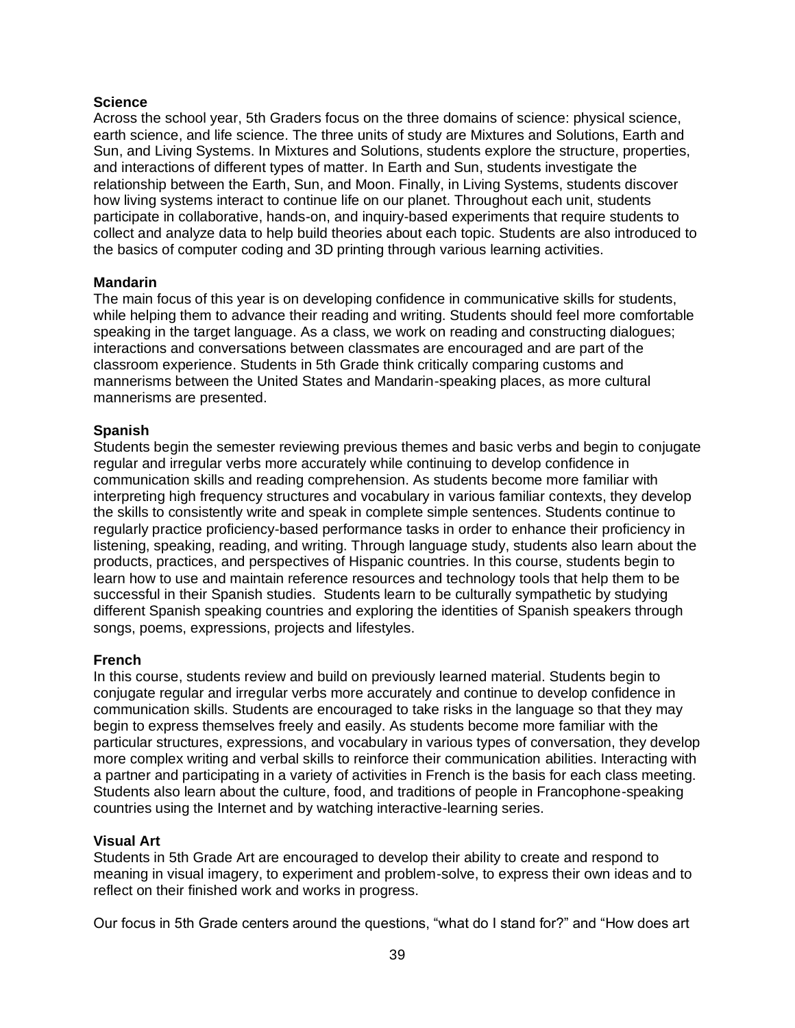**Science**
Across the school year, 5th Graders focus on the three domains of science: physical science, earth science, and life science. The three units of study are Mixtures and Solutions, Earth and Sun, and Living Systems. In Mixtures and Solutions, students explore the structure, properties, and interactions of different types of matter. In Earth and Sun, students investigate the relationship between the Earth, Sun, and Moon. Finally, in Living Systems, students discover how living systems interact to continue life on our planet. Throughout each unit, students participate in collaborative, hands-on, and inquiry-based experiments that require students to collect and analyze data to help build theories about each topic. Students are also introduced to the basics of computer coding and 3D printing through various learning activities.

**Mandarin**
The main focus of this year is on developing confidence in communicative skills for students, while helping them to advance their reading and writing. Students should feel more comfortable speaking in the target language. As a class, we work on reading and constructing dialogues; interactions and conversations between classmates are encouraged and are part of the classroom experience. Students in 5th Grade think critically comparing customs and mannerisms between the United States and Mandarin-speaking places, as more cultural mannerisms are presented.

**Spanish**
Students begin the semester reviewing previous themes and basic verbs and begin to conjugate regular and irregular verbs more accurately while continuing to develop confidence in communication skills and reading comprehension. As students become more familiar with interpreting high frequency structures and vocabulary in various familiar contexts, they develop the skills to consistently write and speak in complete simple sentences. Students continue to regularly practice proficiency-based performance tasks in order to enhance their proficiency in listening, speaking, reading, and writing. Through language study, students also learn about the products, practices, and perspectives of Hispanic countries. In this course, students begin to learn how to use and maintain reference resources and technology tools that help them to be successful in their Spanish studies. Students learn to be culturally sympathetic by studying different Spanish speaking countries and exploring the identities of Spanish speakers through songs, poems, expressions, projects and lifestyles.

**French**
In this course, students review and build on previously learned material. Students begin to conjugate regular and irregular verbs more accurately and continue to develop confidence in communication skills. Students are encouraged to take risks in the language so that they may begin to express themselves freely and easily. As students become more familiar with the particular structures, expressions, and vocabulary in various types of conversation, they develop more complex writing and verbal skills to reinforce their communication abilities. Interacting with a partner and participating in a variety of activities in French is the basis for each class meeting. Students also learn about the culture, food, and traditions of people in Francophone-speaking countries using the Internet and by watching interactive-learning series.

**Visual Art**
Students in 5th Grade Art are encouraged to develop their ability to create and respond to meaning in visual imagery, to experiment and problem-solve, to express their own ideas and to reflect on their finished work and works in progress.

Our focus in 5th Grade centers around the questions, "what do I stand for?" and "How does art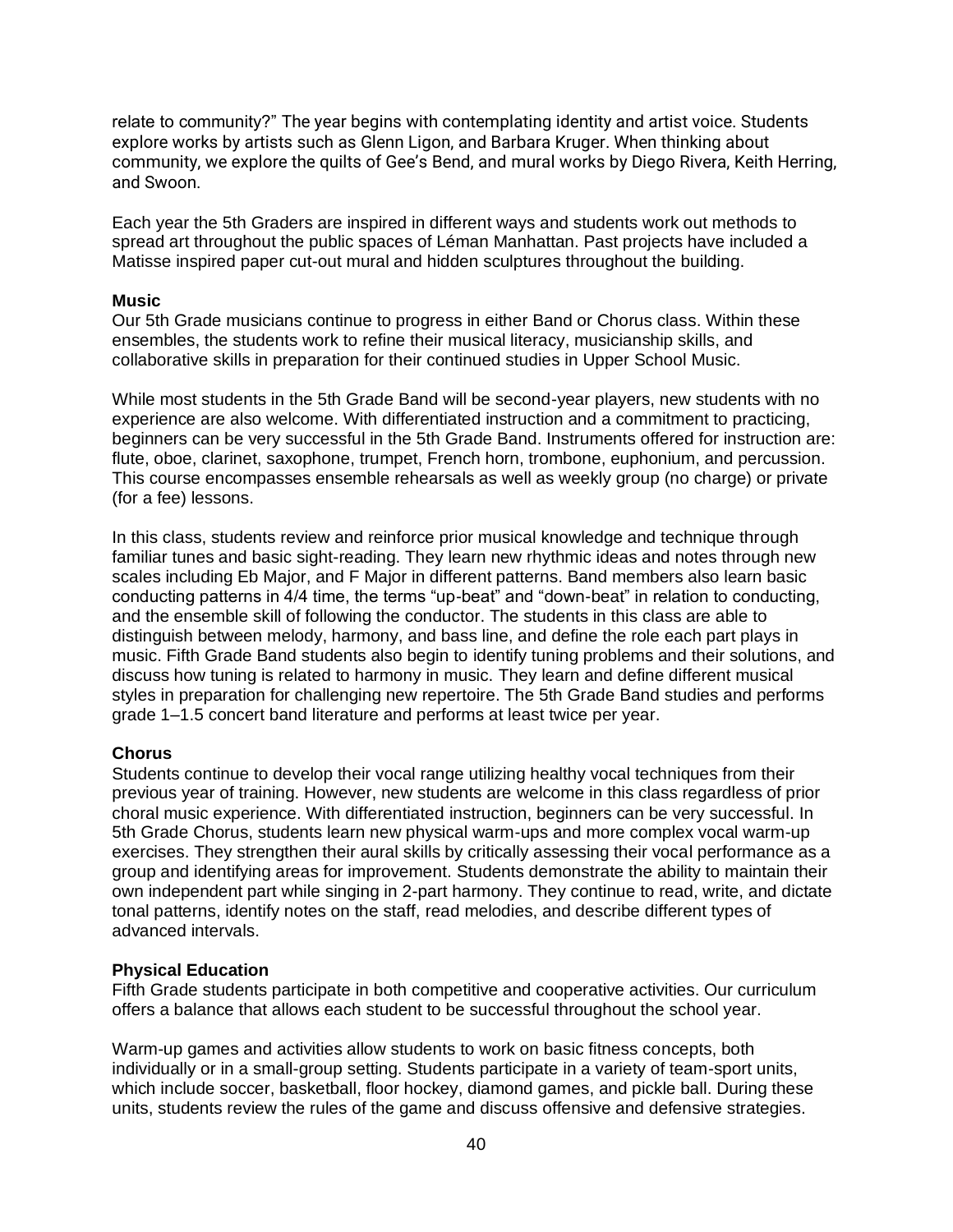relate to community?" The year begins with contemplating identity and artist voice. Students explore works by artists such as Glenn Ligon, and Barbara Kruger. When thinking about community, we explore the quilts of Gee's Bend, and mural works by Diego Rivera, Keith Herring, and Swoon.

Each year the 5th Graders are inspired in different ways and students work out methods to spread art throughout the public spaces of Léman Manhattan. Past projects have included a Matisse inspired paper cut-out mural and hidden sculptures throughout the building.

**Music**

Our 5th Grade musicians continue to progress in either Band or Chorus class. Within these ensembles, the students work to refine their musical literacy, musicianship skills, and collaborative skills in preparation for their continued studies in Upper School Music.

While most students in the 5th Grade Band will be second-year players, new students with no experience are also welcome. With differentiated instruction and a commitment to practicing, beginners can be very successful in the 5th Grade Band. Instruments offered for instruction are: flute, oboe, clarinet, saxophone, trumpet, French horn, trombone, euphonium, and percussion. This course encompasses ensemble rehearsals as well as weekly group (no charge) or private (for a fee) lessons.

In this class, students review and reinforce prior musical knowledge and technique through familiar tunes and basic sight-reading. They learn new rhythmic ideas and notes through new scales including Eb Major, and F Major in different patterns. Band members also learn basic conducting patterns in 4/4 time, the terms "up-beat" and "down-beat" in relation to conducting, and the ensemble skill of following the conductor. The students in this class are able to distinguish between melody, harmony, and bass line, and define the role each part plays in music. Fifth Grade Band students also begin to identify tuning problems and their solutions, and discuss how tuning is related to harmony in music. They learn and define different musical styles in preparation for challenging new repertoire. The 5th Grade Band studies and performs grade 1–1.5 concert band literature and performs at least twice per year.

**Chorus**

Students continue to develop their vocal range utilizing healthy vocal techniques from their previous year of training. However, new students are welcome in this class regardless of prior choral music experience. With differentiated instruction, beginners can be very successful. In 5th Grade Chorus, students learn new physical warm-ups and more complex vocal warm-up exercises. They strengthen their aural skills by critically assessing their vocal performance as a group and identifying areas for improvement. Students demonstrate the ability to maintain their own independent part while singing in 2-part harmony. They continue to read, write, and dictate tonal patterns, identify notes on the staff, read melodies, and describe different types of advanced intervals.

**Physical Education**

Fifth Grade students participate in both competitive and cooperative activities. Our curriculum offers a balance that allows each student to be successful throughout the school year.

Warm-up games and activities allow students to work on basic fitness concepts, both individually or in a small-group setting. Students participate in a variety of team-sport units, which include soccer, basketball, floor hockey, diamond games, and pickle ball. During these units, students review the rules of the game and discuss offensive and defensive strategies.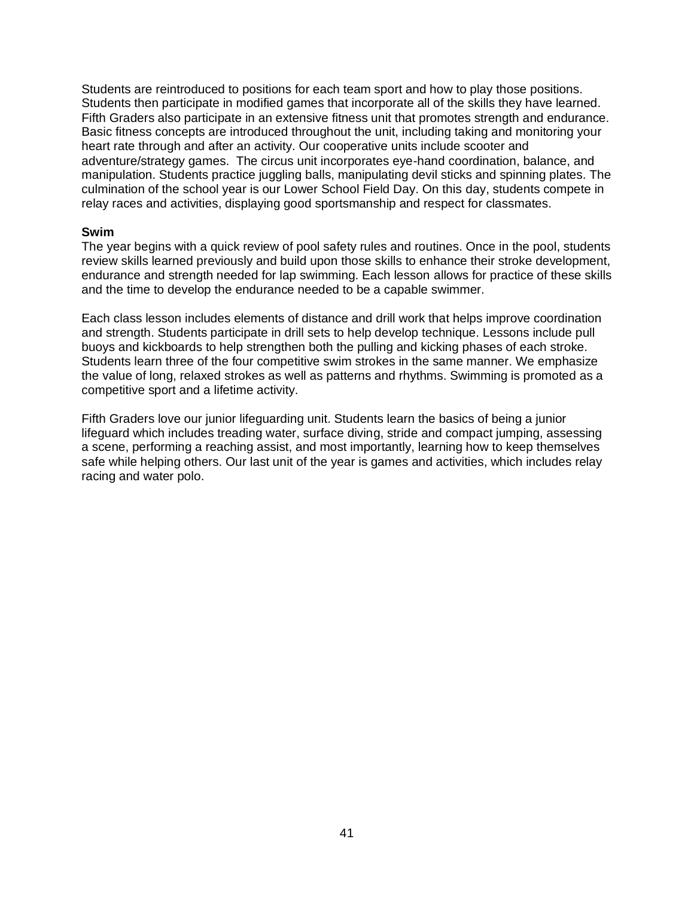Students are reintroduced to positions for each team sport and how to play those positions. Students then participate in modified games that incorporate all of the skills they have learned. Fifth Graders also participate in an extensive fitness unit that promotes strength and endurance. Basic fitness concepts are introduced throughout the unit, including taking and monitoring your heart rate through and after an activity. Our cooperative units include scooter and adventure/strategy games. The circus unit incorporates eye-hand coordination, balance, and manipulation. Students practice juggling balls, manipulating devil sticks and spinning plates. The culmination of the school year is our Lower School Field Day. On this day, students compete in relay races and activities, displaying good sportsmanship and respect for classmates.

**Swim**

The year begins with a quick review of pool safety rules and routines. Once in the pool, students review skills learned previously and build upon those skills to enhance their stroke development, endurance and strength needed for lap swimming. Each lesson allows for practice of these skills and the time to develop the endurance needed to be a capable swimmer.

Each class lesson includes elements of distance and drill work that helps improve coordination and strength. Students participate in drill sets to help develop technique. Lessons include pull buoys and kickboards to help strengthen both the pulling and kicking phases of each stroke. Students learn three of the four competitive swim strokes in the same manner. We emphasize the value of long, relaxed strokes as well as patterns and rhythms. Swimming is promoted as a competitive sport and a lifetime activity.

Fifth Graders love our junior lifeguarding unit. Students learn the basics of being a junior lifeguard which includes treading water, surface diving, stride and compact jumping, assessing a scene, performing a reaching assist, and most importantly, learning how to keep themselves safe while helping others. Our last unit of the year is games and activities, which includes relay racing and water polo.